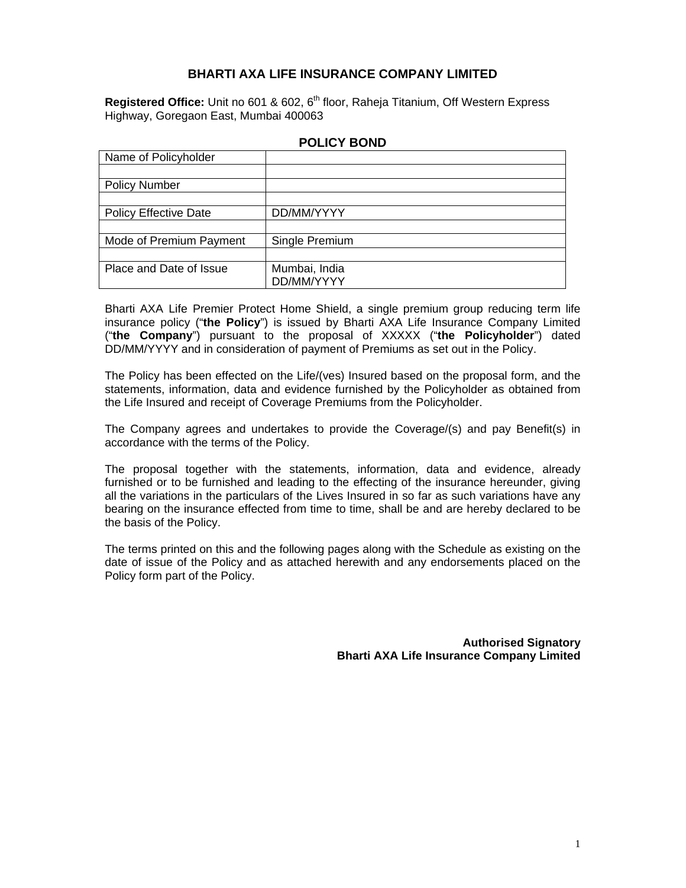# BHARTI AXA LIFE INSURANCE COMPANY LIMITED

**Registered Office:** Unit no 601 & 602, 6th floor, Raheja Titanium, Off Western Express Highway, Goregaon East, Mumbai 400063

## POLICY BOND

| Name of Policyholder | |
|---|---|
| | |
| Policy Number | |
| | |
| Policy Effective Date | DD/MM/YYYY |
| | |
| Mode of Premium Payment | Single Premium |
| | |
| Place and Date of Issue | Mumbai, India<br>DD/MM/YYYY |

Bharti AXA Life Premier Protect Home Shield, a single premium group reducing term life insurance policy ("**the Policy**") is issued by Bharti AXA Life Insurance Company Limited ("**the Company**") pursuant to the proposal of XXXXX ("**the Policyholder**") dated DD/MM/YYYY and in consideration of payment of Premiums as set out in the Policy.

The Policy has been effected on the Life/(ves) Insured based on the proposal form, and the statements, information, data and evidence furnished by the Policyholder as obtained from the Life Insured and receipt of Coverage Premiums from the Policyholder.

The Company agrees and undertakes to provide the Coverage/(s) and pay Benefit(s) in accordance with the terms of the Policy.

The proposal together with the statements, information, data and evidence, already furnished or to be furnished and leading to the effecting of the insurance hereunder, giving all the variations in the particulars of the Lives Insured in so far as such variations have any bearing on the insurance effected from time to time, shall be and are hereby declared to be the basis of the Policy.

The terms printed on this and the following pages along with the Schedule as existing on the date of issue of the Policy and as attached herewith and any endorsements placed on the Policy form part of the Policy.

**Authorised Signatory**
**Bharti AXA Life Insurance Company Limited**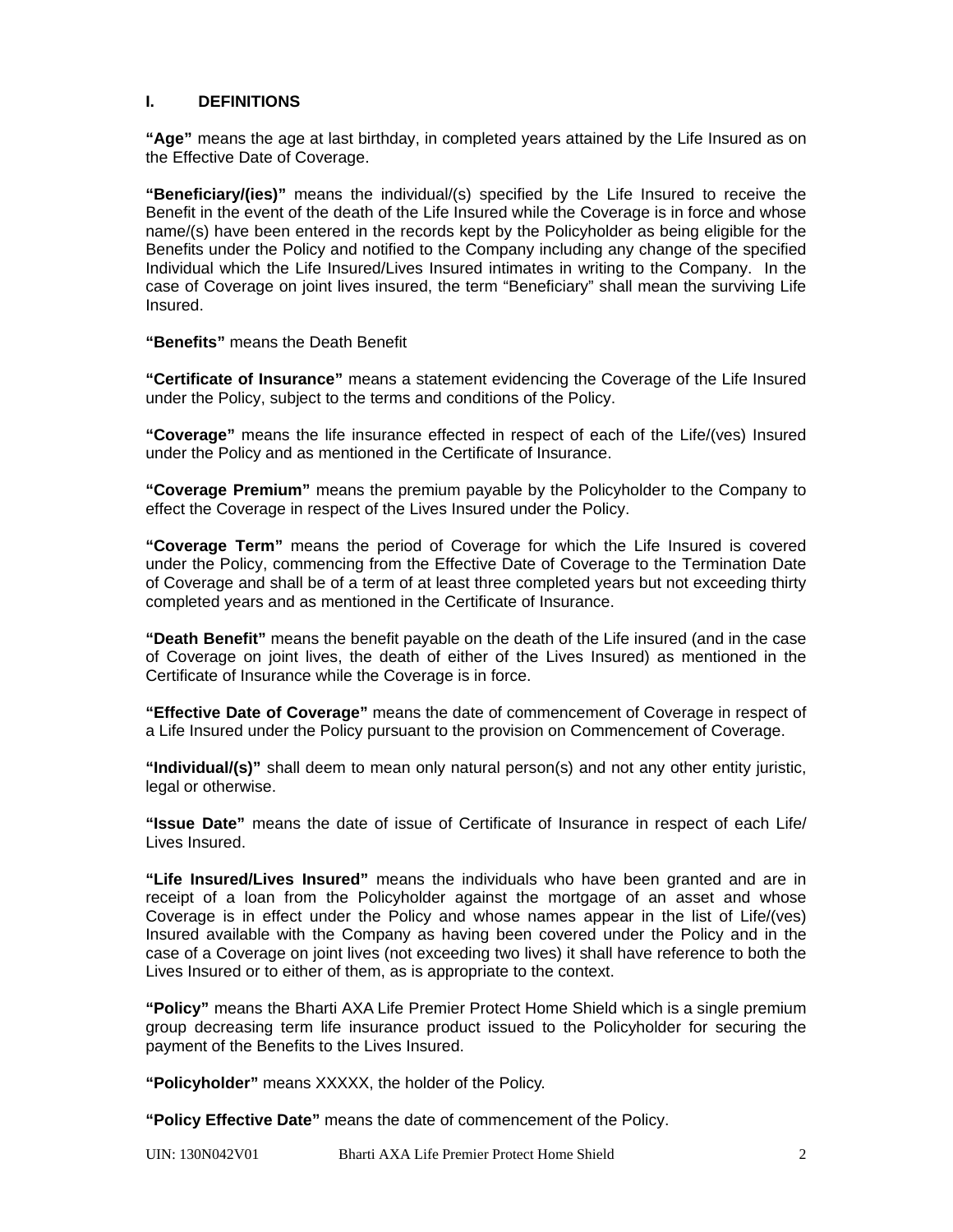## I. DEFINITIONS

**"Age"** means the age at last birthday, in completed years attained by the Life Insured as on the Effective Date of Coverage.

**"Beneficiary/(ies)"** means the individual/(s) specified by the Life Insured to receive the Benefit in the event of the death of the Life Insured while the Coverage is in force and whose name/(s) have been entered in the records kept by the Policyholder as being eligible for the Benefits under the Policy and notified to the Company including any change of the specified Individual which the Life Insured/Lives Insured intimates in writing to the Company. In the case of Coverage on joint lives insured, the term "Beneficiary" shall mean the surviving Life Insured.

**"Benefits"** means the Death Benefit

**"Certificate of Insurance"** means a statement evidencing the Coverage of the Life Insured under the Policy, subject to the terms and conditions of the Policy.

**"Coverage"** means the life insurance effected in respect of each of the Life/(ves) Insured under the Policy and as mentioned in the Certificate of Insurance.

**"Coverage Premium"** means the premium payable by the Policyholder to the Company to effect the Coverage in respect of the Lives Insured under the Policy.

**"Coverage Term"** means the period of Coverage for which the Life Insured is covered under the Policy, commencing from the Effective Date of Coverage to the Termination Date of Coverage and shall be of a term of at least three completed years but not exceeding thirty completed years and as mentioned in the Certificate of Insurance.

**"Death Benefit"** means the benefit payable on the death of the Life insured (and in the case of Coverage on joint lives, the death of either of the Lives Insured) as mentioned in the Certificate of Insurance while the Coverage is in force.

**"Effective Date of Coverage"** means the date of commencement of Coverage in respect of a Life Insured under the Policy pursuant to the provision on Commencement of Coverage.

**"Individual/(s)"** shall deem to mean only natural person(s) and not any other entity juristic, legal or otherwise.

**"Issue Date"** means the date of issue of Certificate of Insurance in respect of each Life/ Lives Insured.

**"Life Insured/Lives Insured"** means the individuals who have been granted and are in receipt of a loan from the Policyholder against the mortgage of an asset and whose Coverage is in effect under the Policy and whose names appear in the list of Life/(ves) Insured available with the Company as having been covered under the Policy and in the case of a Coverage on joint lives (not exceeding two lives) it shall have reference to both the Lives Insured or to either of them, as is appropriate to the context.

**"Policy"** means the Bharti AXA Life Premier Protect Home Shield which is a single premium group decreasing term life insurance product issued to the Policyholder for securing the payment of the Benefits to the Lives Insured.

**"Policyholder"** means XXXXX, the holder of the Policy.

**"Policy Effective Date"** means the date of commencement of the Policy.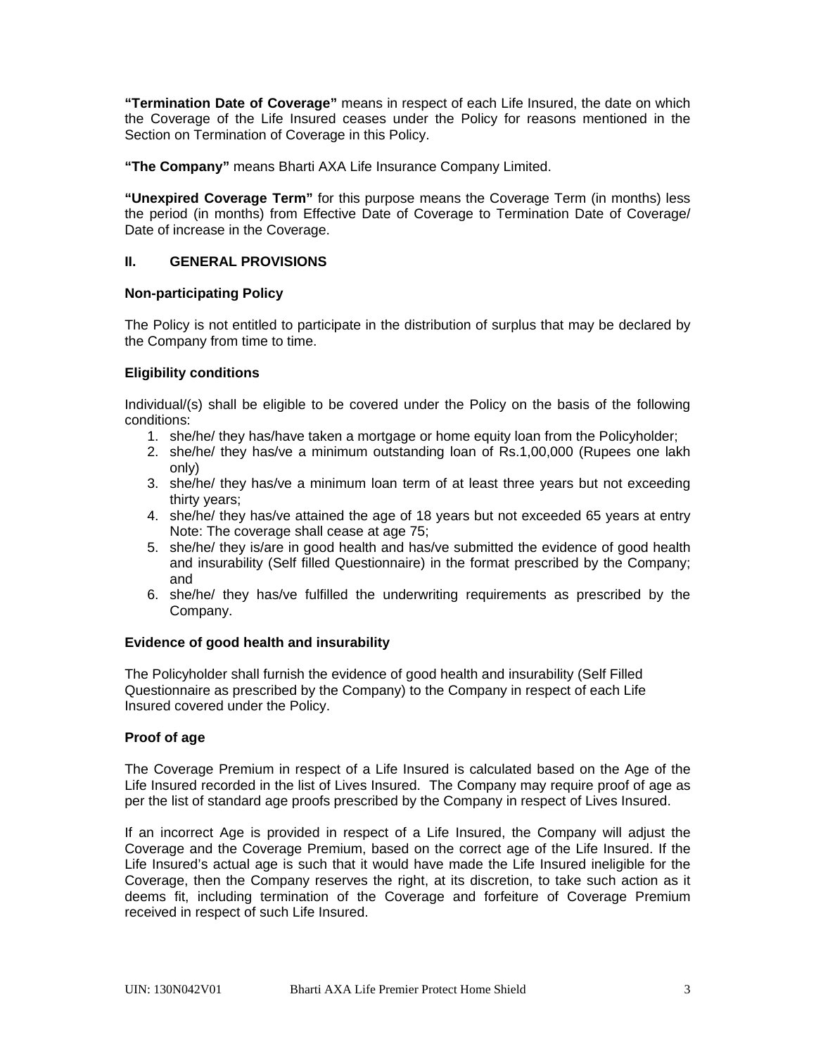**"Termination Date of Coverage"** means in respect of each Life Insured, the date on which the Coverage of the Life Insured ceases under the Policy for reasons mentioned in the Section on Termination of Coverage in this Policy.

**"The Company"** means Bharti AXA Life Insurance Company Limited.

**"Unexpired Coverage Term"** for this purpose means the Coverage Term (in months) less the period (in months) from Effective Date of Coverage to Termination Date of Coverage/ Date of increase in the Coverage.

## II. GENERAL PROVISIONS

### Non-participating Policy

The Policy is not entitled to participate in the distribution of surplus that may be declared by the Company from time to time.

### Eligibility conditions

Individual/(s) shall be eligible to be covered under the Policy on the basis of the following conditions:

1. she/he/ they has/have taken a mortgage or home equity loan from the Policyholder;
2. she/he/ they has/ve a minimum outstanding loan of Rs.1,00,000 (Rupees one lakh only)
3. she/he/ they has/ve a minimum loan term of at least three years but not exceeding thirty years;
4. she/he/ they has/ve attained the age of 18 years but not exceeded 65 years at entry Note: The coverage shall cease at age 75;
5. she/he/ they is/are in good health and has/ve submitted the evidence of good health and insurability (Self filled Questionnaire) in the format prescribed by the Company; and
6. she/he/ they has/ve fulfilled the underwriting requirements as prescribed by the Company.

### Evidence of good health and insurability

The Policyholder shall furnish the evidence of good health and insurability (Self Filled Questionnaire as prescribed by the Company) to the Company in respect of each Life Insured covered under the Policy.

### Proof of age

The Coverage Premium in respect of a Life Insured is calculated based on the Age of the Life Insured recorded in the list of Lives Insured. The Company may require proof of age as per the list of standard age proofs prescribed by the Company in respect of Lives Insured.

If an incorrect Age is provided in respect of a Life Insured, the Company will adjust the Coverage and the Coverage Premium, based on the correct age of the Life Insured. If the Life Insured's actual age is such that it would have made the Life Insured ineligible for the Coverage, then the Company reserves the right, at its discretion, to take such action as it deems fit, including termination of the Coverage and forfeiture of Coverage Premium received in respect of such Life Insured.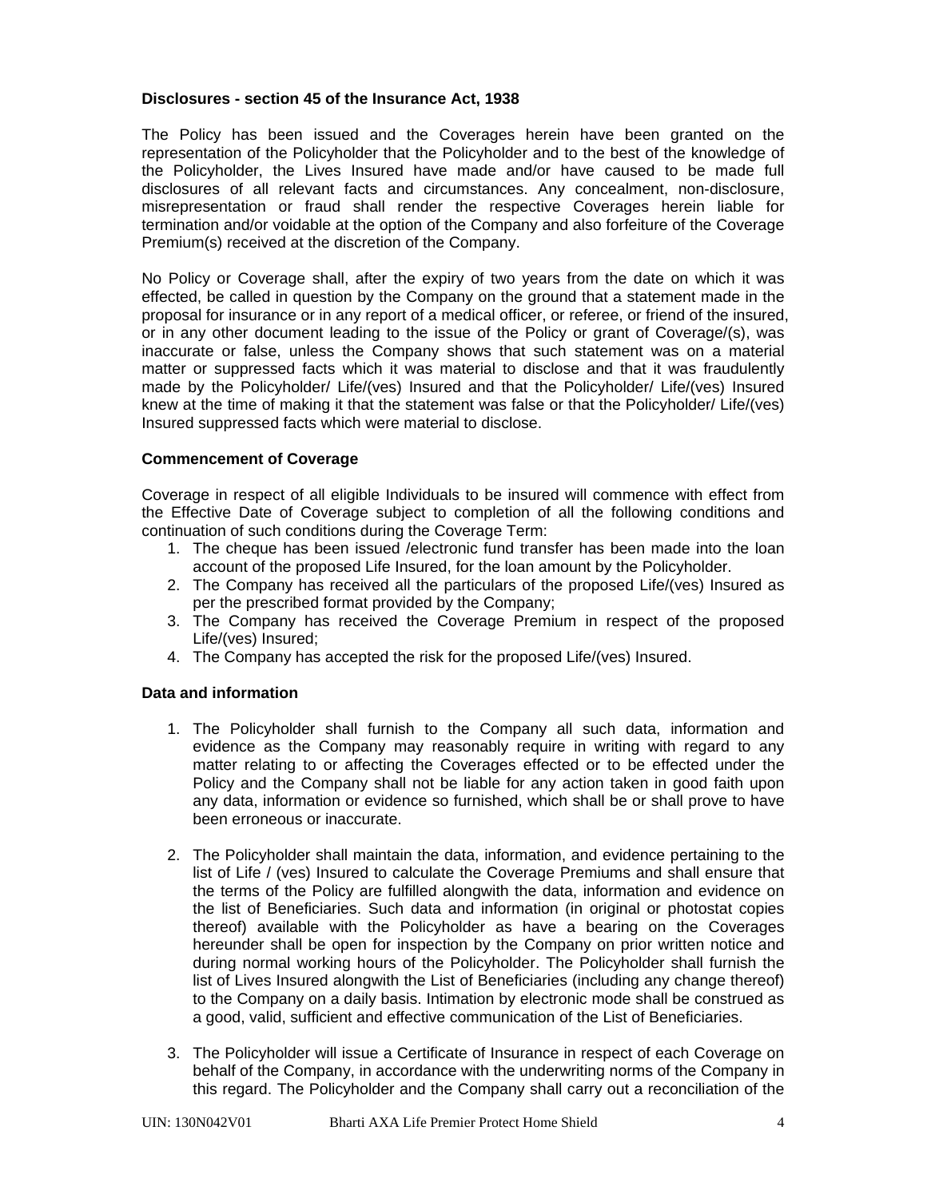**Disclosures - section 45 of the Insurance Act, 1938**

The Policy has been issued and the Coverages herein have been granted on the representation of the Policyholder that the Policyholder and to the best of the knowledge of the Policyholder, the Lives Insured have made and/or have caused to be made full disclosures of all relevant facts and circumstances. Any concealment, non-disclosure, misrepresentation or fraud shall render the respective Coverages herein liable for termination and/or voidable at the option of the Company and also forfeiture of the Coverage Premium(s) received at the discretion of the Company.

No Policy or Coverage shall, after the expiry of two years from the date on which it was effected, be called in question by the Company on the ground that a statement made in the proposal for insurance or in any report of a medical officer, or referee, or friend of the insured, or in any other document leading to the issue of the Policy or grant of Coverage/(s), was inaccurate or false, unless the Company shows that such statement was on a material matter or suppressed facts which it was material to disclose and that it was fraudulently made by the Policyholder/ Life/(ves) Insured and that the Policyholder/ Life/(ves) Insured knew at the time of making it that the statement was false or that the Policyholder/ Life/(ves) Insured suppressed facts which were material to disclose.

**Commencement of Coverage**

Coverage in respect of all eligible Individuals to be insured will commence with effect from the Effective Date of Coverage subject to completion of all the following conditions and continuation of such conditions during the Coverage Term:

1. The cheque has been issued /electronic fund transfer has been made into the loan account of the proposed Life Insured, for the loan amount by the Policyholder.
2. The Company has received all the particulars of the proposed Life/(ves) Insured as per the prescribed format provided by the Company;
3. The Company has received the Coverage Premium in respect of the proposed Life/(ves) Insured;
4. The Company has accepted the risk for the proposed Life/(ves) Insured.

**Data and information**

1. The Policyholder shall furnish to the Company all such data, information and evidence as the Company may reasonably require in writing with regard to any matter relating to or affecting the Coverages effected or to be effected under the Policy and the Company shall not be liable for any action taken in good faith upon any data, information or evidence so furnished, which shall be or shall prove to have been erroneous or inaccurate.

2. The Policyholder shall maintain the data, information, and evidence pertaining to the list of Life / (ves) Insured to calculate the Coverage Premiums and shall ensure that the terms of the Policy are fulfilled alongwith the data, information and evidence on the list of Beneficiaries. Such data and information (in original or photostat copies thereof) available with the Policyholder as have a bearing on the Coverages hereunder shall be open for inspection by the Company on prior written notice and during normal working hours of the Policyholder. The Policyholder shall furnish the list of Lives Insured alongwith the List of Beneficiaries (including any change thereof) to the Company on a daily basis. Intimation by electronic mode shall be construed as a good, valid, sufficient and effective communication of the List of Beneficiaries.

3. The Policyholder will issue a Certificate of Insurance in respect of each Coverage on behalf of the Company, in accordance with the underwriting norms of the Company in this regard. The Policyholder and the Company shall carry out a reconciliation of the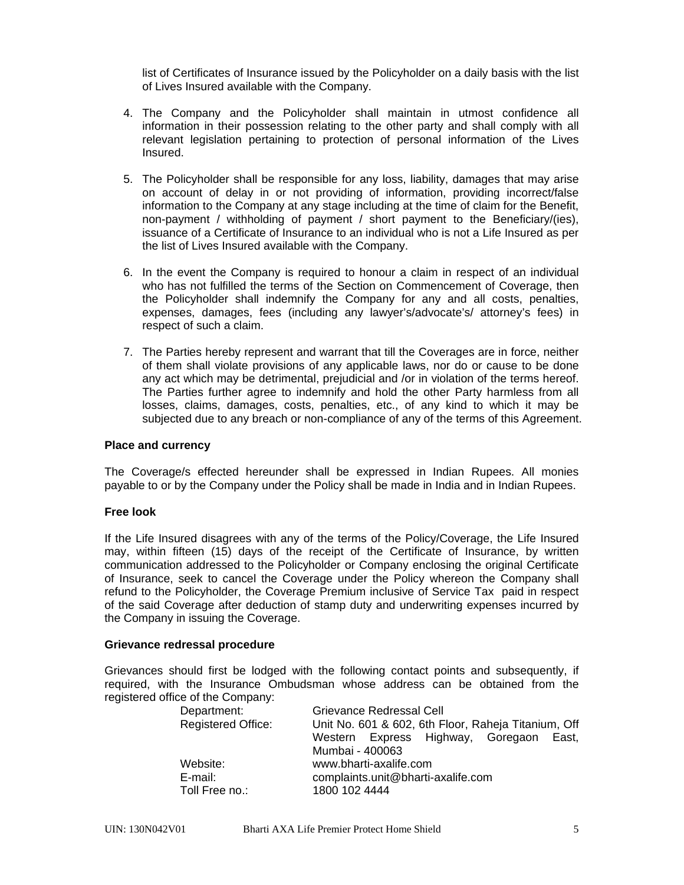list of Certificates of Insurance issued by the Policyholder on a daily basis with the list of Lives Insured available with the Company.

4. The Company and the Policyholder shall maintain in utmost confidence all information in their possession relating to the other party and shall comply with all relevant legislation pertaining to protection of personal information of the Lives Insured.

5. The Policyholder shall be responsible for any loss, liability, damages that may arise on account of delay in or not providing of information, providing incorrect/false information to the Company at any stage including at the time of claim for the Benefit, non-payment / withholding of payment / short payment to the Beneficiary/(ies), issuance of a Certificate of Insurance to an individual who is not a Life Insured as per the list of Lives Insured available with the Company.

6. In the event the Company is required to honour a claim in respect of an individual who has not fulfilled the terms of the Section on Commencement of Coverage, then the Policyholder shall indemnify the Company for any and all costs, penalties, expenses, damages, fees (including any lawyer's/advocate's/ attorney's fees) in respect of such a claim.

7. The Parties hereby represent and warrant that till the Coverages are in force, neither of them shall violate provisions of any applicable laws, nor do or cause to be done any act which may be detrimental, prejudicial and /or in violation of the terms hereof. The Parties further agree to indemnify and hold the other Party harmless from all losses, claims, damages, costs, penalties, etc., of any kind to which it may be subjected due to any breach or non-compliance of any of the terms of this Agreement.

**Place and currency**

The Coverage/s effected hereunder shall be expressed in Indian Rupees. All monies payable to or by the Company under the Policy shall be made in India and in Indian Rupees.

**Free look**

If the Life Insured disagrees with any of the terms of the Policy/Coverage, the Life Insured may, within fifteen (15) days of the receipt of the Certificate of Insurance, by written communication addressed to the Policyholder or Company enclosing the original Certificate of Insurance, seek to cancel the Coverage under the Policy whereon the Company shall refund to the Policyholder, the Coverage Premium inclusive of Service Tax paid in respect of the said Coverage after deduction of stamp duty and underwriting expenses incurred by the Company in issuing the Coverage.

**Grievance redressal procedure**

Grievances should first be lodged with the following contact points and subsequently, if required, with the Insurance Ombudsman whose address can be obtained from the registered office of the Company:

| | |
|---|---|
| Department: | Grievance Redressal Cell |
| Registered Office: | Unit No. 601 & 602, 6th Floor, Raheja Titanium, Off Western Express Highway, Goregaon East, Mumbai - 400063 |
| Website: | www.bharti-axalife.com |
| E-mail: | complaints.unit@bharti-axalife.com |
| Toll Free no.: | 1800 102 4444 |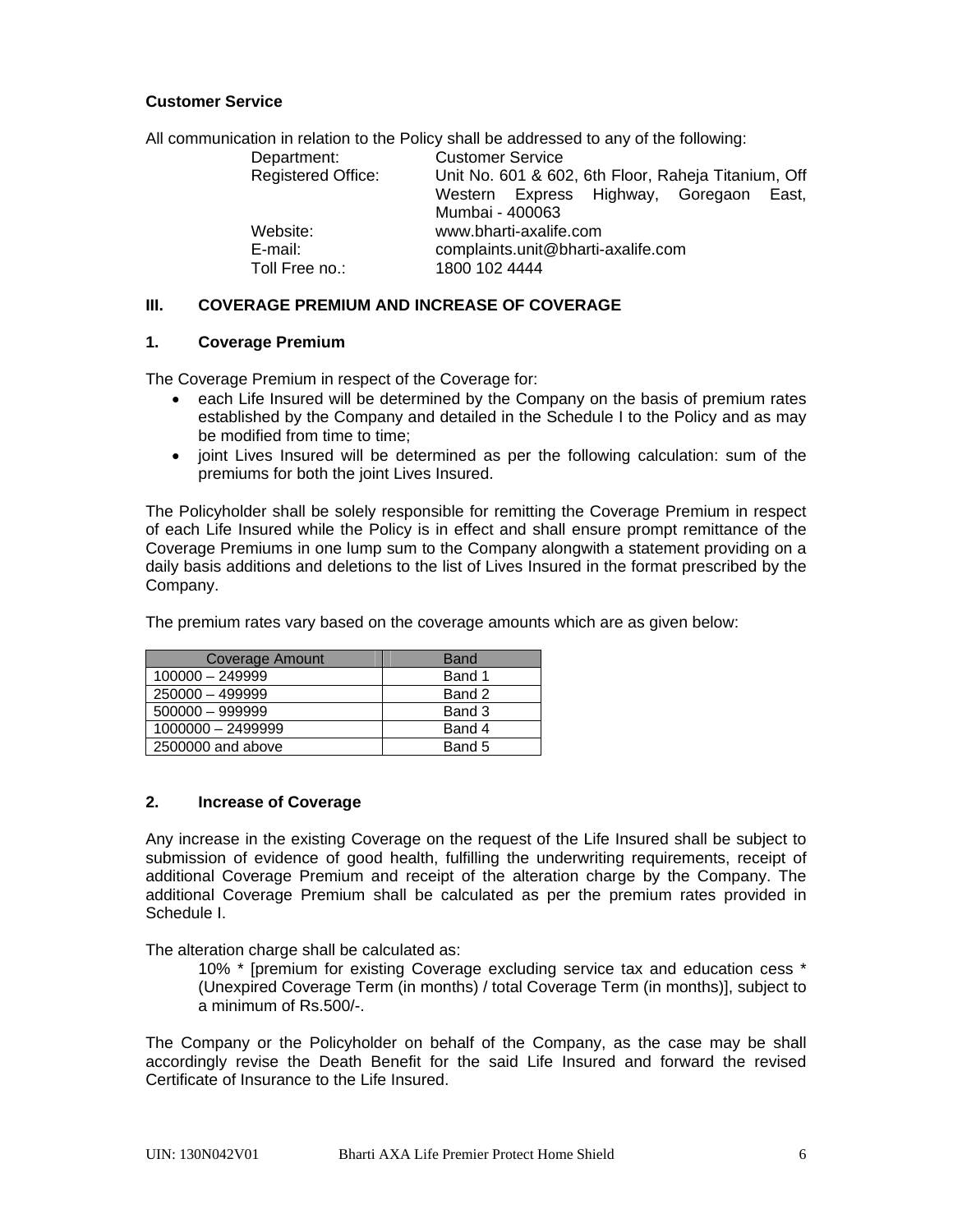**Customer Service**

All communication in relation to the Policy shall be addressed to any of the following:

| | |
|---|---|
| Department: | Customer Service |
| Registered Office: | Unit No. 601 & 602, 6th Floor, Raheja Titanium, Off Western Express Highway, Goregaon East, Mumbai - 400063 |
| Website: | www.bharti-axalife.com |
| E-mail: | complaints.unit@bharti-axalife.com |
| Toll Free no.: | 1800 102 4444 |

## III. COVERAGE PREMIUM AND INCREASE OF COVERAGE

### 1. Coverage Premium

The Coverage Premium in respect of the Coverage for:

- each Life Insured will be determined by the Company on the basis of premium rates established by the Company and detailed in the Schedule I to the Policy and as may be modified from time to time;
- joint Lives Insured will be determined as per the following calculation: sum of the premiums for both the joint Lives Insured.

The Policyholder shall be solely responsible for remitting the Coverage Premium in respect of each Life Insured while the Policy is in effect and shall ensure prompt remittance of the Coverage Premiums in one lump sum to the Company alongwith a statement providing on a daily basis additions and deletions to the list of Lives Insured in the format prescribed by the Company.

The premium rates vary based on the coverage amounts which are as given below:

| Coverage Amount | Band |
|---|---|
| 100000 – 249999 | Band 1 |
| 250000 – 499999 | Band 2 |
| 500000 – 999999 | Band 3 |
| 1000000 – 2499999 | Band 4 |
| 2500000 and above | Band 5 |

### 2. Increase of Coverage

Any increase in the existing Coverage on the request of the Life Insured shall be subject to submission of evidence of good health, fulfilling the underwriting requirements, receipt of additional Coverage Premium and receipt of the alteration charge by the Company. The additional Coverage Premium shall be calculated as per the premium rates provided in Schedule I.

The alteration charge shall be calculated as:

> 10% * [premium for existing Coverage excluding service tax and education cess * (Unexpired Coverage Term (in months) / total Coverage Term (in months)], subject to a minimum of Rs.500/-.

The Company or the Policyholder on behalf of the Company, as the case may be shall accordingly revise the Death Benefit for the said Life Insured and forward the revised Certificate of Insurance to the Life Insured.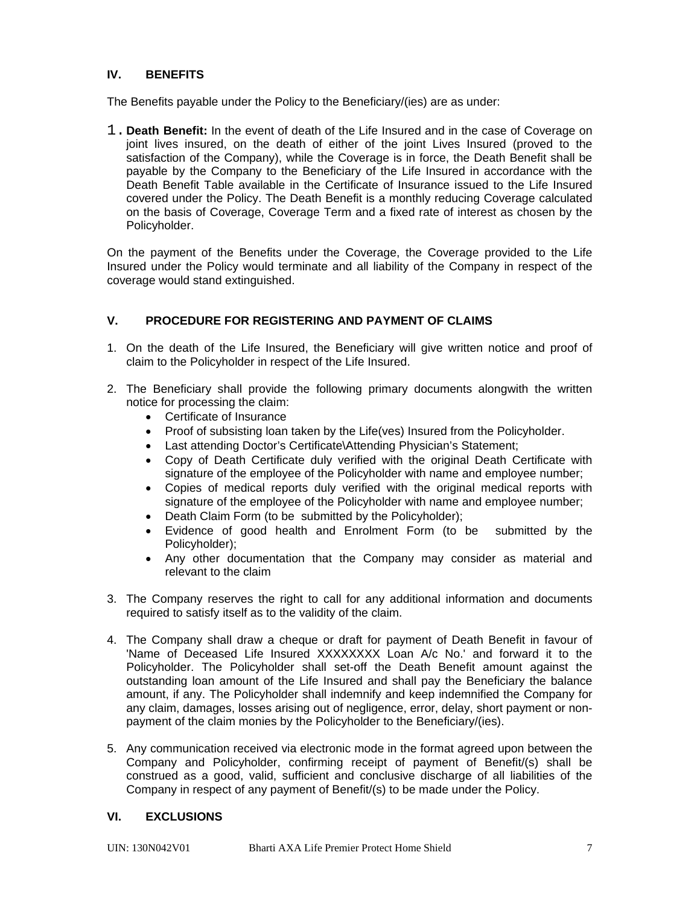## IV. BENEFITS

The Benefits payable under the Policy to the Beneficiary/(ies) are as under:

1. **Death Benefit:** In the event of death of the Life Insured and in the case of Coverage on joint lives insured, on the death of either of the joint Lives Insured (proved to the satisfaction of the Company), while the Coverage is in force, the Death Benefit shall be payable by the Company to the Beneficiary of the Life Insured in accordance with the Death Benefit Table available in the Certificate of Insurance issued to the Life Insured covered under the Policy. The Death Benefit is a monthly reducing Coverage calculated on the basis of Coverage, Coverage Term and a fixed rate of interest as chosen by the Policyholder.

On the payment of the Benefits under the Coverage, the Coverage provided to the Life Insured under the Policy would terminate and all liability of the Company in respect of the coverage would stand extinguished.

## V. PROCEDURE FOR REGISTERING AND PAYMENT OF CLAIMS

1. On the death of the Life Insured, the Beneficiary will give written notice and proof of claim to the Policyholder in respect of the Life Insured.
2. The Beneficiary shall provide the following primary documents alongwith the written notice for processing the claim:
   - Certificate of Insurance
   - Proof of subsisting loan taken by the Life(ves) Insured from the Policyholder.
   - Last attending Doctor's Certificate\Attending Physician's Statement;
   - Copy of Death Certificate duly verified with the original Death Certificate with signature of the employee of the Policyholder with name and employee number;
   - Copies of medical reports duly verified with the original medical reports with signature of the employee of the Policyholder with name and employee number;
   - Death Claim Form (to be submitted by the Policyholder);
   - Evidence of good health and Enrolment Form (to be submitted by the Policyholder);
   - Any other documentation that the Company may consider as material and relevant to the claim
3. The Company reserves the right to call for any additional information and documents required to satisfy itself as to the validity of the claim.
4. The Company shall draw a cheque or draft for payment of Death Benefit in favour of 'Name of Deceased Life Insured XXXXXXXX Loan A/c No.' and forward it to the Policyholder. The Policyholder shall set-off the Death Benefit amount against the outstanding loan amount of the Life Insured and shall pay the Beneficiary the balance amount, if any. The Policyholder shall indemnify and keep indemnified the Company for any claim, damages, losses arising out of negligence, error, delay, short payment or non-payment of the claim monies by the Policyholder to the Beneficiary/(ies).
5. Any communication received via electronic mode in the format agreed upon between the Company and Policyholder, confirming receipt of payment of Benefit/(s) shall be construed as a good, valid, sufficient and conclusive discharge of all liabilities of the Company in respect of any payment of Benefit/(s) to be made under the Policy.

## VI. EXCLUSIONS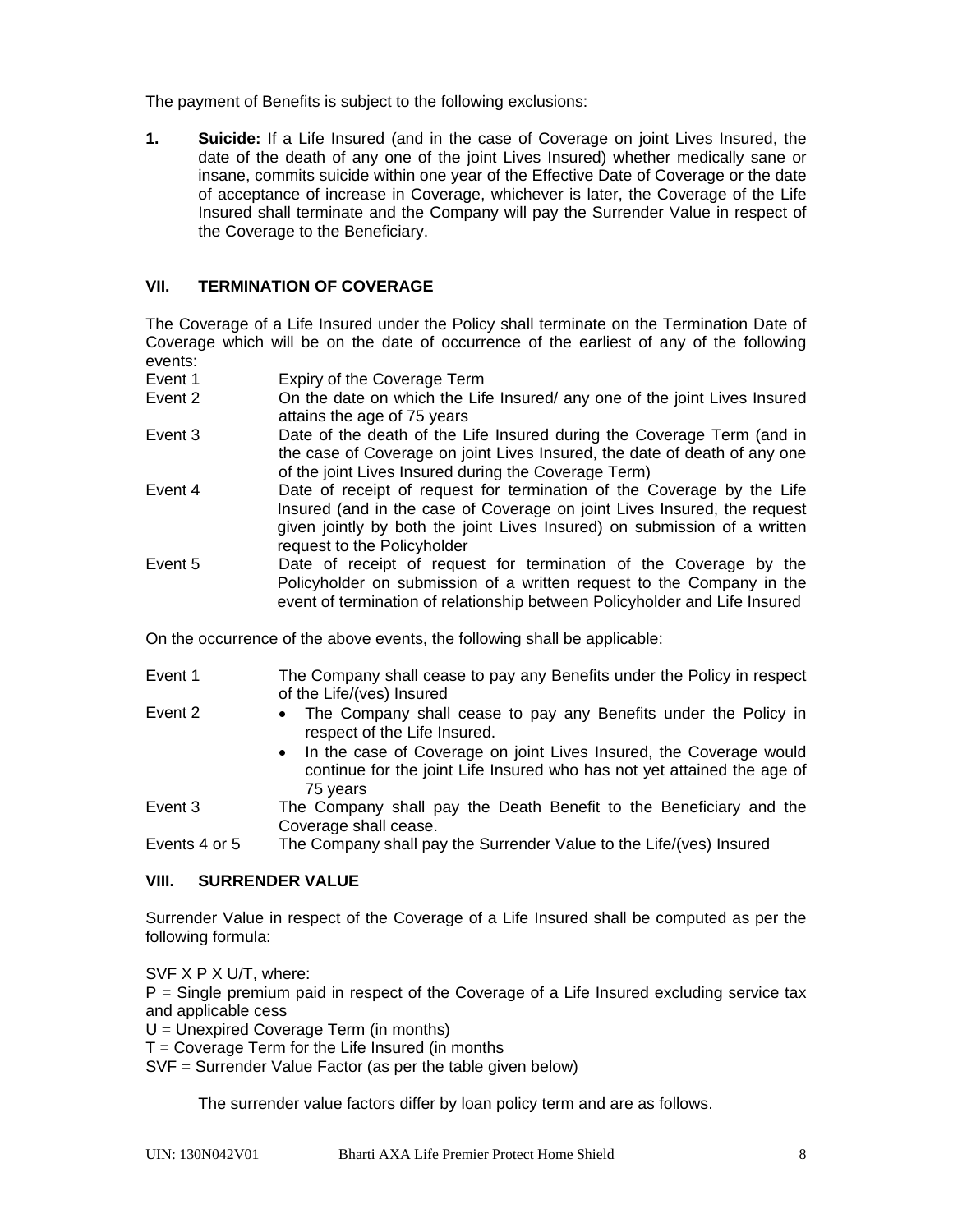The payment of Benefits is subject to the following exclusions:

1. **Suicide:** If a Life Insured (and in the case of Coverage on joint Lives Insured, the date of the death of any one of the joint Lives Insured) whether medically sane or insane, commits suicide within one year of the Effective Date of Coverage or the date of acceptance of increase in Coverage, whichever is later, the Coverage of the Life Insured shall terminate and the Company will pay the Surrender Value in respect of the Coverage to the Beneficiary.

## VII. TERMINATION OF COVERAGE

The Coverage of a Life Insured under the Policy shall terminate on the Termination Date of Coverage which will be on the date of occurrence of the earliest of any of the following events:

| | |
|---|---|
| Event 1 | Expiry of the Coverage Term |
| Event 2 | On the date on which the Life Insured/ any one of the joint Lives Insured attains the age of 75 years |
| Event 3 | Date of the death of the Life Insured during the Coverage Term (and in the case of Coverage on joint Lives Insured, the date of death of any one of the joint Lives Insured during the Coverage Term) |
| Event 4 | Date of receipt of request for termination of the Coverage by the Life Insured (and in the case of Coverage on joint Lives Insured, the request given jointly by both the joint Lives Insured) on submission of a written request to the Policyholder |
| Event 5 | Date of receipt of request for termination of the Coverage by the Policyholder on submission of a written request to the Company in the event of termination of relationship between Policyholder and Life Insured |

On the occurrence of the above events, the following shall be applicable:

| | |
|---|---|
| Event 1 | The Company shall cease to pay any Benefits under the Policy in respect of the Life/(ves) Insured |
| Event 2 | • The Company shall cease to pay any Benefits under the Policy in respect of the Life Insured.<br>• In the case of Coverage on joint Lives Insured, the Coverage would continue for the joint Life Insured who has not yet attained the age of 75 years |
| Event 3 | The Company shall pay the Death Benefit to the Beneficiary and the Coverage shall cease. |
| Events 4 or 5 | The Company shall pay the Surrender Value to the Life/(ves) Insured |

## VIII. SURRENDER VALUE

Surrender Value in respect of the Coverage of a Life Insured shall be computed as per the following formula:

SVF X P X U/T, where:

P = Single premium paid in respect of the Coverage of a Life Insured excluding service tax and applicable cess

U = Unexpired Coverage Term (in months)

T = Coverage Term for the Life Insured (in months

SVF = Surrender Value Factor (as per the table given below)

The surrender value factors differ by loan policy term and are as follows.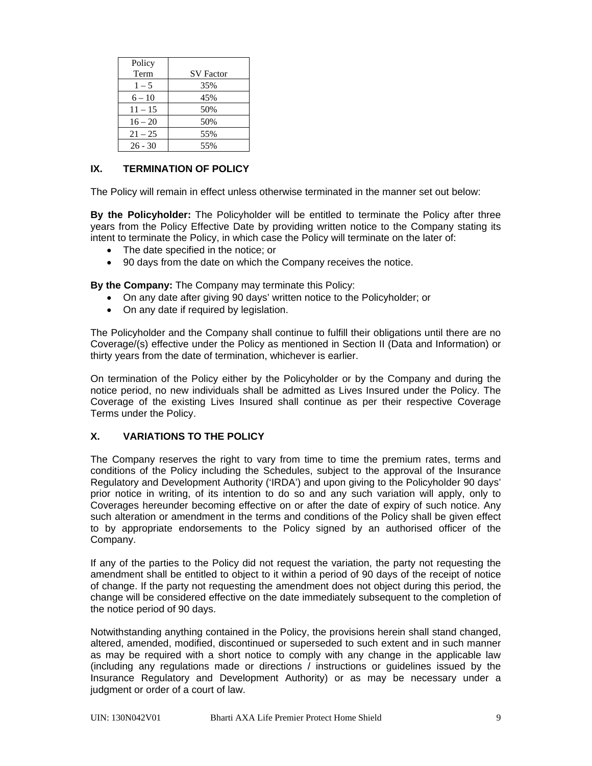| Policy Term | SV Factor |
|---|---|
| 1 – 5 | 35% |
| 6 – 10 | 45% |
| 11 – 15 | 50% |
| 16 – 20 | 50% |
| 21 – 25 | 55% |
| 26 - 30 | 55% |

## IX. TERMINATION OF POLICY

The Policy will remain in effect unless otherwise terminated in the manner set out below:

**By the Policyholder:** The Policyholder will be entitled to terminate the Policy after three years from the Policy Effective Date by providing written notice to the Company stating its intent to terminate the Policy, in which case the Policy will terminate on the later of:

- The date specified in the notice; or
- 90 days from the date on which the Company receives the notice.

**By the Company:** The Company may terminate this Policy:

- On any date after giving 90 days' written notice to the Policyholder; or
- On any date if required by legislation.

The Policyholder and the Company shall continue to fulfill their obligations until there are no Coverage/(s) effective under the Policy as mentioned in Section II (Data and Information) or thirty years from the date of termination, whichever is earlier.

On termination of the Policy either by the Policyholder or by the Company and during the notice period, no new individuals shall be admitted as Lives Insured under the Policy. The Coverage of the existing Lives Insured shall continue as per their respective Coverage Terms under the Policy.

## X. VARIATIONS TO THE POLICY

The Company reserves the right to vary from time to time the premium rates, terms and conditions of the Policy including the Schedules, subject to the approval of the Insurance Regulatory and Development Authority ('IRDA') and upon giving to the Policyholder 90 days' prior notice in writing, of its intention to do so and any such variation will apply, only to Coverages hereunder becoming effective on or after the date of expiry of such notice. Any such alteration or amendment in the terms and conditions of the Policy shall be given effect to by appropriate endorsements to the Policy signed by an authorised officer of the Company.

If any of the parties to the Policy did not request the variation, the party not requesting the amendment shall be entitled to object to it within a period of 90 days of the receipt of notice of change. If the party not requesting the amendment does not object during this period, the change will be considered effective on the date immediately subsequent to the completion of the notice period of 90 days.

Notwithstanding anything contained in the Policy, the provisions herein shall stand changed, altered, amended, modified, discontinued or superseded to such extent and in such manner as may be required with a short notice to comply with any change in the applicable law (including any regulations made or directions / instructions or guidelines issued by the Insurance Regulatory and Development Authority) or as may be necessary under a judgment or order of a court of law.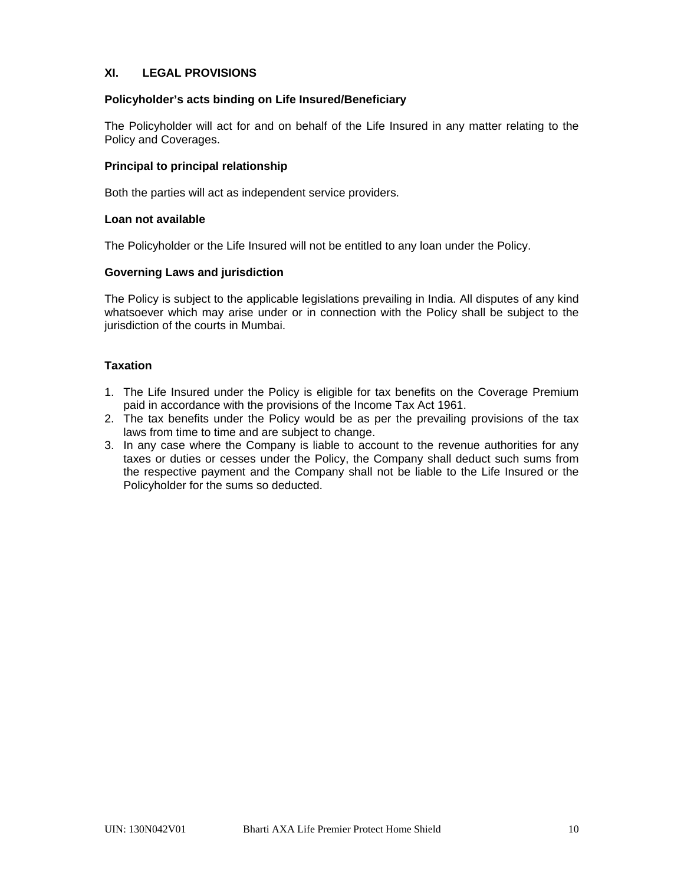## XI. LEGAL PROVISIONS

**Policyholder's acts binding on Life Insured/Beneficiary**

The Policyholder will act for and on behalf of the Life Insured in any matter relating to the Policy and Coverages.

**Principal to principal relationship**

Both the parties will act as independent service providers.

**Loan not available**

The Policyholder or the Life Insured will not be entitled to any loan under the Policy.

**Governing Laws and jurisdiction**

The Policy is subject to the applicable legislations prevailing in India. All disputes of any kind whatsoever which may arise under or in connection with the Policy shall be subject to the jurisdiction of the courts in Mumbai.

**Taxation**

1. The Life Insured under the Policy is eligible for tax benefits on the Coverage Premium paid in accordance with the provisions of the Income Tax Act 1961.
2. The tax benefits under the Policy would be as per the prevailing provisions of the tax laws from time to time and are subject to change.
3. In any case where the Company is liable to account to the revenue authorities for any taxes or duties or cesses under the Policy, the Company shall deduct such sums from the respective payment and the Company shall not be liable to the Life Insured or the Policyholder for the sums so deducted.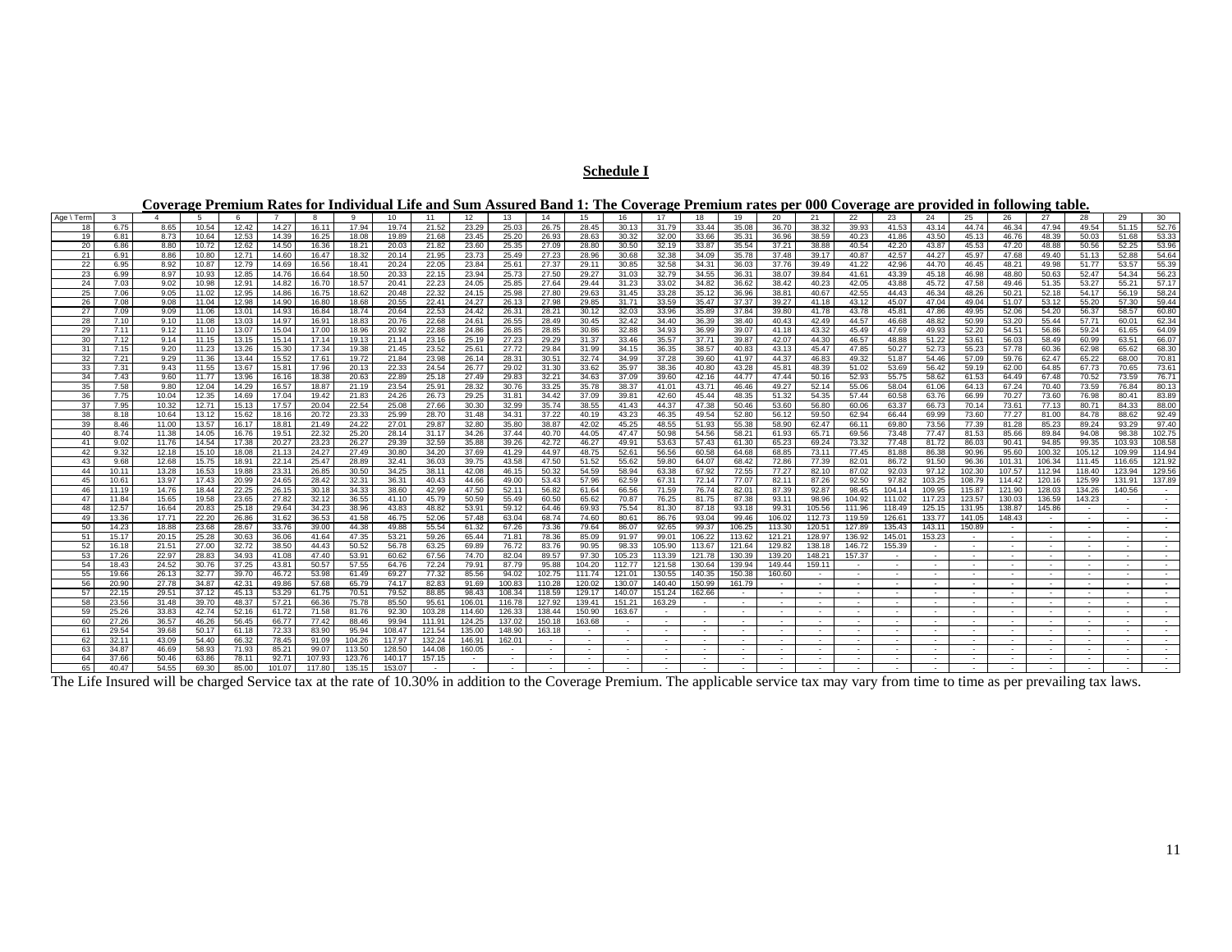**Schedule I**

**Coverage Premium Rates for Individual Life and Sum Assured Band 1: The Coverage Premium rates per 000 Coverage are provided in following table.**

| Age \ Term | 3 | 4 | 5 | 6 | 7 | 8 | 9 | 10 | 11 | 12 | 13 | 14 | 15 | 16 | 17 | 18 | 19 | 20 | 21 | 22 | 23 | 24 | 25 | 26 | 27 | 28 | 29 | 30 |
|---|---|---|---|---|---|---|---|---|---|---|---|---|---|---|---|---|---|---|---|---|---|---|---|---|---|---|---|---|
| 18 | 6.75 | 8.65 | 10.54 | 12.42 | 14.27 | 16.11 | 17.94 | 19.74 | 21.52 | 23.29 | 25.03 | 26.75 | 28.45 | 30.13 | 31.79 | 33.44 | 35.08 | 36.70 | 38.32 | 39.93 | 41.53 | 43.14 | 44.74 | 46.34 | 47.94 | 49.54 | 51.15 | 52.76 |
| 19 | 6.81 | 8.73 | 10.64 | 12.53 | 14.39 | 16.25 | 18.08 | 19.89 | 21.68 | 23.45 | 25.20 | 26.93 | 28.63 | 30.32 | 32.00 | 33.66 | 35.31 | 36.96 | 38.59 | 40.23 | 41.86 | 43.50 | 45.13 | 46.76 | 48.39 | 50.03 | 51.68 | 53.33 |
| 20 | 6.86 | 8.80 | 10.72 | 12.62 | 14.50 | 16.36 | 18.21 | 20.03 | 21.82 | 23.60 | 25.35 | 27.09 | 28.80 | 30.50 | 32.19 | 33.87 | 35.54 | 37.21 | 38.88 | 40.54 | 42.20 | 43.87 | 45.53 | 47.20 | 48.88 | 50.56 | 52.25 | 53.96 |
| 21 | 6.91 | 8.86 | 10.80 | 12.71 | 14.60 | 16.47 | 18.32 | 20.14 | 21.95 | 23.73 | 25.49 | 27.23 | 28.96 | 30.68 | 32.38 | 34.09 | 35.78 | 37.48 | 39.17 | 40.87 | 42.57 | 44.27 | 45.97 | 47.68 | 49.40 | 51.13 | 52.88 | 54.64 |
| 22 | 6.95 | 8.92 | 10.87 | 12.79 | 14.69 | 16.56 | 18.41 | 20.24 | 22.05 | 23.84 | 25.61 | 27.37 | 29.11 | 30.85 | 32.58 | 34.31 | 36.03 | 37.76 | 39.49 | 41.22 | 42.96 | 44.70 | 46.45 | 48.21 | 49.98 | 51.77 | 53.57 | 55.39 |
| 23 | 6.99 | 8.97 | 10.93 | 12.85 | 14.76 | 16.64 | 18.50 | 20.33 | 22.15 | 23.94 | 25.73 | 27.50 | 29.27 | 31.03 | 32.79 | 34.55 | 36.31 | 38.07 | 39.84 | 41.61 | 43.39 | 45.18 | 46.98 | 48.80 | 50.63 | 52.47 | 54.34 | 56.23 |
| 24 | 7.03 | 9.02 | 10.98 | 12.91 | 14.82 | 16.70 | 18.57 | 20.41 | 22.23 | 24.05 | 25.85 | 27.64 | 29.44 | 31.23 | 33.02 | 34.82 | 36.62 | 38.42 | 40.23 | 42.05 | 43.88 | 45.72 | 47.58 | 49.46 | 51.35 | 53.27 | 55.21 | 57.17 |
| 25 | 7.06 | 9.05 | 11.02 | 12.95 | 14.86 | 16.75 | 18.62 | 20.48 | 22.32 | 24.15 | 25.98 | 27.80 | 29.63 | 31.45 | 33.28 | 35.12 | 36.96 | 38.81 | 40.67 | 42.55 | 44.43 | 46.34 | 48.26 | 50.21 | 52.18 | 54.17 | 56.19 | 58.24 |
| 26 | 7.08 | 9.08 | 11.04 | 12.98 | 14.90 | 16.80 | 18.68 | 20.55 | 22.41 | 24.27 | 26.13 | 27.98 | 29.85 | 31.71 | 33.59 | 35.47 | 37.37 | 39.27 | 41.18 | 43.12 | 45.07 | 47.04 | 49.04 | 51.07 | 53.12 | 55.20 | 57.30 | 59.44 |
| 27 | 7.09 | 9.09 | 11.06 | 13.01 | 14.93 | 16.84 | 18.74 | 20.64 | 22.53 | 24.42 | 26.31 | 28.21 | 30.12 | 32.03 | 33.96 | 35.89 | 37.84 | 39.80 | 41.78 | 43.78 | 45.81 | 47.86 | 49.95 | 52.06 | 54.20 | 56.37 | 58.57 | 60.80 |
| 28 | 7.10 | 9.10 | 11.08 | 13.03 | 14.97 | 16.91 | 18.83 | 20.76 | 22.68 | 24.61 | 26.55 | 28.49 | 30.45 | 32.42 | 34.40 | 36.39 | 38.40 | 40.43 | 42.49 | 44.57 | 46.68 | 48.82 | 50.99 | 53.20 | 55.44 | 57.71 | 60.01 | 62.34 |
| 29 | 7.11 | 9.12 | 11.10 | 13.07 | 15.04 | 17.00 | 18.96 | 20.92 | 22.88 | 24.86 | 26.85 | 28.85 | 30.86 | 32.88 | 34.93 | 36.99 | 39.07 | 41.18 | 43.32 | 45.49 | 47.69 | 49.93 | 52.20 | 54.51 | 56.86 | 59.24 | 61.65 | 64.09 |
| 30 | 7.12 | 9.14 | 11.15 | 13.15 | 15.14 | 17.14 | 19.13 | 21.14 | 23.16 | 25.19 | 27.23 | 29.29 | 31.37 | 33.46 | 35.57 | 37.71 | 39.87 | 42.07 | 44.30 | 46.57 | 48.88 | 51.22 | 53.61 | 56.03 | 58.49 | 60.99 | 63.51 | 66.07 |
| 31 | 7.15 | 9.20 | 11.23 | 13.26 | 15.30 | 17.34 | 19.38 | 21.45 | 23.52 | 25.61 | 27.72 | 29.84 | 31.99 | 34.15 | 36.35 | 38.57 | 40.83 | 43.13 | 45.47 | 47.85 | 50.27 | 52.73 | 55.23 | 57.78 | 60.36 | 62.98 | 65.62 | 68.30 |
| 32 | 7.21 | 9.29 | 11.36 | 13.44 | 15.52 | 17.61 | 19.72 | 21.84 | 23.98 | 26.14 | 28.31 | 30.51 | 32.74 | 34.99 | 37.28 | 39.60 | 41.97 | 44.37 | 46.83 | 49.32 | 51.87 | 54.46 | 57.09 | 59.76 | 62.47 | 65.22 | 68.00 | 70.81 |
| 33 | 7.31 | 9.43 | 11.55 | 13.67 | 15.81 | 17.96 | 20.13 | 22.33 | 24.54 | 26.77 | 29.02 | 31.30 | 33.62 | 35.97 | 38.36 | 40.80 | 43.28 | 45.81 | 48.39 | 51.02 | 53.69 | 56.42 | 59.19 | 62.00 | 64.85 | 67.73 | 70.65 | 73.61 |
| 34 | 7.43 | 9.60 | 11.77 | 13.96 | 16.16 | 18.38 | 20.63 | 22.89 | 25.18 | 27.49 | 29.83 | 32.21 | 34.63 | 37.09 | 39.60 | 42.16 | 44.77 | 47.44 | 50.16 | 52.93 | 55.75 | 58.62 | 61.53 | 64.49 | 67.48 | 70.52 | 73.59 | 76.71 |
| 35 | 7.58 | 9.80 | 12.04 | 14.29 | 16.57 | 18.87 | 21.19 | 23.54 | 25.91 | 28.32 | 30.76 | 33.25 | 35.78 | 38.37 | 41.01 | 43.71 | 46.46 | 49.27 | 52.14 | 55.06 | 58.04 | 61.06 | 64.13 | 67.24 | 70.40 | 73.59 | 76.84 | 80.13 |
| 36 | 7.75 | 10.04 | 12.35 | 14.69 | 17.04 | 19.42 | 21.83 | 24.26 | 26.73 | 29.25 | 31.81 | 34.42 | 37.09 | 39.81 | 42.60 | 45.44 | 48.35 | 51.32 | 54.35 | 57.44 | 60.58 | 63.76 | 66.99 | 70.27 | 73.60 | 76.98 | 80.41 | 83.89 |
| 37 | 7.95 | 10.32 | 12.71 | 15.13 | 17.57 | 20.04 | 22.54 | 25.08 | 27.66 | 30.30 | 32.99 | 35.74 | 38.55 | 41.43 | 44.37 | 47.38 | 50.46 | 53.60 | 56.80 | 60.06 | 63.37 | 66.73 | 70.14 | 73.61 | 77.13 | 80.71 | 84.33 | 88.00 |
| 38 | 8.18 | 10.64 | 13.12 | 15.62 | 18.16 | 20.72 | 23.33 | 25.99 | 28.70 | 31.48 | 34.31 | 37.22 | 40.19 | 43.23 | 46.35 | 49.54 | 52.80 | 56.12 | 59.50 | 62.94 | 66.44 | 69.99 | 73.60 | 77.27 | 81.00 | 84.78 | 88.62 | 92.49 |
| 39 | 8.46 | 11.00 | 13.57 | 16.17 | 18.81 | 21.49 | 24.22 | 27.01 | 29.87 | 32.80 | 35.80 | 38.87 | 42.02 | 45.25 | 48.55 | 51.93 | 55.38 | 58.90 | 62.47 | 66.11 | 69.80 | 73.56 | 77.39 | 81.28 | 85.23 | 89.24 | 93.29 | 97.40 |
| 40 | 8.74 | 11.38 | 14.05 | 16.76 | 19.51 | 22.32 | 25.20 | 28.14 | 31.17 | 34.26 | 37.44 | 40.70 | 44.05 | 47.47 | 50.98 | 54.56 | 58.21 | 61.93 | 65.71 | 69.56 | 73.48 | 77.47 | 81.53 | 85.66 | 89.84 | 94.08 | 98.38 | 102.75 |
| 41 | 9.02 | 11.76 | 14.54 | 17.38 | 20.27 | 23.23 | 26.27 | 29.39 | 32.59 | 35.88 | 39.26 | 42.72 | 46.27 | 49.91 | 53.63 | 57.43 | 61.30 | 65.23 | 69.24 | 73.32 | 77.48 | 81.72 | 86.03 | 90.41 | 94.85 | 99.35 | 103.93 | 108.58 |
| 42 | 9.32 | 12.18 | 15.10 | 18.08 | 21.13 | 24.27 | 27.49 | 30.80 | 34.20 | 37.69 | 41.29 | 44.97 | 48.75 | 52.61 | 56.56 | 60.58 | 64.68 | 68.85 | 73.11 | 77.45 | 81.88 | 86.38 | 90.96 | 95.60 | 100.32 | 105.12 | 109.99 | 114.94 |
| 43 | 9.68 | 12.68 | 15.75 | 18.91 | 22.14 | 25.47 | 28.89 | 32.41 | 36.03 | 39.75 | 43.58 | 47.50 | 51.52 | 55.62 | 59.80 | 64.07 | 68.42 | 72.86 | 77.39 | 82.01 | 86.72 | 91.50 | 96.36 | 101.31 | 106.34 | 111.45 | 116.65 | 121.92 |
| 44 | 10.11 | 13.28 | 16.53 | 19.88 | 23.31 | 26.85 | 30.50 | 34.25 | 38.11 | 42.08 | 46.15 | 50.32 | 54.59 | 58.94 | 63.38 | 67.92 | 72.55 | 77.27 | 82.10 | 87.02 | 92.03 | 97.12 | 102.30 | 107.57 | 112.94 | 118.40 | 123.94 | 129.56 |
| 45 | 10.61 | 13.97 | 17.43 | 20.99 | 24.65 | 28.42 | 32.31 | 36.31 | 40.43 | 44.66 | 49.00 | 53.43 | 57.96 | 62.59 | 67.31 | 72.14 | 77.07 | 82.11 | 87.26 | 92.50 | 97.82 | 103.25 | 108.79 | 114.42 | 120.16 | 125.99 | 131.91 | 137.89 |
| 46 | 11.19 | 14.76 | 18.44 | 22.25 | 26.15 | 30.18 | 34.33 | 38.60 | 42.99 | 47.50 | 52.11 | 56.82 | 61.64 | 66.56 | 71.59 | 76.74 | 82.01 | 87.39 | 92.87 | 98.45 | 104.14 | 109.95 | 115.87 | 121.90 | 128.03 | 134.26 | 140.56 | - |
| 47 | 11.84 | 15.65 | 19.58 | 23.65 | 27.82 | 32.12 | 36.55 | 41.10 | 45.79 | 50.59 | 55.49 | 60.50 | 65.62 | 70.87 | 76.25 | 81.75 | 87.38 | 93.11 | 98.96 | 104.92 | 111.02 | 117.23 | 123.57 | 130.03 | 136.59 | 143.23 | - | - |
| 48 | 12.57 | 16.64 | 20.83 | 25.18 | 29.64 | 34.23 | 38.96 | 43.83 | 48.82 | 53.91 | 59.12 | 64.46 | 69.93 | 75.54 | 81.30 | 87.18 | 93.18 | 99.31 | 105.56 | 111.96 | 118.49 | 125.15 | 131.95 | 138.87 | 145.86 | - | - | - |
| 49 | 13.36 | 17.71 | 22.20 | 26.86 | 31.62 | 36.53 | 41.58 | 46.75 | 52.06 | 57.48 | 63.04 | 68.74 | 74.60 | 80.61 | 86.76 | 93.04 | 99.46 | 106.02 | 112.73 | 119.59 | 126.61 | 133.77 | 141.05 | 148.43 | - | - | - | - |
| 50 | 14.23 | 18.88 | 23.68 | 28.67 | 33.76 | 39.00 | 44.38 | 49.88 | 55.54 | 61.32 | 67.26 | 73.36 | 79.64 | 86.07 | 92.65 | 99.37 | 106.25 | 113.30 | 120.51 | 127.89 | 135.43 | 143.11 | 150.89 | - | - | - | - | - |
| 51 | 15.17 | 20.15 | 25.28 | 30.63 | 36.06 | 41.64 | 47.35 | 53.21 | 59.26 | 65.44 | 71.81 | 78.36 | 85.09 | 91.97 | 99.01 | 106.22 | 113.62 | 121.21 | 128.97 | 136.92 | 145.01 | 153.23 | - | - | - | - | - | - |
| 52 | 16.18 | 21.51 | 27.00 | 32.72 | 38.50 | 44.43 | 50.52 | 56.78 | 63.25 | 69.89 | 76.72 | 83.76 | 90.95 | 98.33 | 105.90 | 113.67 | 121.64 | 129.82 | 138.18 | 146.72 | 155.39 | - | - | - | - | - | - | - |
| 53 | 17.26 | 22.97 | 28.83 | 34.93 | 41.08 | 47.40 | 53.91 | 60.62 | 67.56 | 74.70 | 82.04 | 89.57 | 97.30 | 105.23 | 113.39 | 121.78 | 130.39 | 139.20 | 148.21 | 157.37 | - | - | - | - | - | - | - | - |
| 54 | 18.43 | 24.52 | 30.76 | 37.25 | 43.81 | 50.57 | 57.55 | 64.76 | 72.24 | 79.91 | 87.79 | 95.88 | 104.20 | 112.77 | 121.58 | 130.64 | 139.94 | 149.44 | 159.11 | - | - | - | - | - | - | - | - | - |
| 55 | 19.66 | 26.13 | 32.77 | 39.70 | 46.72 | 53.98 | 61.49 | 69.27 | 77.32 | 85.56 | 94.02 | 102.75 | 111.74 | 121.01 | 130.55 | 140.35 | 150.38 | 160.60 | - | - | - | - | - | - | - | - | - | - |
| 56 | 20.90 | 27.78 | 34.87 | 42.31 | 49.86 | 57.68 | 65.79 | 74.17 | 82.83 | 91.69 | 100.83 | 110.28 | 120.02 | 130.07 | 140.40 | 150.99 | 161.79 | - | - | - | - | - | - | - | - | - | - | - |
| 57 | 22.15 | 29.51 | 37.12 | 45.13 | 53.29 | 61.75 | 70.51 | 79.52 | 88.85 | 98.43 | 108.34 | 118.59 | 129.17 | 140.07 | 151.24 | 162.66 | - | - | - | - | - | - | - | - | - | - | - | - |
| 58 | 23.56 | 31.48 | 39.70 | 48.37 | 57.21 | 66.36 | 75.78 | 85.50 | 95.61 | 106.01 | 116.78 | 127.92 | 139.41 | 151.21 | 163.29 | - | - | - | - | - | - | - | - | - | - | - | - | - |
| 59 | 25.26 | 33.83 | 42.74 | 52.16 | 61.72 | 71.58 | 81.76 | 92.30 | 103.28 | 114.60 | 126.33 | 138.44 | 150.90 | 163.67 | - | - | - | - | - | - | - | - | - | - | - | - | - | - |
| 60 | 27.26 | 36.57 | 46.26 | 56.45 | 66.77 | 77.42 | 88.46 | 99.94 | 111.91 | 124.25 | 137.02 | 150.18 | 163.68 | - | - | - | - | - | - | - | - | - | - | - | - | - | - | - |
| 61 | 29.54 | 39.68 | 50.17 | 61.18 | 72.33 | 83.90 | 95.94 | 108.47 | 121.54 | 135.00 | 148.90 | 163.18 | - | - | - | - | - | - | - | - | - | - | - | - | - | - | - | - |
| 62 | 32.11 | 43.09 | 54.40 | 66.32 | 78.45 | 91.09 | 104.26 | 117.97 | 132.24 | 146.91 | 162.01 | - | - | - | - | - | - | - | - | - | - | - | - | - | - | - | - | - |
| 63 | 34.87 | 46.69 | 58.93 | 71.93 | 85.21 | 99.07 | 113.50 | 128.50 | 144.08 | 160.05 | - | - | - | - | - | - | - | - | - | - | - | - | - | - | - | - | - | - |
| 64 | 37.66 | 50.46 | 63.86 | 78.11 | 92.71 | 107.93 | 123.76 | 140.17 | 157.15 | - | - | - | - | - | - | - | - | - | - | - | - | - | - | - | - | - | - | - |
| 65 | 40.47 | 54.55 | 69.30 | 85.00 | 101.07 | 117.80 | 135.15 | 153.07 | - | - | - | - | - | - | - | - | - | - | - | - | - | - | - | - | - | - | - | - |

The Life Insured will be charged Service tax at the rate of 10.30% in addition to the Coverage Premium. The applicable service tax may vary from time to time as per prevailing tax laws.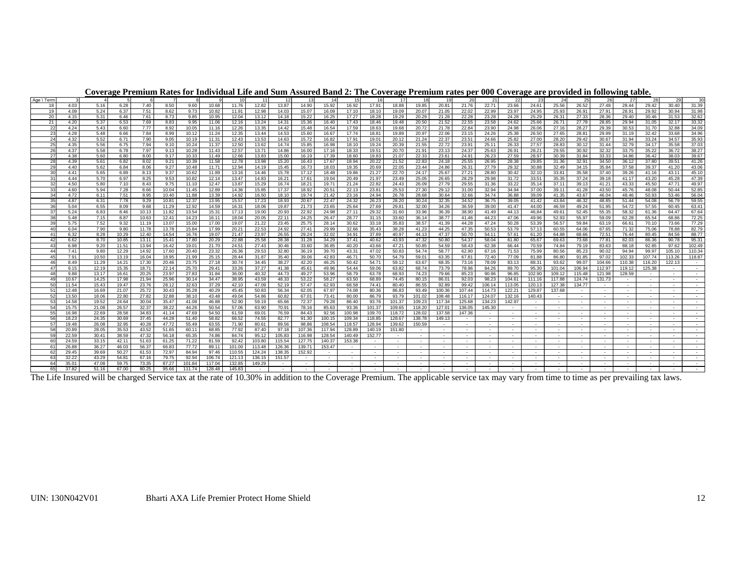**Coverage Premium Rates for Individual Life and Sum Assured Band 2: The Coverage Premium rates per 000 Coverage are provided in following table.**

| Age \ Term | 3 | 4 | 5 | 6 | 7 | 8 | 9 | 10 | 11 | 12 | 13 | 14 | 15 | 16 | 17 | 18 | 19 | 20 | 21 | 22 | 23 | 24 | 25 | 26 | 27 | 28 | 29 | 30 |
|---|---|---|---|---|---|---|---|---|---|---|---|---|---|---|---|---|---|---|---|---|---|---|---|---|---|---|---|---|
| 18 | 4.03 | 5.16 | 6.28 | 7.40 | 8.50 | 9.60 | 10.68 | 11.76 | 12.82 | 13.87 | 14.90 | 15.92 | 16.92 | 17.91 | 18.88 | 19.85 | 20.81 | 21.76 | 22.71 | 23.66 | 24.61 | 25.56 | 26.52 | 27.48 | 28.44 | 29.42 | 30.40 | 31.39 |
| 19 | 4.09 | 5.24 | 6.37 | 7.51 | 8.62 | 9.73 | 10.82 | 11.91 | 12.98 | 14.03 | 15.07 | 16.09 | 17.10 | 18.10 | 19.09 | 20.07 | 21.05 | 22.02 | 22.99 | 23.97 | 24.95 | 25.93 | 26.91 | 27.91 | 28.91 | 29.92 | 30.94 | 31.98 |
| 20 | 4.15 | 5.31 | 6.46 | 7.61 | 8.73 | 9.85 | 10.95 | 12.04 | 13.12 | 14.18 | 15.22 | 16.25 | 17.27 | 18.28 | 19.29 | 20.29 | 21.28 | 22.28 | 23.28 | 24.28 | 25.29 | 26.31 | 27.33 | 28.36 | 29.40 | 30.46 | 31.53 | 32.62 |
| 21 | 4.20 | 5.37 | 6.53 | 7.69 | 8.83 | 9.95 | 11.06 | 12.16 | 13.24 | 14.31 | 15.36 | 16.40 | 17.43 | 18.46 | 19.48 | 20.50 | 21.52 | 22.55 | 23.58 | 24.62 | 25.66 | 26.71 | 27.78 | 28.85 | 29.94 | 31.05 | 32.17 | 33.32 |
| 22 | 4.24 | 5.43 | 6.60 | 7.77 | 8.92 | 10.05 | 11.16 | 12.26 | 13.35 | 14.42 | 15.48 | 16.54 | 17.59 | 18.63 | 19.68 | 20.72 | 21.78 | 22.84 | 23.90 | 24.98 | 26.06 | 27.16 | 28.27 | 29.39 | 30.53 | 31.70 | 32.88 | 34.09 |
| 23 | 4.28 | 5.48 | 6.66 | 7.84 | 8.99 | 10.12 | 11.24 | 12.35 | 13.44 | 14.53 | 15.60 | 16.67 | 17.74 | 18.81 | 19.89 | 20.97 | 22.06 | 23.15 | 24.26 | 25.38 | 26.50 | 27.65 | 28.81 | 29.99 | 31.19 | 32.42 | 33.68 | 34.96 |
| 24 | 4.32 | 5.52 | 6.71 | 7.90 | 9.05 | 10.19 | 11.31 | 12.43 | 13.53 | 14.63 | 15.72 | 16.82 | 17.91 | 19.01 | 20.12 | 21.24 | 22.37 | 23.51 | 24.66 | 25.82 | 27.00 | 28.20 | 29.42 | 30.67 | 31.94 | 33.24 | 34.57 | 35.93 |
| 25 | 4.35 | 5.56 | 6.75 | 7.94 | 9.10 | 10.24 | 11.37 | 12.50 | 13.62 | 14.74 | 15.85 | 16.98 | 18.10 | 19.24 | 20.39 | 21.55 | 22.72 | 23.91 | 25.11 | 26.33 | 27.57 | 28.83 | 30.12 | 31.44 | 32.79 | 34.17 | 35.58 | 37.03 |
| 26 | 4.37 | 5.58 | 6.78 | 7.97 | 9.13 | 10.28 | 11.43 | 12.57 | 13.71 | 14.86 | 16.00 | 17.16 | 18.33 | 19.51 | 20.70 | 21.91 | 23.13 | 24.37 | 25.63 | 26.91 | 28.21 | 29.55 | 30.92 | 32.32 | 33.75 | 35.22 | 36.72 | 38.27 |
| 27 | 4.38 | 5.60 | 6.80 | 8.00 | 9.17 | 10.33 | 11.49 | 12.66 | 13.83 | 15.00 | 16.19 | 17.39 | 18.60 | 19.83 | 21.07 | 22.33 | 23.61 | 24.91 | 26.23 | 27.59 | 28.97 | 30.39 | 31.84 | 33.33 | 34.86 | 36.42 | 38.03 | 39.67 |
| 28 | 4.39 | 5.61 | 6.82 | 8.02 | 9.21 | 10.39 | 11.58 | 12.78 | 13.98 | 15.20 | 16.43 | 17.67 | 18.94 | 20.22 | 21.52 | 22.83 | 24.18 | 25.55 | 26.95 | 28.38 | 29.85 | 31.36 | 32.91 | 34.50 | 36.12 | 37.80 | 39.51 | 41.26 |
| 29 | 4.40 | 5.62 | 6.84 | 8.06 | 9.27 | 10.48 | 11.71 | 12.94 | 14.19 | 15.45 | 16.73 | 18.03 | 19.35 | 20.69 | 22.05 | 23.44 | 24.86 | 26.31 | 27.79 | 29.32 | 30.88 | 32.49 | 34.15 | 35.84 | 37.58 | 39.37 | 41.20 | 43.06 |
| 30 | 4.41 | 5.65 | 6.89 | 8.13 | 9.37 | 10.62 | 11.89 | 13.16 | 14.46 | 15.78 | 17.12 | 18.48 | 19.86 | 21.27 | 22.70 | 24.17 | 25.67 | 27.21 | 28.80 | 30.42 | 32.10 | 33.81 | 35.58 | 37.40 | 39.26 | 41.16 | 43.11 | 45.10 |
| 31 | 4.44 | 5.70 | 6.97 | 8.25 | 9.53 | 10.82 | 12.14 | 13.47 | 14.83 | 16.21 | 17.61 | 19.04 | 20.49 | 21.97 | 23.49 | 25.05 | 26.65 | 28.29 | 29.98 | 31.72 | 33.51 | 35.35 | 37.24 | 39.18 | 41.17 | 43.20 | 45.28 | 47.39 |
| 32 | 4.50 | 5.80 | 7.10 | 8.43 | 9.75 | 11.10 | 12.47 | 13.87 | 15.29 | 16.74 | 18.21 | 19.71 | 21.24 | 22.82 | 24.43 | 26.09 | 27.79 | 29.55 | 31.36 | 33.22 | 35.14 | 37.11 | 39.13 | 41.21 | 43.33 | 45.50 | 47.71 | 49.97 |
| 33 | 4.60 | 5.94 | 7.28 | 8.66 | 10.04 | 11.45 | 12.89 | 14.36 | 15.85 | 17.37 | 18.92 | 20.51 | 22.13 | 23.81 | 25.53 | 27.30 | 29.12 | 31.00 | 32.94 | 34.94 | 37.00 | 39.11 | 41.28 | 43.50 | 45.76 | 48.08 | 50.44 | 52.85 |
| 34 | 4.72 | 6.11 | 7.51 | 8.95 | 10.40 | 11.88 | 13.39 | 14.92 | 16.50 | 18.10 | 19.74 | 21.42 | 23.16 | 24.94 | 26.78 | 28.68 | 30.64 | 32.66 | 34.74 | 36.88 | 39.09 | 41.35 | 43.67 | 46.04 | 48.46 | 50.93 | 53.46 | 56.04 |
| 35 | 4.87 | 6.31 | 7.78 | 9.29 | 10.81 | 12.37 | 13.95 | 15.57 | 17.23 | 18.93 | 20.67 | 22.47 | 24.32 | 26.23 | 28.20 | 30.24 | 32.35 | 34.52 | 36.75 | 39.05 | 41.42 | 43.84 | 46.32 | 48.85 | 51.44 | 54.08 | 56.79 | 59.55 |
| 36 | 5.04 | 6.55 | 8.09 | 9.68 | 11.29 | 12.92 | 14.59 | 16.31 | 18.06 | 19.87 | 21.73 | 23.65 | 25.64 | 27.69 | 29.81 | 32.00 | 34.26 | 36.59 | 39.00 | 41.47 | 44.00 | 46.59 | 49.24 | 51.95 | 54.72 | 57.55 | 60.45 | 63.41 |
| 37 | 5.24 | 6.83 | 8.46 | 10.13 | 11.82 | 13.54 | 15.31 | 17.13 | 19.00 | 20.93 | 22.92 | 24.98 | 27.11 | 29.32 | 31.60 | 33.96 | 36.39 | 38.90 | 41.49 | 44.13 | 46.84 | 49.61 | 52.45 | 55.35 | 58.32 | 61.36 | 64.47 | 67.64 |
| 38 | 5.48 | 7.15 | 8.87 | 10.63 | 12.41 | 14.23 | 16.11 | 18.04 | 20.05 | 22.11 | 24.25 | 26.47 | 28.77 | 31.15 | 33.60 | 36.14 | 38.77 | 41.46 | 44.23 | 47.06 | 49.96 | 52.93 | 55.97 | 59.09 | 62.28 | 65.54 | 68.86 | 72.25 |
| 39 | 5.75 | 7.52 | 9.32 | 11.19 | 13.07 | 15.00 | 17.00 | 19.07 | 21.22 | 23.45 | 25.75 | 28.14 | 30.62 | 33.18 | 35.83 | 38.57 | 41.39 | 44.28 | 47.24 | 50.28 | 53.39 | 56.57 | 59.84 | 63.19 | 66.61 | 70.10 | 73.66 | 77.29 |
| 40 | 6.04 | 7.90 | 9.80 | 11.78 | 13.78 | 15.84 | 17.99 | 20.21 | 22.53 | 24.92 | 27.41 | 29.99 | 32.66 | 35.43 | 38.28 | 41.23 | 44.25 | 47.35 | 50.53 | 53.79 | 57.13 | 60.55 | 64.06 | 67.65 | 71.32 | 75.06 | 78.88 | 82.79 |
| 41 | 6.32 | 8.28 | 10.29 | 12.40 | 14.54 | 16.76 | 19.07 | 21.47 | 23.97 | 26.55 | 29.24 | 32.02 | 34.91 | 37.89 | 40.97 | 44.13 | 47.37 | 50.70 | 54.11 | 57.61 | 61.20 | 64.88 | 68.66 | 72.51 | 76.44 | 80.45 | 84.56 | 88.77 |
| 42 | 6.62 | 8.70 | 10.85 | 13.11 | 15.41 | 17.80 | 20.29 | 22.88 | 25.58 | 28.38 | 31.28 | 34.29 | 37.41 | 40.62 | 43.93 | 47.32 | 50.80 | 54.37 | 58.04 | 61.80 | 65.67 | 69.63 | 73.68 | 77.81 | 82.03 | 86.36 | 90.78 | 95.31 |
| 43 | 6.98 | 9.20 | 11.51 | 13.94 | 16.42 | 19.01 | 21.70 | 24.51 | 27.43 | 30.46 | 33.60 | 36.85 | 40.20 | 43.66 | 47.21 | 50.85 | 54.59 | 58.43 | 62.38 | 66.44 | 70.59 | 74.84 | 79.19 | 83.63 | 88.18 | 92.85 | 97.62 | 102.49 |
| 44 | 7.41 | 9.80 | 12.29 | 14.92 | 17.60 | 20.40 | 23.32 | 26.36 | 29.53 | 32.80 | 36.19 | 39.70 | 43.31 | 47.02 | 50.83 | 54.74 | 58.77 | 62.90 | 67.16 | 71.53 | 75.99 | 80.56 | 85.23 | 90.02 | 94.94 | 99.97 | 105.10 | 110.34 |
| 45 | 7.91 | 10.50 | 13.19 | 16.04 | 18.95 | 21.99 | 25.15 | 28.44 | 31.87 | 35.40 | 39.06 | 42.83 | 46.71 | 50.70 | 54.79 | 59.01 | 63.35 | 67.81 | 72.40 | 77.09 | 81.88 | 86.80 | 91.85 | 97.02 | 102.33 | 107.74 | 113.26 | 118.87 |
| 46 | 8.49 | 11.29 | 14.21 | 17.30 | 20.46 | 23.75 | 27.18 | 30.74 | 34.45 | 38.27 | 42.20 | 46.25 | 50.42 | 54.71 | 59.12 | 63.67 | 68.35 | 73.16 | 78.09 | 83.13 | 88.31 | 93.62 | 99.07 | 104.66 | 110.38 | 116.20 | 122.13 | - |
| 47 | 9.15 | 12.19 | 15.35 | 18.71 | 22.14 | 25.70 | 29.41 | 33.26 | 37.27 | 41.38 | 45.61 | 49.96 | 54.44 | 59.06 | 63.82 | 68.74 | 73.79 | 78.96 | 84.26 | 89.70 | 95.30 | 101.04 | 106.94 | 112.97 | 119.12 | 125.38 | - | - |
| 48 | 9.88 | 13.17 | 16.61 | 20.25 | 23.97 | 27.83 | 31.84 | 36.00 | 40.32 | 44.73 | 49.27 | 53.96 | 58.79 | 63.78 | 68.93 | 74.23 | 79.66 | 85.23 | 90.96 | 96.85 | 102.90 | 109.12 | 115.48 | 121.98 | 128.59 | - | - | - |
| 49 | 10.67 | 14.25 | 17.98 | 21.94 | 25.96 | 30.14 | 34.47 | 38.95 | 43.59 | 48.33 | 53.22 | 58.27 | 63.50 | 68.89 | 74.45 | 80.15 | 86.01 | 92.03 | 98.23 | 104.61 | 111.16 | 117.88 | 124.74 | 131.73 | - | - | - | - |
| 50 | 11.54 | 15.43 | 19.47 | 23.76 | 28.12 | 32.63 | 37.29 | 42.10 | 47.09 | 52.19 | 57.47 | 62.93 | 68.58 | 74.41 | 80.40 | 86.55 | 92.89 | 99.42 | 106.14 | 113.05 | 120.13 | 127.38 | 134.77 | - | - | - | - | - |
| 51 | 12.48 | 16.69 | 21.07 | 25.72 | 30.43 | 35.28 | 40.29 | 45.45 | 50.83 | 56.34 | 62.05 | 67.97 | 74.08 | 80.36 | 86.83 | 93.49 | 100.36 | 107.44 | 114.73 | 122.21 | 129.87 | 137.68 | - | - | - | - | - | - |
| 52 | 13.50 | 18.06 | 22.80 | 27.82 | 32.88 | 38.10 | 43.48 | 49.04 | 54.86 | 60.82 | 67.01 | 73.41 | 80.00 | 86.79 | 93.79 | 101.02 | 108.48 | 116.17 | 124.07 | 132.16 | 140.43 | - | - | - | - | - | - | - |
| 53 | 14.58 | 19.52 | 24.64 | 30.04 | 35.47 | 41.08 | 46.88 | 52.90 | 59.19 | 65.66 | 72.37 | 79.28 | 86.40 | 93.76 | 101.37 | 109.23 | 117.34 | 125.68 | 134.23 | 142.97 | - | - | - | - | - | - | - | - |
| 54 | 15.75 | 21.08 | 26.57 | 32.37 | 38.22 | 44.26 | 50.54 | 57.06 | 63.90 | 70.91 | 78.16 | 85.63 | 93.36 | 101.37 | 109.65 | 118.20 | 127.01 | 136.05 | 145.30 | - | - | - | - | - | - | - | - | - |
| 55 | 16.98 | 22.69 | 28.58 | 34.83 | 41.14 | 47.69 | 54.50 | 61.59 | 69.01 | 76.59 | 84.43 | 92.56 | 100.98 | 109.70 | 118.72 | 128.02 | 137.58 | 147.36 | - | - | - | - | - | - | - | - | - | - |
| 56 | 18.23 | 24.35 | 30.69 | 37.45 | 44.28 | 51.40 | 58.82 | 66.52 | 74.55 | 82.77 | 91.30 | 100.15 | 109.34 | 118.85 | 128.67 | 138.78 | 149.13 | - | - | - | - | - | - | - | - | - | - | - |
| 57 | 19.48 | 26.08 | 32.95 | 40.28 | 47.72 | 55.49 | 63.55 | 71.90 | 80.61 | 89.56 | 98.86 | 108.54 | 118.57 | 128.94 | 139.62 | 150.59 | - | - | - | - | - | - | - | - | - | - | - | - |
| 58 | 20.89 | 28.05 | 35.53 | 43.52 | 51.65 | 60.11 | 68.85 | 77.92 | 87.40 | 97.18 | 107.36 | 117.94 | 128.89 | 140.19 | 151.80 | - | - | - | - | - | - | - | - | - | - | - | - | - |
| 59 | 22.59 | 30.41 | 38.59 | 47.32 | 56.18 | 65.35 | 74.86 | 84.74 | 95.12 | 105.83 | 116.98 | 128.54 | 140.49 | 152.77 | - | - | - | - | - | - | - | - | - | - | - | - | - | - |
| 60 | 24.59 | 33.15 | 42.11 | 51.63 | 61.25 | 71.22 | 81.59 | 92.42 | 103.80 | 115.54 | 127.75 | 140.37 | 153.38 | - | - | - | - | - | - | - | - | - | - | - | - | - | - | - |
| 61 | 26.88 | 36.27 | 46.03 | 56.37 | 66.83 | 77.72 | 89.11 | 101.00 | 113.48 | 126.36 | 139.71 | 153.47 | - | - | - | - | - | - | - | - | - | - | - | - | - | - | - | - |
| 62 | 29.45 | 39.69 | 50.27 | 61.53 | 72.97 | 84.94 | 97.46 | 110.55 | 124.24 | 138.35 | 152.92 | - | - | - | - | - | - | - | - | - | - | - | - | - | - | - | - | - |
| 63 | 32.22 | 43.29 | 54.81 | 67.16 | 79.75 | 92.94 | 106.74 | 121.13 | 136.15 | 151.57 | - | - | - | - | - | - | - | - | - | - | - | - | - | - | - | - | - | - |
| 64 | 35.01 | 47.08 | 59.75 | 73.35 | 87.27 | 101.84 | 117.04 | 132.85 | 149.29 | - | - | - | - | - | - | - | - | - | - | - | - | - | - | - | - | - | - | - |
| 65 | 37.82 | 51.16 | 67.00 | 80.25 | 95.66 | 111.74 | 128.48 | 145.83 | - | - | - | - | - | - | - | - | - | - | - | - | - | - | - | - | - | - | - | - |

The Life Insured will be charged Service tax at the rate of 10.30% in addition to the Coverage Premium. The applicable service tax may vary from time to time as per prevailing tax laws.

UIN: 130N042V01 Bharti AXA Life Premier Protect Home Shield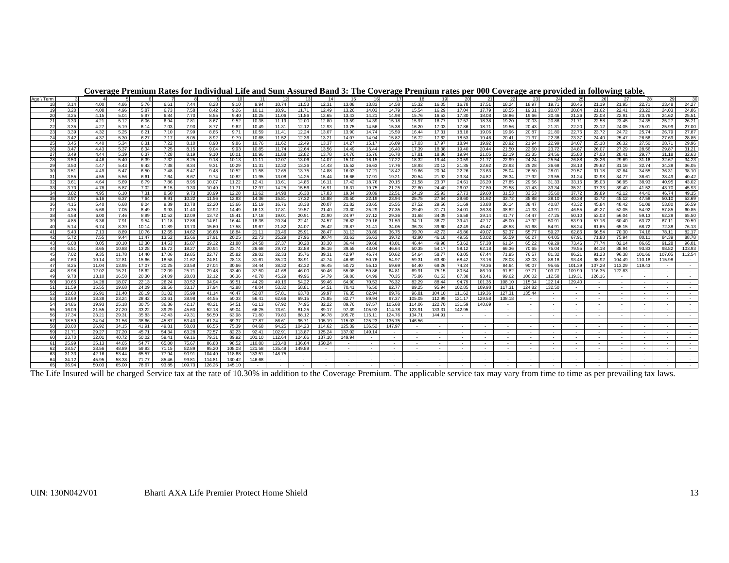**Coverage Premium Rates for Individual Life and Sum Assured Band 3: The Coverage Premium rates per 000 Coverage are provided in following table.**

| Age \ Term | 3 | 4 | 5 | 6 | 7 | 8 | 9 | 10 | 11 | 12 | 13 | 14 | 15 | 16 | 17 | 18 | 19 | 20 | 21 | 22 | 23 | 24 | 25 | 26 | 27 | 28 | 29 | 30 |
|---|---|---|---|---|---|---|---|---|---|---|---|---|---|---|---|---|---|---|---|---|---|---|---|---|---|---|---|---|
| 18 | 3.14 | 4.00 | 4.86 | 5.76 | 6.61 | 7.44 | 8.28 | 9.10 | 9.94 | 10.74 | 11.53 | 12.31 | 13.08 | 13.83 | 14.58 | 15.32 | 16.05 | 16.78 | 17.51 | 18.24 | 18.97 | 19.71 | 20.45 | 21.19 | 21.95 | 22.71 | 23.48 | 24.27 |
| 19 | 3.20 | 4.08 | 4.96 | 5.87 | 6.73 | 7.58 | 8.42 | 9.26 | 10.11 | 10.91 | 11.71 | 12.49 | 13.26 | 14.03 | 14.79 | 15.54 | 16.29 | 17.04 | 17.79 | 18.55 | 19.31 | 20.07 | 20.84 | 21.62 | 22.41 | 23.22 | 24.03 | 24.86 |
| 20 | 3.25 | 4.15 | 5.04 | 5.97 | 6.84 | 7.70 | 8.55 | 9.40 | 10.25 | 11.06 | 11.86 | 12.65 | 13.43 | 14.21 | 14.98 | 15.76 | 16.53 | 17.30 | 18.08 | 18.86 | 19.66 | 20.46 | 21.26 | 22.08 | 22.91 | 23.76 | 24.62 | 25.51 |
| 21 | 3.30 | 4.21 | 5.12 | 6.06 | 6.94 | 7.81 | 8.67 | 9.52 | 10.38 | 11.19 | 12.00 | 12.80 | 13.59 | 14.39 | 15.18 | 15.97 | 16.77 | 17.57 | 18.38 | 19.20 | 20.03 | 20.86 | 21.71 | 22.58 | 23.45 | 24.35 | 25.27 | 26.21 |
| 22 | 3.35 | 4.27 | 5.19 | 6.14 | 7.03 | 7.90 | 8.77 | 9.62 | 10.49 | 11.31 | 12.12 | 12.93 | 13.75 | 14.56 | 15.38 | 16.20 | 17.03 | 17.86 | 18.71 | 19.56 | 20.43 | 21.31 | 22.20 | 23.12 | 24.05 | 25.01 | 25.99 | 27.00 |
| 23 | 3.39 | 4.32 | 5.25 | 6.21 | 7.10 | 7.99 | 8.85 | 9.71 | 10.59 | 11.41 | 12.24 | 13.07 | 13.90 | 14.74 | 15.59 | 16.44 | 17.31 | 18.18 | 19.06 | 19.96 | 20.87 | 21.80 | 22.75 | 23.72 | 24.72 | 25.74 | 26.79 | 27.87 |
| 24 | 3.42 | 4.37 | 5.30 | 6.27 | 7.17 | 8.05 | 8.92 | 9.79 | 10.68 | 11.52 | 12.36 | 13.21 | 14.07 | 14.94 | 15.82 | 16.72 | 17.62 | 18.53 | 19.46 | 20.41 | 21.37 | 22.36 | 23.37 | 24.40 | 25.47 | 26.56 | 27.69 | 28.85 |
| 25 | 3.45 | 4.40 | 5.34 | 6.31 | 7.22 | 8.10 | 8.98 | 9.86 | 10.76 | 11.62 | 12.49 | 13.37 | 14.27 | 15.17 | 16.09 | 17.03 | 17.97 | 18.94 | 19.92 | 20.92 | 21.94 | 22.99 | 24.07 | 25.18 | 26.32 | 27.50 | 28.71 | 29.96 |
| 26 | 3.47 | 4.43 | 5.37 | 6.34 | 7.25 | 8.15 | 9.04 | 9.93 | 10.85 | 11.74 | 12.64 | 13.56 | 14.49 | 15.44 | 16.40 | 17.39 | 18.38 | 19.40 | 20.44 | 21.50 | 22.60 | 23.72 | 24.87 | 26.07 | 27.29 | 28.56 | 29.87 | 31.21 |
| 27 | 3.49 | 4.44 | 5.39 | 6.37 | 7.28 | 8.19 | 9.10 | 10.01 | 10.96 | 11.88 | 12.82 | 13.78 | 14.76 | 15.76 | 16.78 | 17.81 | 18.86 | 19.94 | 21.05 | 22.19 | 23.35 | 24.56 | 25.80 | 27.08 | 28.41 | 29.77 | 31.18 | 32.63 |
| 28 | 3.50 | 4.46 | 5.40 | 6.39 | 7.32 | 8.25 | 9.18 | 10.13 | 11.11 | 12.07 | 13.06 | 14.07 | 15.10 | 16.15 | 17.22 | 18.32 | 19.44 | 20.59 | 21.77 | 22.99 | 24.24 | 25.54 | 26.88 | 28.26 | 29.69 | 31.16 | 32.67 | 34.23 |
| 29 | 3.50 | 4.47 | 5.43 | 6.43 | 7.38 | 8.34 | 9.31 | 10.29 | 11.31 | 12.32 | 13.36 | 14.43 | 15.52 | 16.63 | 17.76 | 18.93 | 20.12 | 21.35 | 22.62 | 23.93 | 25.28 | 26.68 | 28.13 | 29.62 | 31.16 | 32.74 | 34.38 | 36.05 |
| 30 | 3.51 | 4.49 | 5.47 | 6.50 | 7.48 | 8.47 | 9.48 | 10.52 | 11.58 | 12.65 | 13.75 | 14.88 | 16.03 | 17.21 | 18.42 | 19.66 | 20.94 | 22.26 | 23.63 | 25.04 | 26.50 | 28.01 | 29.57 | 31.18 | 32.84 | 34.55 | 36.31 | 38.10 |
| 31 | 3.55 | 4.55 | 5.56 | 6.61 | 7.64 | 8.67 | 9.74 | 10.82 | 11.95 | 13.08 | 14.25 | 15.44 | 16.66 | 17.91 | 19.21 | 20.54 | 21.92 | 23.34 | 24.82 | 26.34 | 27.92 | 29.55 | 31.24 | 32.98 | 34.77 | 36.61 | 38.49 | 40.42 |
| 32 | 3.61 | 4.64 | 5.69 | 6.79 | 7.86 | 8.95 | 10.07 | 11.22 | 12.41 | 13.61 | 14.85 | 16.11 | 17.42 | 18.76 | 20.15 | 21.58 | 23.07 | 24.61 | 26.20 | 27.85 | 29.56 | 31.33 | 33.15 | 35.03 | 36.95 | 38.93 | 40.95 | 43.02 |
| 33 | 3.70 | 4.78 | 5.87 | 7.02 | 8.15 | 9.30 | 10.49 | 11.71 | 12.97 | 14.25 | 15.56 | 16.91 | 18.31 | 19.75 | 21.25 | 22.80 | 24.40 | 26.07 | 27.80 | 29.58 | 31.43 | 33.34 | 35.31 | 37.33 | 39.40 | 41.52 | 43.70 | 45.93 |
| 34 | 3.82 | 4.95 | 6.10 | 7.31 | 8.50 | 9.73 | 10.99 | 12.28 | 13.62 | 14.98 | 16.38 | 17.83 | 19.34 | 20.89 | 22.51 | 24.19 | 25.93 | 27.73 | 29.60 | 31.53 | 33.53 | 35.60 | 37.72 | 39.89 | 42.12 | 44.40 | 46.74 | 49.15 |
| 35 | 3.97 | 5.16 | 6.37 | 7.64 | 8.91 | 10.22 | 11.56 | 12.93 | 14.36 | 15.81 | 17.32 | 18.88 | 20.50 | 22.19 | 23.94 | 25.75 | 27.64 | 29.60 | 31.62 | 33.72 | 35.88 | 38.10 | 40.38 | 42.72 | 45.12 | 47.58 | 50.10 | 52.69 |
| 36 | 4.15 | 5.40 | 6.68 | 8.04 | 9.39 | 10.78 | 12.20 | 13.66 | 15.19 | 16.76 | 18.38 | 20.07 | 21.82 | 23.65 | 25.55 | 27.52 | 29.56 | 31.69 | 33.88 | 36.14 | 38.47 | 40.87 | 43.32 | 45.84 | 48.42 | 51.08 | 53.80 | 56.59 |
| 37 | 4.35 | 5.68 | 7.05 | 8.49 | 9.93 | 11.40 | 12.92 | 14.49 | 16.13 | 17.81 | 19.57 | 21.40 | 23.30 | 25.29 | 27.35 | 29.49 | 31.71 | 34.01 | 36.38 | 38.82 | 41.33 | 43.91 | 46.55 | 49.27 | 52.05 | 54.92 | 57.85 | 60.85 |
| 38 | 4.58 | 6.00 | 7.46 | 8.99 | 10.52 | 12.09 | 13.72 | 15.41 | 17.18 | 19.01 | 20.91 | 22.90 | 24.97 | 27.12 | 29.36 | 31.68 | 34.09 | 36.58 | 39.14 | 41.77 | 44.47 | 47.25 | 50.10 | 53.03 | 56.04 | 59.13 | 62.28 | 65.50 |
| 39 | 4.85 | 6.36 | 7.91 | 9.54 | 11.18 | 12.86 | 14.61 | 16.44 | 18.36 | 20.34 | 22.41 | 24.57 | 26.82 | 29.16 | 31.59 | 34.11 | 36.72 | 39.41 | 42.17 | 45.00 | 47.92 | 50.91 | 53.99 | 57.16 | 60.40 | 63.72 | 67.11 | 70.59 |
| 40 | 5.14 | 6.74 | 8.39 | 10.14 | 11.89 | 13.70 | 15.60 | 17.58 | 19.67 | 21.82 | 24.07 | 26.42 | 28.87 | 31.41 | 34.05 | 36.78 | 39.60 | 42.49 | 45.47 | 48.53 | 51.68 | 54.91 | 58.24 | 61.65 | 65.15 | 68.72 | 72.38 | 76.13 |
| 41 | 5.43 | 7.13 | 8.89 | 10.76 | 12.65 | 14.62 | 16.68 | 18.84 | 21.11 | 23.46 | 25.91 | 28.47 | 31.13 | 33.89 | 36.75 | 39.70 | 42.73 | 45.86 | 49.07 | 52.37 | 55.77 | 59.27 | 62.86 | 66.54 | 70.30 | 74.16 | 78.11 | 82.17 |
| 42 | 5.72 | 7.55 | 9.44 | 11.47 | 13.52 | 15.66 | 17.91 | 20.25 | 22.73 | 25.29 | 27.96 | 30.74 | 33.63 | 36.63 | 39.72 | 42.90 | 46.18 | 49.55 | 53.02 | 56.59 | 60.27 | 64.05 | 67.91 | 71.88 | 75.94 | 80.11 | 84.39 | 88.78 |
| 43 | 6.08 | 8.05 | 10.10 | 12.30 | 14.53 | 16.87 | 19.32 | 21.88 | 24.58 | 27.37 | 30.28 | 33.30 | 36.44 | 39.68 | 43.01 | 46.44 | 49.98 | 53.62 | 57.38 | 61.24 | 65.22 | 69.29 | 73.46 | 77.74 | 82.14 | 86.65 | 91.28 | 96.01 |
| 44 | 6.51 | 8.65 | 10.88 | 13.28 | 15.72 | 18.27 | 20.94 | 23.74 | 26.68 | 29.72 | 32.88 | 36.16 | 39.55 | 43.04 | 46.64 | 50.35 | 54.17 | 58.12 | 62.18 | 66.36 | 70.65 | 75.04 | 79.55 | 84.18 | 88.94 | 93.83 | 98.82 | 103.93 |
| 45 | 7.02 | 9.35 | 11.78 | 14.40 | 17.06 | 19.85 | 22.77 | 25.82 | 29.02 | 32.33 | 35.76 | 39.31 | 42.97 | 46.74 | 50.62 | 54.64 | 58.77 | 63.05 | 67.44 | 71.95 | 76.57 | 81.32 | 86.21 | 91.23 | 96.38 | 101.66 | 107.05 | 112.54 |
| 46 | 7.60 | 10.14 | 12.81 | 15.66 | 18.58 | 21.62 | 24.81 | 28.13 | 31.61 | 35.20 | 38.91 | 42.74 | 46.69 | 50.76 | 54.97 | 59.31 | 63.80 | 68.42 | 73.16 | 78.03 | 83.03 | 88.18 | 93.48 | 98.92 | 104.49 | 110.18 | 115.98 | - |
| 47 | 8.25 | 11.04 | 13.95 | 17.07 | 20.25 | 23.58 | 27.04 | 30.66 | 34.44 | 38.32 | 42.32 | 46.45 | 50.72 | 55.13 | 59.69 | 64.40 | 69.26 | 74.24 | 79.36 | 84.64 | 90.07 | 95.65 | 101.39 | 107.28 | 113.29 | 119.43 | - | - |
| 48 | 8.98 | 12.02 | 15.21 | 18.62 | 22.09 | 25.71 | 29.48 | 33.40 | 37.50 | 41.68 | 46.00 | 50.46 | 55.08 | 59.86 | 64.81 | 69.91 | 75.15 | 80.54 | 86.10 | 91.82 | 97.71 | 103.77 | 109.99 | 116.35 | 122.83 | - | - | - |
| 49 | 9.78 | 13.10 | 16.58 | 20.30 | 24.09 | 28.03 | 32.12 | 36.36 | 40.78 | 45.29 | 49.96 | 54.79 | 59.80 | 64.99 | 70.35 | 75.86 | 81.53 | 87.38 | 93.41 | 99.62 | 106.02 | 112.58 | 119.31 | 126.16 | - | - | - | - |
| 50 | 10.65 | 14.28 | 18.07 | 22.13 | 26.24 | 30.52 | 34.94 | 39.51 | 44.29 | 49.16 | 54.22 | 59.46 | 64.90 | 70.53 | 76.32 | 82.29 | 88.44 | 94.79 | 101.35 | 108.10 | 115.04 | 122.14 | 129.40 | - | - | - | - | - |
| 51 | 11.59 | 15.55 | 19.68 | 24.09 | 28.56 | 33.17 | 37.94 | 42.88 | 48.04 | 53.32 | 58.81 | 64.51 | 70.41 | 76.50 | 82.77 | 89.25 | 95.94 | 102.85 | 109.98 | 117.31 | 124.82 | 132.50 | - | - | - | - | - | - |
| 52 | 12.60 | 16.91 | 21.40 | 26.19 | 31.02 | 35.99 | 41.14 | 46.47 | 52.07 | 57.81 | 63.78 | 69.97 | 76.35 | 82.94 | 89.76 | 96.81 | 104.10 | 111.62 | 119.36 | 127.31 | 135.44 | - | - | - | - | - | - | - |
| 53 | 13.69 | 18.38 | 23.24 | 28.42 | 33.61 | 38.98 | 44.55 | 50.33 | 56.41 | 62.66 | 69.15 | 75.85 | 82.77 | 89.94 | 97.37 | 105.05 | 112.99 | 121.17 | 129.58 | 138.18 | - | - | - | - | - | - | - | - |
| 54 | 14.86 | 19.93 | 25.18 | 30.75 | 36.36 | 42.17 | 48.21 | 54.51 | 61.13 | 67.92 | 74.95 | 82.22 | 89.76 | 97.57 | 105.68 | 114.06 | 122.70 | 131.59 | 140.69 | - | - | - | - | - | - | - | - | - |
| 55 | 16.09 | 21.55 | 27.20 | 33.22 | 39.29 | 45.60 | 52.18 | 59.04 | 66.25 | 73.61 | 81.25 | 89.17 | 97.39 | 105.93 | 114.78 | 123.91 | 133.31 | 142.95 | - | - | - | - | - | - | - | - | - | - |
| 56 | 17.34 | 23.21 | 29.31 | 35.83 | 42.43 | 49.31 | 56.50 | 63.98 | 71.80 | 79.80 | 88.12 | 96.78 | 105.78 | 115.11 | 124.76 | 134.71 | 144.91 | - | - | - | - | - | - | - | - | - | - | - |
| 57 | 18.59 | 24.94 | 31.56 | 38.66 | 45.87 | 53.40 | 61.24 | 69.37 | 77.87 | 86.61 | 95.71 | 105.19 | 115.03 | 125.23 | 135.75 | 146.56 | - | - | - | - | - | - | - | - | - | - | - | - |
| 58 | 20.00 | 26.92 | 34.15 | 41.91 | 49.81 | 58.03 | 66.55 | 75.39 | 84.68 | 94.25 | 104.23 | 114.62 | 125.39 | 136.52 | 147.97 | - | - | - | - | - | - | - | - | - | - | - | - | - |
| 59 | 21.71 | 29.27 | 37.20 | 45.71 | 54.34 | 63.28 | 72.57 | 82.23 | 92.41 | 102.91 | 113.87 | 125.24 | 137.02 | 149.14 | - | - | - | - | - | - | - | - | - | - | - | - | - | - |
| 60 | 23.70 | 32.01 | 40.72 | 50.02 | 59.41 | 69.16 | 79.31 | 89.92 | 101.10 | 112.64 | 124.66 | 137.10 | 149.94 | - | - | - | - | - | - | - | - | - | - | - | - | - | - | - |
| 61 | 25.99 | 35.13 | 44.65 | 54.77 | 65.00 | 75.67 | 86.83 | 98.52 | 110.80 | 123.48 | 136.64 | 150.24 | - | - | - | - | - | - | - | - | - | - | - | - | - | - | - | - |
| 62 | 28.57 | 38.56 | 48.89 | 59.93 | 71.15 | 82.89 | 95.20 | 108.08 | 121.58 | 135.49 | 149.89 | - | - | - | - | - | - | - | - | - | - | - | - | - | - | - | - | - |
| 63 | 31.33 | 42.16 | 53.44 | 65.57 | 77.94 | 90.91 | 104.49 | 118.68 | 133.51 | 148.75 | - | - | - | - | - | - | - | - | - | - | - | - | - | - | - | - | - | - |
| 64 | 34.12 | 45.95 | 58.38 | 71.77 | 85.46 | 99.81 | 114.81 | 130.42 | 146.68 | - | - | - | - | - | - | - | - | - | - | - | - | - | - | - | - | - | - | - |
| 65 | 36.94 | 50.03 | 65.00 | 78.67 | 93.85 | 109.73 | 126.26 | 145.10 | - | - | - | - | - | - | - | - | - | - | - | - | - | - | - | - | - | - | - | - |

The Life Insured will be charged Service tax at the rate of 10.30% in addition to the Coverage Premium. The applicable service tax may vary from time to time as per prevailing tax laws.

UIN: 130N042V01 Bharti AXA Life Premier Protect Home Shield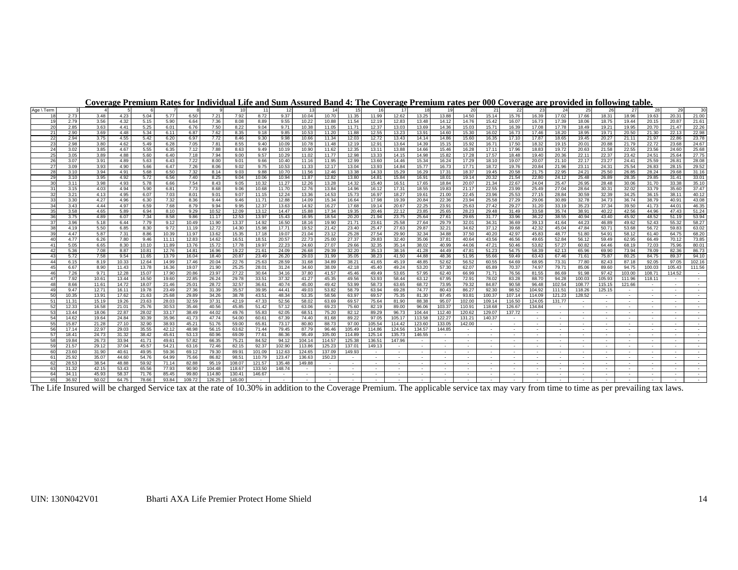**Coverage Premium Rates for Individual Life and Sum Assured Band 4: The Coverage Premium rates per 000 Coverage are provided in following table.**

| Age \ Term | 3 | 4 | 5 | 6 | 7 | 8 | 9 | 10 | 11 | 12 | 13 | 14 | 15 | 16 | 17 | 18 | 19 | 20 | 21 | 22 | 23 | 24 | 25 | 26 | 27 | 28 | 29 | 30 |
|---|---|---|---|---|---|---|---|---|---|---|---|---|---|---|---|---|---|---|---|---|---|---|---|---|---|---|---|---|
| 18 | 2.73 | 3.48 | 4.23 | 5.04 | 5.77 | 6.50 | 7.21 | 7.92 | 8.72 | 9.37 | 10.04 | 10.70 | 11.35 | 11.99 | 12.62 | 13.25 | 13.88 | 14.50 | 15.14 | 15.76 | 16.39 | 17.02 | 17.66 | 18.31 | 18.96 | 19.63 | 20.31 | 21.00 |
| 19 | 2.79 | 3.56 | 4.32 | 5.15 | 5.90 | 6.64 | 7.36 | 8.08 | 8.89 | 9.55 | 10.22 | 10.88 | 11.54 | 12.19 | 12.83 | 13.48 | 14.12 | 14.76 | 15.42 | 16.07 | 16.73 | 17.39 | 18.06 | 18.75 | 19.44 | 20.15 | 20.87 | 21.61 |
| 20 | 2.85 | 3.63 | 4.41 | 5.25 | 6.01 | 6.76 | 7.50 | 8.22 | 9.04 | 9.71 | 10.38 | 11.05 | 11.71 | 12.37 | 13.03 | 13.69 | 14.36 | 15.03 | 15.71 | 16.39 | 17.08 | 17.78 | 18.49 | 19.21 | 19.95 | 20.70 | 21.47 | 22.26 |
| 21 | 2.90 | 3.69 | 4.48 | 5.34 | 6.11 | 6.87 | 7.62 | 8.35 | 9.18 | 9.85 | 10.53 | 11.20 | 11.88 | 12.55 | 13.23 | 13.91 | 14.60 | 15.30 | 16.02 | 16.73 | 17.46 | 18.20 | 18.95 | 19.71 | 20.50 | 21.30 | 22.13 | 22.98 |
| 22 | 2.94 | 3.75 | 4.55 | 5.42 | 6.20 | 6.97 | 7.72 | 8.46 | 9.30 | 9.98 | 10.66 | 11.34 | 12.03 | 12.72 | 13.43 | 14.14 | 14.86 | 15.60 | 16.35 | 17.10 | 17.87 | 18.65 | 19.45 | 20.27 | 21.11 | 21.97 | 22.86 | 23.78 |
| 23 | 2.98 | 3.80 | 4.62 | 5.49 | 6.28 | 7.05 | 7.81 | 8.55 | 9.40 | 10.09 | 10.78 | 11.48 | 12.19 | 12.91 | 13.64 | 14.39 | 15.15 | 15.92 | 16.71 | 17.50 | 18.32 | 19.15 | 20.01 | 20.88 | 21.79 | 22.72 | 23.68 | 24.67 |
| 24 | 3.02 | 3.85 | 4.67 | 5.55 | 6.35 | 7.12 | 7.88 | 8.63 | 9.49 | 10.19 | 10.90 | 11.62 | 12.35 | 13.11 | 13.88 | 14.66 | 15.46 | 16.28 | 17.11 | 17.96 | 18.83 | 19.72 | 20.63 | 21.58 | 22.55 | 23.56 | 24.60 | 25.68 |
| 25 | 3.05 | 3.89 | 4.88 | 5.60 | 6.40 | 7.18 | 7.94 | 9.00 | 9.57 | 10.29 | 11.02 | 11.77 | 12.98 | 13.33 | 14.15 | 14.98 | 15.82 | 17.28 | 17.57 | 18.48 | 19.40 | 20.36 | 22.11 | 22.37 | 23.42 | 24.51 | 25.64 | 27.75 |
| 26 | 3.07 | 3.91 | 4.89 | 5.63 | 6.43 | 7.22 | 8.00 | 9.01 | 9.66 | 10.40 | 11.16 | 11.95 | 12.99 | 13.60 | 14.46 | 15.34 | 16.24 | 17.29 | 18.10 | 19.07 | 20.07 | 21.10 | 22.17 | 23.27 | 24.41 | 25.59 | 26.81 | 28.08 |
| 27 | 3.09 | 3.93 | 4.90 | 5.66 | 6.47 | 7.26 | 8.06 | 9.02 | 9.75 | 10.53 | 11.33 | 12.17 | 13.04 | 13.93 | 14.84 | 15.77 | 16.73 | 17.71 | 18.72 | 19.76 | 20.84 | 21.96 | 23.11 | 24.31 | 25.54 | 26.83 | 28.15 | 29.52 |
| 28 | 3.10 | 3.94 | 4.91 | 5.68 | 6.50 | 7.32 | 8.14 | 9.03 | 9.88 | 10.70 | 11.56 | 12.46 | 13.38 | 14.33 | 15.29 | 16.29 | 17.31 | 18.37 | 19.45 | 20.58 | 21.75 | 22.95 | 24.21 | 25.50 | 26.85 | 28.24 | 29.68 | 31.16 |
| 29 | 3.10 | 3.95 | 4.92 | 5.72 | 6.56 | 7.40 | 8.25 | 9.04 | 10.06 | 10.94 | 11.87 | 12.82 | 13.80 | 14.81 | 15.84 | 16.91 | 18.01 | 19.14 | 20.32 | 21.54 | 22.80 | 24.12 | 25.48 | 26.89 | 28.35 | 29.85 | 31.41 | 33.01 |
| 30 | 3.11 | 3.98 | 4.93 | 5.78 | 6.66 | 7.54 | 8.43 | 9.05 | 10.32 | 11.27 | 12.26 | 13.28 | 14.32 | 15.40 | 16.51 | 17.65 | 18.84 | 20.07 | 21.34 | 22.67 | 24.04 | 25.47 | 26.95 | 28.48 | 30.06 | 31.70 | 33.38 | 35.10 |
| 31 | 3.15 | 4.03 | 4.94 | 5.90 | 6.81 | 7.73 | 8.68 | 9.06 | 10.68 | 11.70 | 12.76 | 13.84 | 14.96 | 16.12 | 17.31 | 18.55 | 19.83 | 21.17 | 22.55 | 23.99 | 25.49 | 27.04 | 28.64 | 30.31 | 32.02 | 33.79 | 35.60 | 37.47 |
| 32 | 3.21 | 4.13 | 4.95 | 6.07 | 7.03 | 8.01 | 9.01 | 9.07 | 11.15 | 12.24 | 13.36 | 14.53 | 15.73 | 16.97 | 18.27 | 19.61 | 21.00 | 22.45 | 23.96 | 25.53 | 27.15 | 28.84 | 30.59 | 32.39 | 34.25 | 36.15 | 38.11 | 40.12 |
| 33 | 3.30 | 4.27 | 4.96 | 6.30 | 7.32 | 8.36 | 9.44 | 9.46 | 11.71 | 12.88 | 14.09 | 15.34 | 16.64 | 17.98 | 19.39 | 20.84 | 22.36 | 23.94 | 25.58 | 27.29 | 29.06 | 30.89 | 32.78 | 34.73 | 36.74 | 38.79 | 40.91 | 43.08 |
| 34 | 3.43 | 4.44 | 4.97 | 6.59 | 7.68 | 8.79 | 9.94 | 9.95 | 12.37 | 13.63 | 14.92 | 16.27 | 17.68 | 19.14 | 20.67 | 22.25 | 23.91 | 25.63 | 27.42 | 29.27 | 31.20 | 33.19 | 35.23 | 37.34 | 39.50 | 41.73 | 44.01 | 46.35 |
| 35 | 3.58 | 4.65 | 5.89 | 6.94 | 8.10 | 9.29 | 10.52 | 12.09 | 13.12 | 14.47 | 15.88 | 17.34 | 19.35 | 20.46 | 22.12 | 23.85 | 25.65 | 28.23 | 29.48 | 31.49 | 33.58 | 35.74 | 38.91 | 40.22 | 42.56 | 44.96 | 47.43 | 51.24 |
| 36 | 3.75 | 4.89 | 6.07 | 7.34 | 8.58 | 9.86 | 11.17 | 12.53 | 13.97 | 15.43 | 16.95 | 18.54 | 20.20 | 21.94 | 23.75 | 25.64 | 27.61 | 29.65 | 31.77 | 33.96 | 36.22 | 38.55 | 40.94 | 43.40 | 45.92 | 48.52 | 51.19 | 53.94 |
| 37 | 3.96 | 5.18 | 6.44 | 7.79 | 9.12 | 10.49 | 11.90 | 13.37 | 14.92 | 16.50 | 18.16 | 19.90 | 21.71 | 23.61 | 25.58 | 27.64 | 29.79 | 32.01 | 34.31 | 36.69 | 39.13 | 41.64 | 44.23 | 46.89 | 49.62 | 52.43 | 55.32 | 58.27 |
| 38 | 4.19 | 5.50 | 6.85 | 8.30 | 9.72 | 11.19 | 12.72 | 14.30 | 15.98 | 17.71 | 19.52 | 21.42 | 23.40 | 25.47 | 27.63 | 29.87 | 32.21 | 34.62 | 37.12 | 39.68 | 42.32 | 45.04 | 47.84 | 50.71 | 53.68 | 56.72 | 59.83 | 63.02 |
| 39 | 4.47 | 5.87 | 7.31 | 8.86 | 10.39 | 11.97 | 13.62 | 15.35 | 17.18 | 19.07 | 21.04 | 23.12 | 25.28 | 27.54 | 29.90 | 32.34 | 34.88 | 37.50 | 40.20 | 42.97 | 45.83 | 48.77 | 51.80 | 54.91 | 58.12 | 61.40 | 64.75 | 68.20 |
| 40 | 4.77 | 6.26 | 7.80 | 9.46 | 11.11 | 12.83 | 14.62 | 16.51 | 18.51 | 20.57 | 22.73 | 25.00 | 27.37 | 29.83 | 32.40 | 35.06 | 37.81 | 40.64 | 43.56 | 46.56 | 49.65 | 52.84 | 56.12 | 59.49 | 62.95 | 66.49 | 70.12 | 73.85 |
| 41 | 5.05 | 6.65 | 8.30 | 10.10 | 11.89 | 13.76 | 15.72 | 17.78 | 19.97 | 22.23 | 24.60 | 27.07 | 29.66 | 32.35 | 35.14 | 38.02 | 40.99 | 44.06 | 47.21 | 50.46 | 53.82 | 57.27 | 60.82 | 64.46 | 68.19 | 72.03 | 75.96 | 80.01 |
| 42 | 5.36 | 7.08 | 8.87 | 10.81 | 12.76 | 14.81 | 16.96 | 19.22 | 21.61 | 24.09 | 26.68 | 29.39 | 32.20 | 35.13 | 38.16 | 41.28 | 44.49 | 47.81 | 51.23 | 54.75 | 58.39 | 62.13 | 65.96 | 69.90 | 73.94 | 78.09 | 82.36 | 86.73 |
| 43 | 5.72 | 7.58 | 9.54 | 11.65 | 13.79 | 16.04 | 18.40 | 20.87 | 23.49 | 26.20 | 29.03 | 31.99 | 35.05 | 38.23 | 41.50 | 44.88 | 48.36 | 51.95 | 55.66 | 59.49 | 63.43 | 67.46 | 71.61 | 75.87 | 80.25 | 84.75 | 89.37 | 94.10 |
| 44 | 6.15 | 8.19 | 10.33 | 12.64 | 14.99 | 17.46 | 20.04 | 22.76 | 25.63 | 28.59 | 31.68 | 34.89 | 38.21 | 41.65 | 45.19 | 48.85 | 52.62 | 56.52 | 60.55 | 64.69 | 68.95 | 73.31 | 77.80 | 82.43 | 87.18 | 92.05 | 97.05 | 102.16 |
| 45 | 6.67 | 8.90 | 11.43 | 13.78 | 16.36 | 19.07 | 21.90 | 25.25 | 28.01 | 31.24 | 34.60 | 38.09 | 42.18 | 45.40 | 49.24 | 53.20 | 57.30 | 62.07 | 65.89 | 70.37 | 74.97 | 79.71 | 85.06 | 89.60 | 94.75 | 100.03 | 105.43 | 111.56 |
| 46 | 7.26 | 9.71 | 12.28 | 15.07 | 17.90 | 20.86 | 23.97 | 27.22 | 30.64 | 34.16 | 37.80 | 41.57 | 45.46 | 49.49 | 53.65 | 57.95 | 62.40 | 66.99 | 71.71 | 76.56 | 81.55 | 86.69 | 91.98 | 97.42 | 103.00 | 108.71 | 114.52 | - |
| 47 | 7.92 | 10.61 | 13.44 | 16.50 | 19.60 | 22.85 | 26.24 | 29.78 | 33.51 | 37.32 | 41.27 | 45.35 | 49.56 | 53.93 | 58.44 | 63.12 | 67.95 | 72.91 | 78.02 | 83.28 | 88.70 | 94.28 | 100.03 | 105.93 | 111.96 | 118.11 | - | - |
| 48 | 8.66 | 11.61 | 14.72 | 18.07 | 21.46 | 25.01 | 28.72 | 32.57 | 36.61 | 40.74 | 45.00 | 49.42 | 53.99 | 58.73 | 63.65 | 68.72 | 73.95 | 79.32 | 84.87 | 90.58 | 96.48 | 102.54 | 108.77 | 115.15 | 121.66 | - | - | - |
| 49 | 9.47 | 12.71 | 16.11 | 19.78 | 23.49 | 27.36 | 31.39 | 35.57 | 39.95 | 44.41 | 49.03 | 53.82 | 58.79 | 63.94 | 69.28 | 74.77 | 80.43 | 86.27 | 92.30 | 98.52 | 104.92 | 111.51 | 118.26 | 125.15 | - | - | - | - |
| 50 | 10.35 | 13.91 | 17.62 | 21.63 | 25.68 | 29.89 | 34.26 | 38.78 | 43.51 | 48.34 | 53.35 | 58.56 | 63.97 | 69.57 | 75.35 | 81.30 | 87.45 | 93.81 | 100.37 | 107.14 | 114.09 | 121.23 | 128.52 | - | - | - | - | - |
| 51 | 11.31 | 15.19 | 19.26 | 23.63 | 28.03 | 32.59 | 37.31 | 42.19 | 47.33 | 52.56 | 58.02 | 63.69 | 69.57 | 75.64 | 81.90 | 88.38 | 95.07 | 102.00 | 109.14 | 116.50 | 124.05 | 131.77 | - | - | - | - | - | - |
| 52 | 12.33 | 16.58 | 21.01 | 25.76 | 30.53 | 35.46 | 40.56 | 45.85 | 51.42 | 57.12 | 63.06 | 69.23 | 75.60 | 82.19 | 89.00 | 96.06 | 103.37 | 110.91 | 118.68 | 126.67 | 134.84 | - | - | - | - | - | - | - |
| 53 | 13.44 | 18.06 | 22.87 | 28.02 | 33.17 | 38.49 | 44.02 | 49.76 | 55.83 | 62.05 | 68.51 | 75.20 | 82.12 | 89.29 | 96.73 | 104.44 | 112.40 | 120.62 | 129.07 | 137.72 | - | - | - | - | - | - | - | - |
| 54 | 14.62 | 19.64 | 24.84 | 30.39 | 35.96 | 41.73 | 47.74 | 54.00 | 60.61 | 67.39 | 74.40 | 81.68 | 89.22 | 97.05 | 105.17 | 113.58 | 122.27 | 131.21 | 140.37 | - | - | - | - | - | - | - | - | - |
| 55 | 15.87 | 21.28 | 27.10 | 32.90 | 38.93 | 45.21 | 51.76 | 59.00 | 65.81 | 73.17 | 80.80 | 88.73 | 97.00 | 105.54 | 114.42 | 123.60 | 133.05 | 142.00 | - | - | - | - | - | - | - | - | - | - |
| 56 | 17.14 | 22.97 | 29.03 | 35.55 | 42.12 | 48.98 | 56.15 | 63.62 | 71.44 | 79.45 | 87.79 | 96.46 | 105.49 | 114.86 | 124.56 | 134.57 | 144.85 | - | - | - | - | - | - | - | - | - | - | - |
| 57 | 18.41 | 24.73 | 31.32 | 38.42 | 45.61 | 53.13 | 60.96 | 69.09 | 77.61 | 86.36 | 95.49 | 105.00 | 114.89 | 125.14 | 135.73 | 146.55 | - | - | - | - | - | - | - | - | - | - | - | - |
| 58 | 19.84 | 26.73 | 33.94 | 41.71 | 49.61 | 57.82 | 66.35 | 75.21 | 84.52 | 94.12 | 104.14 | 114.57 | 125.38 | 136.51 | 147.96 | - | - | - | - | - | - | - | - | - | - | - | - | - |
| 59 | 21.57 | 29.12 | 37.04 | 45.57 | 54.21 | 63.16 | 72.46 | 82.15 | 92.37 | 102.90 | 113.86 | 125.23 | 137.01 | 149.13 | - | - | - | - | - | - | - | - | - | - | - | - | - | - |
| 60 | 23.60 | 31.90 | 40.61 | 49.95 | 59.36 | 69.12 | 79.30 | 89.91 | 101.09 | 112.63 | 124.65 | 137.09 | 149.93 | - | - | - | - | - | - | - | - | - | - | - | - | - | - | - |
| 61 | 25.92 | 35.07 | 44.60 | 54.76 | 64.99 | 75.66 | 86.82 | 98.51 | 110.79 | 123.47 | 136.63 | 150.23 | - | - | - | - | - | - | - | - | - | - | - | - | - | - | - | - |
| 62 | 28.53 | 38.54 | 48.88 | 59.92 | 71.14 | 82.88 | 95.19 | 108.07 | 121.57 | 135.48 | 149.88 | - | - | - | - | - | - | - | - | - | - | - | - | - | - | - | - | - |
| 63 | 31.32 | 42.15 | 53.43 | 65.56 | 77.93 | 90.90 | 104.48 | 118.67 | 133.50 | 148.74 | - | - | - | - | - | - | - | - | - | - | - | - | - | - | - | - | - | - |
| 64 | 34.11 | 45.93 | 58.37 | 71.76 | 85.45 | 99.80 | 114.80 | 130.41 | 146.67 | - | - | - | - | - | - | - | - | - | - | - | - | - | - | - | - | - | - | - |
| 65 | 36.92 | 50.02 | 64.75 | 78.66 | 93.84 | 109.72 | 126.25 | 145.00 | - | - | - | - | - | - | - | - | - | - | - | - | - | - | - | - | - | - | - | - |

The Life Insured will be charged Service tax at the rate of 10.30% in addition to the Coverage Premium. The applicable service tax may vary from time to time as per prevailing tax laws.

UIN: 130N042V01 Bharti AXA Life Premier Protect Home Shield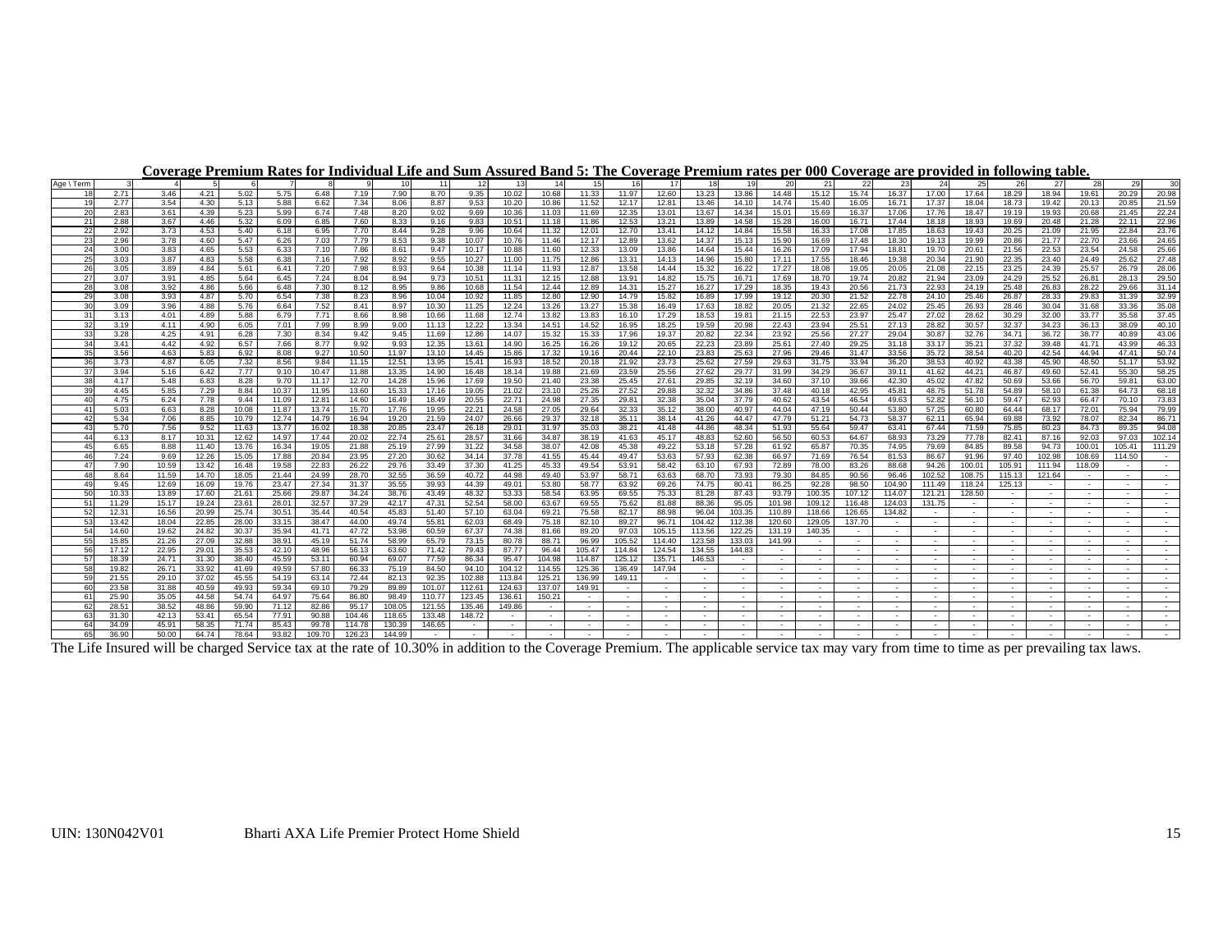**Coverage Premium Rates for Individual Life and Sum Assured Band 5: The Coverage Premium rates per 000 Coverage are provided in following table.**

| Age \ Term | 3 | 4 | 5 | 6 | 7 | 8 | 9 | 10 | 11 | 12 | 13 | 14 | 15 | 16 | 17 | 18 | 19 | 20 | 21 | 22 | 23 | 24 | 25 | 26 | 27 | 28 | 29 | 30 |
|---|---|---|---|---|---|---|---|---|---|---|---|---|---|---|---|---|---|---|---|---|---|---|---|---|---|---|---|---|
| 18 | 2.71 | 3.46 | 4.21 | 5.02 | 5.75 | 6.48 | 7.19 | 7.90 | 8.70 | 9.35 | 10.02 | 10.68 | 11.33 | 11.97 | 12.60 | 13.23 | 13.86 | 14.48 | 15.12 | 15.74 | 16.37 | 17.00 | 17.64 | 18.29 | 18.94 | 19.61 | 20.29 | 20.98 |
| 19 | 2.77 | 3.54 | 4.30 | 5.13 | 5.88 | 6.62 | 7.34 | 8.06 | 8.87 | 9.53 | 10.20 | 10.86 | 11.52 | 12.17 | 12.81 | 13.46 | 14.10 | 14.74 | 15.40 | 16.05 | 16.71 | 17.37 | 18.04 | 18.73 | 19.42 | 20.13 | 20.85 | 21.59 |
| 20 | 2.83 | 3.61 | 4.39 | 5.23 | 5.99 | 6.74 | 7.48 | 8.20 | 9.02 | 9.69 | 10.36 | 11.03 | 11.69 | 12.35 | 13.01 | 13.67 | 14.34 | 15.01 | 15.69 | 16.37 | 17.06 | 17.76 | 18.47 | 19.19 | 19.93 | 20.68 | 21.45 | 22.24 |
| 21 | 2.88 | 3.67 | 4.46 | 5.32 | 6.09 | 6.85 | 7.60 | 8.33 | 9.16 | 9.83 | 10.51 | 11.18 | 11.86 | 12.53 | 13.21 | 13.89 | 14.58 | 15.28 | 16.00 | 16.71 | 17.44 | 18.18 | 18.93 | 19.69 | 20.48 | 21.28 | 22.11 | 22.96 |
| 22 | 2.92 | 3.73 | 4.53 | 5.40 | 6.18 | 6.95 | 7.70 | 8.44 | 9.28 | 9.96 | 10.64 | 11.32 | 12.01 | 12.70 | 13.41 | 14.12 | 14.84 | 15.58 | 16.33 | 17.08 | 17.85 | 18.63 | 19.43 | 20.25 | 21.09 | 21.95 | 22.84 | 23.76 |
| 23 | 2.96 | 3.78 | 4.60 | 5.47 | 6.26 | 7.03 | 7.79 | 8.53 | 9.38 | 10.07 | 10.76 | 11.46 | 12.17 | 12.89 | 13.62 | 14.37 | 15.13 | 15.90 | 16.69 | 17.48 | 18.30 | 19.13 | 19.99 | 20.86 | 21.77 | 22.70 | 23.66 | 24.65 |
| 24 | 3.00 | 3.83 | 4.65 | 5.53 | 6.33 | 7.10 | 7.86 | 8.61 | 9.47 | 10.17 | 10.88 | 11.60 | 12.33 | 13.09 | 13.86 | 14.64 | 15.44 | 16.26 | 17.09 | 17.94 | 18.81 | 19.70 | 20.61 | 21.56 | 22.53 | 23.54 | 24.58 | 25.66 |
| 25 | 3.03 | 3.87 | 4.83 | 5.58 | 6.38 | 7.16 | 7.92 | 8.92 | 9.55 | 10.27 | 11.00 | 11.75 | 12.86 | 13.31 | 14.13 | 14.96 | 15.80 | 17.11 | 17.55 | 18.46 | 19.38 | 20.34 | 21.90 | 22.35 | 23.40 | 24.49 | 25.62 | 27.48 |
| 26 | 3.05 | 3.89 | 4.84 | 5.61 | 6.41 | 7.20 | 7.98 | 8.93 | 9.64 | 10.38 | 11.14 | 11.93 | 12.87 | 13.58 | 14.44 | 15.32 | 16.22 | 17.27 | 18.08 | 19.05 | 20.05 | 21.08 | 22.15 | 23.25 | 24.39 | 25.57 | 26.79 | 28.06 |
| 27 | 3.07 | 3.91 | 4.85 | 5.64 | 6.45 | 7.24 | 8.04 | 8.94 | 9.73 | 10.51 | 11.31 | 12.15 | 12.88 | 13.91 | 14.82 | 15.75 | 16.71 | 17.69 | 18.70 | 19.74 | 20.82 | 21.94 | 23.09 | 24.29 | 25.52 | 26.81 | 28.13 | 29.50 |
| 28 | 3.08 | 3.92 | 4.86 | 5.66 | 6.48 | 7.30 | 8.12 | 8.95 | 9.86 | 10.68 | 11.54 | 12.44 | 12.89 | 14.31 | 15.27 | 16.27 | 17.29 | 18.35 | 19.43 | 20.56 | 21.73 | 22.93 | 24.19 | 25.48 | 26.83 | 28.22 | 29.66 | 31.14 |
| 29 | 3.08 | 3.93 | 4.87 | 5.70 | 6.54 | 7.38 | 8.23 | 8.96 | 10.04 | 10.92 | 11.85 | 12.80 | 12.90 | 14.79 | 15.82 | 16.89 | 17.99 | 19.12 | 20.30 | 21.52 | 22.78 | 24.10 | 25.46 | 26.87 | 28.33 | 29.83 | 31.39 | 32.99 |
| 30 | 3.09 | 3.96 | 4.88 | 5.76 | 6.64 | 7.52 | 8.41 | 8.97 | 10.30 | 11.25 | 12.24 | 13.26 | 13.27 | 15.38 | 16.49 | 17.63 | 18.82 | 20.05 | 21.32 | 22.65 | 24.02 | 25.45 | 26.93 | 28.46 | 30.04 | 31.68 | 33.36 | 35.08 |
| 31 | 3.13 | 4.01 | 4.89 | 5.88 | 6.79 | 7.71 | 8.66 | 8.98 | 10.66 | 11.68 | 12.74 | 13.82 | 13.83 | 16.10 | 17.29 | 18.53 | 19.81 | 21.15 | 22.53 | 23.97 | 25.47 | 27.02 | 28.62 | 30.29 | 32.00 | 33.77 | 35.58 | 37.45 |
| 32 | 3.19 | 4.11 | 4.90 | 6.05 | 7.01 | 7.99 | 8.99 | 9.00 | 11.13 | 12.22 | 13.34 | 14.51 | 14.52 | 16.95 | 18.25 | 19.59 | 20.98 | 22.43 | 23.94 | 25.51 | 27.13 | 28.82 | 30.57 | 32.37 | 34.23 | 36.13 | 38.09 | 40.10 |
| 33 | 3.28 | 4.25 | 4.91 | 6.28 | 7.30 | 8.34 | 9.42 | 9.45 | 11.69 | 12.86 | 14.07 | 15.32 | 15.33 | 17.96 | 19.37 | 20.82 | 22.34 | 23.92 | 25.56 | 27.27 | 29.04 | 30.87 | 32.76 | 34.71 | 36.72 | 38.77 | 40.89 | 43.06 |
| 34 | 3.41 | 4.42 | 4.92 | 6.57 | 7.66 | 8.77 | 9.92 | 9.93 | 12.35 | 13.61 | 14.90 | 16.25 | 16.26 | 19.12 | 20.65 | 22.23 | 23.89 | 25.61 | 27.40 | 29.25 | 31.18 | 33.17 | 35.21 | 37.32 | 39.48 | 41.71 | 43.99 | 46.33 |
| 35 | 3.56 | 4.63 | 5.83 | 6.92 | 8.08 | 9.27 | 10.50 | 11.97 | 13.10 | 14.45 | 15.86 | 17.32 | 19.16 | 20.44 | 22.10 | 23.83 | 25.63 | 27.96 | 29.46 | 31.47 | 33.56 | 35.72 | 38.54 | 40.20 | 42.54 | 44.94 | 47.41 | 50.74 |
| 36 | 3.73 | 4.87 | 6.05 | 7.32 | 8.56 | 9.84 | 11.15 | 12.51 | 13.95 | 15.41 | 16.93 | 18.52 | 20.18 | 21.92 | 23.73 | 25.62 | 27.59 | 29.63 | 31.75 | 33.94 | 36.20 | 38.53 | 40.92 | 43.38 | 45.90 | 48.50 | 51.17 | 53.92 |
| 37 | 3.94 | 5.16 | 6.42 | 7.77 | 9.10 | 10.47 | 11.88 | 13.35 | 14.90 | 16.48 | 18.14 | 19.88 | 21.69 | 23.59 | 25.56 | 27.62 | 29.77 | 31.99 | 34.29 | 36.67 | 39.11 | 41.62 | 44.21 | 46.87 | 49.60 | 52.41 | 55.30 | 58.25 |
| 38 | 4.17 | 5.48 | 6.83 | 8.28 | 9.70 | 11.17 | 12.70 | 14.28 | 15.96 | 17.69 | 19.50 | 21.40 | 23.38 | 25.45 | 27.61 | 29.85 | 32.19 | 34.60 | 37.10 | 39.66 | 42.30 | 45.02 | 47.82 | 50.69 | 53.66 | 56.70 | 59.81 | 63.00 |
| 39 | 4.45 | 5.85 | 7.29 | 8.84 | 10.37 | 11.95 | 13.60 | 15.33 | 17.16 | 19.05 | 21.02 | 23.10 | 25.26 | 27.52 | 29.88 | 32.32 | 34.86 | 37.48 | 40.18 | 42.95 | 45.81 | 48.75 | 51.78 | 54.89 | 58.10 | 61.38 | 64.73 | 68.18 |
| 40 | 4.75 | 6.24 | 7.78 | 9.44 | 11.09 | 12.81 | 14.60 | 16.49 | 18.49 | 20.55 | 22.71 | 24.98 | 27.35 | 29.81 | 32.38 | 35.04 | 37.79 | 40.62 | 43.54 | 46.54 | 49.63 | 52.82 | 56.10 | 59.47 | 62.93 | 66.47 | 70.10 | 73.83 |
| 41 | 5.03 | 6.63 | 8.28 | 10.08 | 11.87 | 13.74 | 15.70 | 17.76 | 19.95 | 22.21 | 24.58 | 27.05 | 29.64 | 32.33 | 35.12 | 38.00 | 40.97 | 44.04 | 47.19 | 50.44 | 53.80 | 57.25 | 60.80 | 64.44 | 68.17 | 72.01 | 75.94 | 79.99 |
| 42 | 5.34 | 7.06 | 8.85 | 10.79 | 12.74 | 14.79 | 16.94 | 19.20 | 21.59 | 24.07 | 26.66 | 29.37 | 32.18 | 35.11 | 38.14 | 41.26 | 44.47 | 47.79 | 51.21 | 54.73 | 58.37 | 62.11 | 65.94 | 69.88 | 73.92 | 78.07 | 82.34 | 86.71 |
| 43 | 5.70 | 7.56 | 9.52 | 11.63 | 13.77 | 16.02 | 18.38 | 20.85 | 23.47 | 26.18 | 29.01 | 31.97 | 35.03 | 38.21 | 41.48 | 44.86 | 48.34 | 51.93 | 55.64 | 59.47 | 63.41 | 67.44 | 71.59 | 75.85 | 80.23 | 84.73 | 89.35 | 94.08 |
| 44 | 6.13 | 8.17 | 10.31 | 12.62 | 14.97 | 17.44 | 20.02 | 22.74 | 25.61 | 28.57 | 31.66 | 34.87 | 38.19 | 41.63 | 45.17 | 48.83 | 52.60 | 56.50 | 60.53 | 64.67 | 68.93 | 73.29 | 77.78 | 82.41 | 87.16 | 92.03 | 97.03 | 102.14 |
| 45 | 6.65 | 8.88 | 11.40 | 13.76 | 16.34 | 19.05 | 21.88 | 25.19 | 27.99 | 31.22 | 34.58 | 38.07 | 42.08 | 45.38 | 49.22 | 53.18 | 57.28 | 61.92 | 65.87 | 70.35 | 74.95 | 79.69 | 84.85 | 89.58 | 94.73 | 100.01 | 105.41 | 111.29 |
| 46 | 7.24 | 9.69 | 12.26 | 15.05 | 17.88 | 20.84 | 23.95 | 27.20 | 30.62 | 34.14 | 37.78 | 41.55 | 45.44 | 49.47 | 53.63 | 57.93 | 62.38 | 66.97 | 71.69 | 76.54 | 81.53 | 86.67 | 91.96 | 97.40 | 102.98 | 108.69 | 114.50 | - |
| 47 | 7.90 | 10.59 | 13.42 | 16.48 | 19.58 | 22.83 | 26.22 | 29.76 | 33.49 | 37.30 | 41.25 | 45.33 | 49.54 | 53.91 | 58.42 | 63.10 | 67.93 | 72.89 | 78.00 | 83.26 | 88.68 | 94.26 | 100.01 | 105.91 | 111.94 | 118.09 | - | - |
| 48 | 8.64 | 11.59 | 14.70 | 18.05 | 21.44 | 24.99 | 28.70 | 32.55 | 36.59 | 40.72 | 44.98 | 49.40 | 53.97 | 58.71 | 63.63 | 68.70 | 73.93 | 79.30 | 84.85 | 90.56 | 96.46 | 102.52 | 108.75 | 115.13 | 121.64 | - | - | - |
| 49 | 9.45 | 12.69 | 16.09 | 19.76 | 23.47 | 27.34 | 31.37 | 35.55 | 39.93 | 44.39 | 49.01 | 53.80 | 58.77 | 63.92 | 69.26 | 74.75 | 80.41 | 86.25 | 92.28 | 98.50 | 104.90 | 111.49 | 118.24 | 125.13 | - | - | - | - |
| 50 | 10.33 | 13.89 | 17.60 | 21.61 | 25.66 | 29.87 | 34.24 | 38.76 | 43.49 | 48.32 | 53.33 | 58.54 | 63.95 | 69.55 | 75.33 | 81.28 | 87.43 | 93.79 | 100.35 | 107.12 | 114.07 | 121.21 | 128.50 | - | - | - | - | - |
| 51 | 11.29 | 15.17 | 19.24 | 23.61 | 28.01 | 32.57 | 37.29 | 42.17 | 47.31 | 52.54 | 58.00 | 63.67 | 69.55 | 75.62 | 81.88 | 88.36 | 95.05 | 101.98 | 109.12 | 116.48 | 124.03 | 131.75 | - | - | - | - | - | - |
| 52 | 12.31 | 16.56 | 20.99 | 25.74 | 30.51 | 35.44 | 40.54 | 45.83 | 51.40 | 57.10 | 63.04 | 69.21 | 75.58 | 82.17 | 88.98 | 96.04 | 103.35 | 110.89 | 118.66 | 126.65 | 134.82 | - | - | - | - | - | - | - |
| 53 | 13.42 | 18.04 | 22.85 | 28.00 | 33.15 | 38.47 | 44.00 | 49.74 | 55.81 | 62.03 | 68.49 | 75.18 | 82.10 | 89.27 | 96.71 | 104.42 | 112.38 | 120.60 | 129.05 | 137.70 | - | - | - | - | - | - | - | - |
| 54 | 14.60 | 19.62 | 24.82 | 30.37 | 35.94 | 41.71 | 47.72 | 53.98 | 60.59 | 67.37 | 74.38 | 81.66 | 89.20 | 97.03 | 105.15 | 113.56 | 122.25 | 131.19 | 140.35 | - | - | - | - | - | - | - | - | - |
| 55 | 15.85 | 21.26 | 27.09 | 32.88 | 38.91 | 45.19 | 51.74 | 58.99 | 65.79 | 73.15 | 80.78 | 88.71 | 96.99 | 105.52 | 114.40 | 123.58 | 133.03 | 141.99 | - | - | - | - | - | - | - | - | - | - |
| 56 | 17.12 | 22.95 | 29.01 | 35.53 | 42.10 | 48.96 | 56.13 | 63.60 | 71.42 | 79.43 | 87.77 | 96.44 | 105.47 | 114.84 | 124.54 | 134.55 | 144.83 | - | - | - | - | - | - | - | - | - | - | - |
| 57 | 18.39 | 24.71 | 31.30 | 38.40 | 45.59 | 53.11 | 60.94 | 69.07 | 77.59 | 86.34 | 95.47 | 104.98 | 114.87 | 125.12 | 135.71 | 146.53 | - | - | - | - | - | - | - | - | - | - | - | - |
| 58 | 19.82 | 26.71 | 33.92 | 41.69 | 49.59 | 57.80 | 66.33 | 75.19 | 84.50 | 94.10 | 104.12 | 114.55 | 125.36 | 136.49 | 147.94 | - | - | - | - | - | - | - | - | - | - | - | - | - |
| 59 | 21.55 | 29.10 | 37.02 | 45.55 | 54.19 | 63.14 | 72.44 | 82.13 | 92.35 | 102.88 | 113.84 | 125.21 | 136.99 | 149.11 | - | - | - | - | - | - | - | - | - | - | - | - | - | - |
| 60 | 23.58 | 31.88 | 40.59 | 49.93 | 59.34 | 69.10 | 79.29 | 89.89 | 101.07 | 112.61 | 124.63 | 137.07 | 149.91 | - | - | - | - | - | - | - | - | - | - | - | - | - | - | - |
| 61 | 25.90 | 35.05 | 44.58 | 54.74 | 64.97 | 75.64 | 86.80 | 98.49 | 110.77 | 123.45 | 136.61 | 150.21 | - | - | - | - | - | - | - | - | - | - | - | - | - | - | - | - |
| 62 | 28.51 | 38.52 | 48.86 | 59.90 | 71.12 | 82.86 | 95.17 | 108.05 | 121.55 | 135.46 | 149.86 | - | - | - | - | - | - | - | - | - | - | - | - | - | - | - | - | - |
| 63 | 31.30 | 42.13 | 53.41 | 65.54 | 77.91 | 90.88 | 104.46 | 118.65 | 133.48 | 148.72 | - | - | - | - | - | - | - | - | - | - | - | - | - | - | - | - | - | - |
| 64 | 34.09 | 45.91 | 58.35 | 71.74 | 85.43 | 99.78 | 114.78 | 130.39 | 146.65 | - | - | - | - | - | - | - | - | - | - | - | - | - | - | - | - | - | - | - |
| 65 | 36.90 | 50.00 | 64.74 | 78.64 | 93.82 | 109.70 | 126.23 | 144.99 | - | - | - | - | - | - | - | - | - | - | - | - | - | - | - | - | - | - | - | - |

The Life Insured will be charged Service tax at the rate of 10.30% in addition to the Coverage Premium. The applicable service tax may vary from time to time as per prevailing tax laws.

UIN: 130N042V01 Bharti AXA Life Premier Protect Home Shield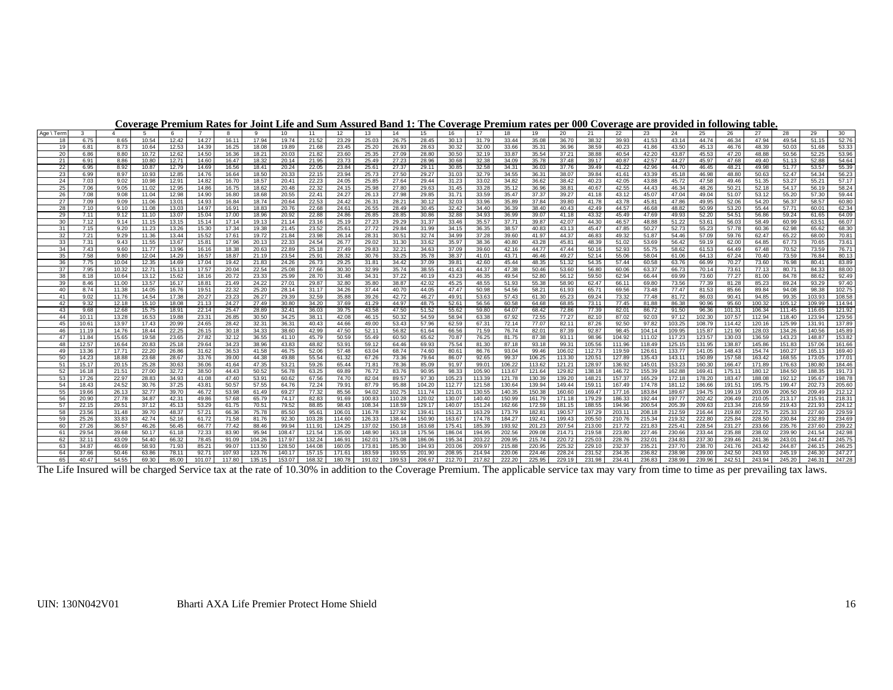**Coverage Premium Rates for Joint Life and Sum Assured Band 1: The Coverage Premium rates per 000 Coverage are provided in following table.**

| Age \ Term | 3 | 4 | 5 | 6 | 7 | 8 | 9 | 10 | 11 | 12 | 13 | 14 | 15 | 16 | 17 | 18 | 19 | 20 | 21 | 22 | 23 | 24 | 25 | 26 | 27 | 28 | 29 | 30 |
|---|---|---|---|---|---|---|---|---|---|---|---|---|---|---|---|---|---|---|---|---|---|---|---|---|---|---|---|---|
| 18 | 6.75 | 8.65 | 10.54 | 12.42 | 14.27 | 16.11 | 17.94 | 19.74 | 21.52 | 23.29 | 25.03 | 26.75 | 28.45 | 30.13 | 31.79 | 33.44 | 35.08 | 36.70 | 38.32 | 39.93 | 41.53 | 43.14 | 44.74 | 46.34 | 47.94 | 49.54 | 51.15 | 52.76 |
| 19 | 6.81 | 8.73 | 10.64 | 12.53 | 14.39 | 16.25 | 18.08 | 19.89 | 21.68 | 23.45 | 25.20 | 26.93 | 28.63 | 30.32 | 32.00 | 33.66 | 35.31 | 36.96 | 38.59 | 40.23 | 41.86 | 43.50 | 45.13 | 46.76 | 48.39 | 50.03 | 51.68 | 53.33 |
| 20 | 6.86 | 8.80 | 10.72 | 12.62 | 14.50 | 16.36 | 18.21 | 20.03 | 21.82 | 23.60 | 25.35 | 27.09 | 28.80 | 30.50 | 32.19 | 33.87 | 35.54 | 37.21 | 38.88 | 40.54 | 42.20 | 43.87 | 45.53 | 47.20 | 48.88 | 50.56 | 52.25 | 53.96 |
| 21 | 6.91 | 8.86 | 10.80 | 12.71 | 14.60 | 16.47 | 18.32 | 20.14 | 21.95 | 23.73 | 25.49 | 27.23 | 28.96 | 30.68 | 32.38 | 34.09 | 35.78 | 37.48 | 39.17 | 40.87 | 42.57 | 44.27 | 45.97 | 47.68 | 49.40 | 51.13 | 52.88 | 54.64 |
| 22 | 6.95 | 8.92 | 10.87 | 12.79 | 14.69 | 16.56 | 18.41 | 20.24 | 22.05 | 23.84 | 25.61 | 27.37 | 29.11 | 30.85 | 32.58 | 34.31 | 36.03 | 37.76 | 39.49 | 41.22 | 42.96 | 44.70 | 46.45 | 48.21 | 49.98 | 51.77 | 53.57 | 55.39 |
| 23 | 6.99 | 8.97 | 10.93 | 12.85 | 14.76 | 16.64 | 18.50 | 20.33 | 22.15 | 23.94 | 25.73 | 27.50 | 29.27 | 31.03 | 32.79 | 34.55 | 36.31 | 38.07 | 39.84 | 41.61 | 43.39 | 45.18 | 46.98 | 48.80 | 50.63 | 52.47 | 54.34 | 56.23 |
| 24 | 7.03 | 9.02 | 10.98 | 12.91 | 14.82 | 16.70 | 18.57 | 20.41 | 22.23 | 24.05 | 25.85 | 27.64 | 29.44 | 31.23 | 33.02 | 34.82 | 36.62 | 38.42 | 40.23 | 42.05 | 43.88 | 45.72 | 47.58 | 49.46 | 51.35 | 53.27 | 55.21 | 57.17 |
| 25 | 7.06 | 9.05 | 11.02 | 12.95 | 14.86 | 16.75 | 18.62 | 20.48 | 22.32 | 24.15 | 25.98 | 27.80 | 29.63 | 31.45 | 33.28 | 35.12 | 36.96 | 38.81 | 40.67 | 42.55 | 44.43 | 46.34 | 48.26 | 50.21 | 52.18 | 54.17 | 56.19 | 58.24 |
| 26 | 7.08 | 9.08 | 11.04 | 12.98 | 14.90 | 16.80 | 18.68 | 20.55 | 22.41 | 24.27 | 26.13 | 27.98 | 29.85 | 31.71 | 33.59 | 35.47 | 37.37 | 39.27 | 41.18 | 43.12 | 45.07 | 47.04 | 49.04 | 51.07 | 53.12 | 55.20 | 57.30 | 59.44 |
| 27 | 7.09 | 9.09 | 11.06 | 13.01 | 14.93 | 16.84 | 18.74 | 20.64 | 22.53 | 24.42 | 26.31 | 28.21 | 30.12 | 32.03 | 33.96 | 35.89 | 37.84 | 39.80 | 41.78 | 43.78 | 45.81 | 47.86 | 49.95 | 52.06 | 54.20 | 56.37 | 58.57 | 60.80 |
| 28 | 7.10 | 9.10 | 11.08 | 13.03 | 14.97 | 16.91 | 18.83 | 20.76 | 22.68 | 24.61 | 26.55 | 28.49 | 30.45 | 32.42 | 34.40 | 36.39 | 38.40 | 40.43 | 42.49 | 44.57 | 46.68 | 48.82 | 50.99 | 53.20 | 55.44 | 57.71 | 60.01 | 62.34 |
| 29 | 7.11 | 9.12 | 11.10 | 13.07 | 15.04 | 17.00 | 18.96 | 20.92 | 22.88 | 24.86 | 26.85 | 28.85 | 30.86 | 32.88 | 34.93 | 36.99 | 39.07 | 41.18 | 43.32 | 45.49 | 47.69 | 49.93 | 52.20 | 54.51 | 56.86 | 59.24 | 61.65 | 64.09 |
| 30 | 7.12 | 9.14 | 11.15 | 13.15 | 15.14 | 17.14 | 19.13 | 21.14 | 23.16 | 25.19 | 27.23 | 29.29 | 31.37 | 33.46 | 35.57 | 37.71 | 39.87 | 42.07 | 44.30 | 46.57 | 48.88 | 51.22 | 53.61 | 56.03 | 58.49 | 60.99 | 63.51 | 66.07 |
| 31 | 7.15 | 9.20 | 11.23 | 13.26 | 15.30 | 17.34 | 19.38 | 21.45 | 23.52 | 25.61 | 27.72 | 29.84 | 31.99 | 34.15 | 36.35 | 38.57 | 40.83 | 43.13 | 45.47 | 47.85 | 50.27 | 52.73 | 55.23 | 57.78 | 60.36 | 62.98 | 65.62 | 68.30 |
| 32 | 7.21 | 9.29 | 11.36 | 13.44 | 15.52 | 17.61 | 19.72 | 21.84 | 23.98 | 26.14 | 28.31 | 30.51 | 32.74 | 34.99 | 37.28 | 39.60 | 41.97 | 44.37 | 46.83 | 49.32 | 51.87 | 54.46 | 57.09 | 59.76 | 62.47 | 65.22 | 68.00 | 70.81 |
| 33 | 7.31 | 9.43 | 11.55 | 13.67 | 15.81 | 17.96 | 20.13 | 22.33 | 24.54 | 26.77 | 29.02 | 31.30 | 33.62 | 35.97 | 38.36 | 40.80 | 43.28 | 45.81 | 48.39 | 51.02 | 53.69 | 56.42 | 59.19 | 62.00 | 64.85 | 67.73 | 70.65 | 73.61 |
| 34 | 7.43 | 9.60 | 11.77 | 13.96 | 16.16 | 18.38 | 20.63 | 22.89 | 25.18 | 27.49 | 29.83 | 32.21 | 34.63 | 37.09 | 39.60 | 42.16 | 44.77 | 47.44 | 50.16 | 52.93 | 55.75 | 58.62 | 61.53 | 64.49 | 67.48 | 70.52 | 73.59 | 76.71 |
| 35 | 7.58 | 9.80 | 12.04 | 14.29 | 16.57 | 18.87 | 21.19 | 23.54 | 25.91 | 28.32 | 30.76 | 33.25 | 35.78 | 38.37 | 41.01 | 43.71 | 46.46 | 49.27 | 52.14 | 55.06 | 58.04 | 61.06 | 64.13 | 67.24 | 70.40 | 73.59 | 76.84 | 80.13 |
| 36 | 7.75 | 10.04 | 12.35 | 14.69 | 17.04 | 19.42 | 21.83 | 24.26 | 26.73 | 29.25 | 31.81 | 34.42 | 37.09 | 39.81 | 42.60 | 45.44 | 48.35 | 51.32 | 54.35 | 57.44 | 60.58 | 63.76 | 66.99 | 70.27 | 73.60 | 76.98 | 80.41 | 83.89 |
| 37 | 7.95 | 10.32 | 12.71 | 15.13 | 17.57 | 20.04 | 22.54 | 25.08 | 27.66 | 30.30 | 32.99 | 35.74 | 38.55 | 41.43 | 44.37 | 47.38 | 50.46 | 53.60 | 56.80 | 60.06 | 63.37 | 66.73 | 70.14 | 73.61 | 77.13 | 80.71 | 84.33 | 88.00 |
| 38 | 8.18 | 10.64 | 13.12 | 15.62 | 18.16 | 20.72 | 23.33 | 25.99 | 28.70 | 31.48 | 34.31 | 37.22 | 40.19 | 43.23 | 46.35 | 49.54 | 52.80 | 56.12 | 59.50 | 62.94 | 66.44 | 69.99 | 73.60 | 77.27 | 81.00 | 84.78 | 88.62 | 92.49 |
| 39 | 8.46 | 11.00 | 13.57 | 16.17 | 18.81 | 21.49 | 24.22 | 27.01 | 29.87 | 32.80 | 35.80 | 38.87 | 42.02 | 45.25 | 48.55 | 51.93 | 55.38 | 58.90 | 62.47 | 66.11 | 69.80 | 73.56 | 77.39 | 81.28 | 85.23 | 89.24 | 93.29 | 97.40 |
| 40 | 8.74 | 11.38 | 14.05 | 16.76 | 19.51 | 22.32 | 25.20 | 28.14 | 31.17 | 34.26 | 37.44 | 40.70 | 44.05 | 47.47 | 50.98 | 54.56 | 58.21 | 61.93 | 65.71 | 69.56 | 73.48 | 77.47 | 81.53 | 85.66 | 89.84 | 94.08 | 98.38 | 102.75 |
| 41 | 9.02 | 11.76 | 14.54 | 17.38 | 20.27 | 23.23 | 26.27 | 29.39 | 32.59 | 35.88 | 39.26 | 42.72 | 46.27 | 49.91 | 53.63 | 57.43 | 61.30 | 65.23 | 69.24 | 73.32 | 77.48 | 81.72 | 86.03 | 90.41 | 94.85 | 99.35 | 103.93 | 108.58 |
| 42 | 9.32 | 12.18 | 15.10 | 18.08 | 21.13 | 24.27 | 27.49 | 30.80 | 34.20 | 37.69 | 41.29 | 44.97 | 48.75 | 52.61 | 56.56 | 60.58 | 64.68 | 68.85 | 73.11 | 77.45 | 81.88 | 86.38 | 90.96 | 95.60 | 100.32 | 105.12 | 109.99 | 114.94 |
| 43 | 9.68 | 12.68 | 15.75 | 18.91 | 22.14 | 25.47 | 28.89 | 32.41 | 36.03 | 39.75 | 43.58 | 47.50 | 51.52 | 55.62 | 59.80 | 64.07 | 68.42 | 72.86 | 77.39 | 82.01 | 86.72 | 91.50 | 96.36 | 101.31 | 106.34 | 111.45 | 116.65 | 121.92 |
| 44 | 10.11 | 13.28 | 16.53 | 19.88 | 23.31 | 26.85 | 30.50 | 34.25 | 38.11 | 42.08 | 46.15 | 50.32 | 54.59 | 58.94 | 63.38 | 67.92 | 72.55 | 77.27 | 82.10 | 87.02 | 92.03 | 97.12 | 102.30 | 107.57 | 112.94 | 118.40 | 123.94 | 129.56 |
| 45 | 10.61 | 13.97 | 17.43 | 20.99 | 24.65 | 28.42 | 32.31 | 36.31 | 40.43 | 44.66 | 49.00 | 53.43 | 57.96 | 62.59 | 67.31 | 72.14 | 77.07 | 82.11 | 87.26 | 92.50 | 97.82 | 103.25 | 108.79 | 114.42 | 120.16 | 125.99 | 131.91 | 137.89 |
| 46 | 11.19 | 14.76 | 18.44 | 22.25 | 26.15 | 30.18 | 34.33 | 38.60 | 42.99 | 47.50 | 52.11 | 56.82 | 61.64 | 66.56 | 71.59 | 76.74 | 82.01 | 87.39 | 92.87 | 98.45 | 104.14 | 109.95 | 115.87 | 121.90 | 128.03 | 134.26 | 140.56 | 145.89 |
| 47 | 11.84 | 15.65 | 19.58 | 23.65 | 27.82 | 32.12 | 36.55 | 41.10 | 45.79 | 50.59 | 55.49 | 60.50 | 65.62 | 70.87 | 76.25 | 81.75 | 87.38 | 93.11 | 98.96 | 104.92 | 111.02 | 117.23 | 123.57 | 130.03 | 136.59 | 143.23 | 148.87 | 153.82 |
| 48 | 12.57 | 16.64 | 20.83 | 25.18 | 29.64 | 34.23 | 38.96 | 43.83 | 48.82 | 53.91 | 59.12 | 64.46 | 69.93 | 75.54 | 81.30 | 87.18 | 93.18 | 99.31 | 105.56 | 111.96 | 118.49 | 125.15 | 131.95 | 138.87 | 145.86 | 151.83 | 157.06 | 161.66 |
| 49 | 13.36 | 17.71 | 22.20 | 26.86 | 31.62 | 36.53 | 41.58 | 46.75 | 52.06 | 57.48 | 63.04 | 68.74 | 74.60 | 80.61 | 86.76 | 93.04 | 99.46 | 106.02 | 112.73 | 119.59 | 126.61 | 133.77 | 141.05 | 148.43 | 154.74 | 160.27 | 165.13 | 169.40 |
| 50 | 14.23 | 18.88 | 23.68 | 28.67 | 33.76 | 39.00 | 44.38 | 49.88 | 55.54 | 61.32 | 67.26 | 73.36 | 79.64 | 86.07 | 92.65 | 99.37 | 106.25 | 113.30 | 120.51 | 127.89 | 135.43 | 143.11 | 150.89 | 157.58 | 163.42 | 168.55 | 173.05 | 177.01 |
| 51 | 15.17 | 20.15 | 25.28 | 30.63 | 36.06 | 41.64 | 47.35 | 53.21 | 59.26 | 65.44 | 71.81 | 78.36 | 85.09 | 91.97 | 99.01 | 106.22 | 113.62 | 121.21 | 128.97 | 136.92 | 145.01 | 153.23 | 160.30 | 166.47 | 171.89 | 176.63 | 180.80 | 184.46 |
| 52 | 16.18 | 21.51 | 27.00 | 32.72 | 38.50 | 44.43 | 50.52 | 56.78 | 63.25 | 69.89 | 76.72 | 83.76 | 90.95 | 98.33 | 105.90 | 113.67 | 121.64 | 129.82 | 138.18 | 146.72 | 155.39 | 162.88 | 169.41 | 175.11 | 180.12 | 184.50 | 188.35 | 191.73 |
| 53 | 17.26 | 22.97 | 28.83 | 34.93 | 41.08 | 47.40 | 53.91 | 60.62 | 67.56 | 74.70 | 82.04 | 89.57 | 97.30 | 105.23 | 113.39 | 121.78 | 130.39 | 139.20 | 148.21 | 157.37 | 165.29 | 172.18 | 178.20 | 183.47 | 188.08 | 192.12 | 195.67 | 198.78 |
| 54 | 18.43 | 24.52 | 30.76 | 37.25 | 43.81 | 50.57 | 57.55 | 64.76 | 72.24 | 79.91 | 87.79 | 95.88 | 104.20 | 112.77 | 121.58 | 130.64 | 139.94 | 149.44 | 159.11 | 167.49 | 174.78 | 181.12 | 186.66 | 191.51 | 195.75 | 199.47 | 202.73 | 205.60 |
| 55 | 19.66 | 26.13 | 32.77 | 39.70 | 46.72 | 53.98 | 61.49 | 69.27 | 77.32 | 85.56 | 94.02 | 102.75 | 111.74 | 121.01 | 130.55 | 140.35 | 150.38 | 160.60 | 169.47 | 177.16 | 183.84 | 189.67 | 194.75 | 199.19 | 203.09 | 206.50 | 209.49 | 212.12 |
| 56 | 20.90 | 27.78 | 34.87 | 42.31 | 49.86 | 57.68 | 65.79 | 74.17 | 82.83 | 91.69 | 100.83 | 110.28 | 120.02 | 130.07 | 140.40 | 150.99 | 161.79 | 171.18 | 179.29 | 186.33 | 192.44 | 197.77 | 202.42 | 206.49 | 210.05 | 213.17 | 215.91 | 218.31 |
| 57 | 22.15 | 29.51 | 37.12 | 45.13 | 53.29 | 61.75 | 70.51 | 79.52 | 88.85 | 98.43 | 108.34 | 118.59 | 129.17 | 140.07 | 151.24 | 162.66 | 172.59 | 181.15 | 188.55 | 194.96 | 200.54 | 205.39 | 209.63 | 213.34 | 216.59 | 219.43 | 221.93 | 224.12 |
| 58 | 23.56 | 31.48 | 39.70 | 48.37 | 57.21 | 66.36 | 75.78 | 85.50 | 95.61 | 106.01 | 116.78 | 127.92 | 139.41 | 151.21 | 163.29 | 173.79 | 182.81 | 190.57 | 197.29 | 203.11 | 208.18 | 212.59 | 216.44 | 219.80 | 222.75 | 225.33 | 227.60 | 229.59 |
| 59 | 25.26 | 33.83 | 42.74 | 52.16 | 61.72 | 71.58 | 81.76 | 92.30 | 103.28 | 114.60 | 126.33 | 138.44 | 150.90 | 163.67 | 174.78 | 184.27 | 192.41 | 199.43 | 205.50 | 210.76 | 215.34 | 219.32 | 222.80 | 225.84 | 228.50 | 230.84 | 232.89 | 234.69 |
| 60 | 27.26 | 36.57 | 46.26 | 56.45 | 66.77 | 77.42 | 88.46 | 99.94 | 111.91 | 124.25 | 137.02 | 150.18 | 163.68 | 175.41 | 185.39 | 193.92 | 201.23 | 207.54 | 213.00 | 217.72 | 221.83 | 225.41 | 228.54 | 231.27 | 233.66 | 235.76 | 237.60 | 239.22 |
| 61 | 29.54 | 39.68 | 50.17 | 61.18 | 72.33 | 83.90 | 95.94 | 108.47 | 121.54 | 135.00 | 148.90 | 163.18 | 175.56 | 186.04 | 194.95 | 202.56 | 209.08 | 214.71 | 219.58 | 223.80 | 227.46 | 230.66 | 233.44 | 235.88 | 238.02 | 239.90 | 241.54 | 242.98 |
| 62 | 32.11 | 43.09 | 54.40 | 66.32 | 78.45 | 91.09 | 104.26 | 117.97 | 132.24 | 146.91 | 162.01 | 175.08 | 186.06 | 195.34 | 203.22 | 209.95 | 215.74 | 220.72 | 225.03 | 228.76 | 232.01 | 234.83 | 237.30 | 239.46 | 241.36 | 243.01 | 244.47 | 245.75 |
| 63 | 34.87 | 46.69 | 58.93 | 71.93 | 85.21 | 99.07 | 113.50 | 128.50 | 144.08 | 160.05 | 173.81 | 185.30 | 194.93 | 203.06 | 209.97 | 215.88 | 220.95 | 225.32 | 229.10 | 232.37 | 235.21 | 237.70 | 238.70 | 241.76 | 243.42 | 244.87 | 246.15 | 246.25 |
| 64 | 37.66 | 50.46 | 63.86 | 78.11 | 92.71 | 107.93 | 123.76 | 140.17 | 157.15 | 171.61 | 183.59 | 193.55 | 201.90 | 208.95 | 214.94 | 220.06 | 224.46 | 228.24 | 231.52 | 234.35 | 236.82 | 238.98 | 239.00 | 242.50 | 243.93 | 245.19 | 246.30 | 247.27 |
| 65 | 40.47 | 54.55 | 69.30 | 85.00 | 101.07 | 117.80 | 135.15 | 153.07 | 168.32 | 180.78 | 191.02 | 199.53 | 206.67 | 212.70 | 217.82 | 222.20 | 225.95 | 229.19 | 231.98 | 234.41 | 236.83 | 238.99 | 239.96 | 242.51 | 243.94 | 245.20 | 246.31 | 247.28 |

The Life Insured will be charged Service tax at the rate of 10.30% in addition to the Coverage Premium. The applicable service tax may vary from time to time as per prevailing tax laws.

UIN: 130N042V01 Bharti AXA Life Premier Protect Home Shield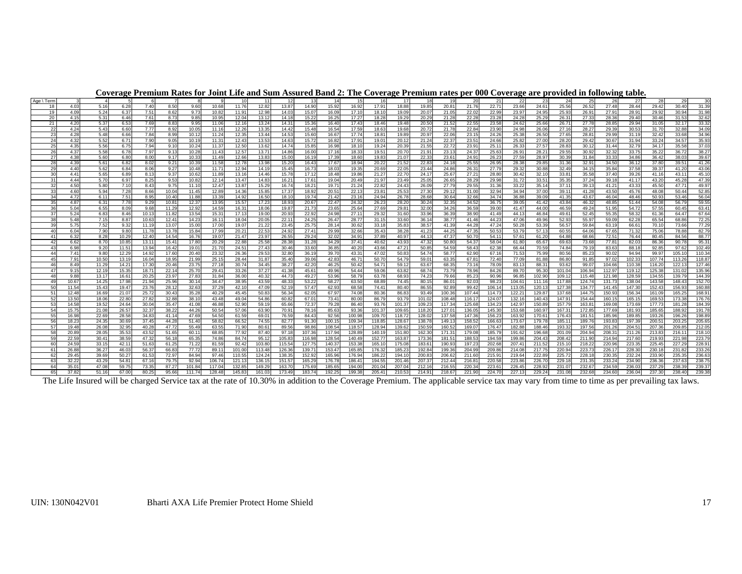## Coverage Premium Rates for Joint Life and Sum Assured Band 2: The Coverage Premium rates per 000 Coverage are provided in following table.

| Age \ Term | 3 | 4 | 5 | 6 | 7 | 8 | 9 | 10 | 11 | 12 | 13 | 14 | 15 | 16 | 17 | 18 | 19 | 20 | 21 | 22 | 23 | 24 | 25 | 26 | 27 | 28 | 29 | 30 |
|---|---|---|---|---|---|---|---|---|---|---|---|---|---|---|---|---|---|---|---|---|---|---|---|---|---|---|---|---|
| 18 | 4.03 | 5.16 | 6.28 | 7.40 | 8.50 | 9.60 | 10.68 | 11.76 | 12.82 | 13.87 | 14.90 | 15.92 | 16.92 | 17.91 | 18.88 | 19.85 | 20.81 | 21.76 | 22.71 | 23.66 | 24.61 | 25.56 | 26.52 | 27.48 | 28.44 | 29.42 | 30.40 | 31.39 |
| 19 | 4.09 | 5.24 | 6.37 | 7.51 | 8.62 | 9.73 | 10.82 | 11.91 | 12.98 | 14.03 | 15.07 | 16.09 | 17.10 | 18.10 | 19.09 | 20.07 | 21.05 | 22.02 | 22.99 | 23.97 | 24.95 | 25.93 | 26.91 | 27.91 | 28.91 | 29.92 | 30.94 | 31.98 |
| 20 | 4.15 | 5.31 | 6.46 | 7.61 | 8.73 | 9.85 | 10.95 | 12.04 | 13.12 | 14.18 | 15.22 | 16.25 | 17.27 | 18.28 | 19.29 | 20.29 | 21.28 | 22.28 | 23.28 | 24.28 | 25.29 | 26.31 | 27.33 | 28.36 | 29.40 | 30.46 | 31.53 | 32.62 |
| 21 | 4.20 | 5.37 | 6.53 | 7.69 | 8.83 | 9.95 | 11.06 | 12.16 | 13.24 | 14.31 | 15.36 | 16.40 | 17.43 | 18.46 | 19.48 | 20.50 | 21.52 | 22.55 | 23.58 | 24.62 | 25.66 | 26.71 | 27.78 | 28.85 | 29.94 | 31.05 | 32.17 | 33.32 |
| 22 | 4.24 | 5.43 | 6.60 | 7.77 | 8.92 | 10.05 | 11.16 | 12.26 | 13.35 | 14.42 | 15.48 | 16.54 | 17.59 | 18.63 | 19.68 | 20.72 | 21.78 | 22.84 | 23.90 | 24.98 | 26.06 | 27.16 | 28.27 | 29.39 | 30.53 | 31.70 | 32.88 | 34.09 |
| 23 | 4.28 | 5.48 | 6.66 | 7.84 | 8.99 | 10.12 | 11.24 | 12.35 | 13.44 | 14.53 | 15.60 | 16.67 | 17.74 | 18.81 | 19.89 | 20.97 | 22.06 | 23.15 | 24.26 | 25.38 | 26.50 | 27.65 | 28.81 | 29.99 | 31.19 | 32.42 | 33.68 | 34.96 |
| 24 | 4.32 | 5.52 | 6.71 | 7.90 | 9.05 | 10.19 | 11.31 | 12.43 | 13.53 | 14.63 | 15.72 | 16.82 | 17.91 | 19.01 | 20.12 | 21.24 | 22.37 | 23.51 | 24.66 | 25.82 | 27.00 | 28.20 | 29.42 | 30.67 | 31.94 | 33.24 | 34.57 | 35.93 |
| 25 | 4.35 | 5.56 | 6.75 | 7.94 | 9.10 | 10.24 | 11.37 | 12.50 | 13.62 | 14.74 | 15.85 | 16.98 | 18.10 | 19.24 | 20.39 | 21.55 | 22.72 | 23.91 | 25.11 | 26.33 | 27.57 | 28.83 | 30.12 | 31.44 | 32.79 | 34.17 | 35.58 | 37.03 |
| 26 | 4.37 | 5.58 | 6.78 | 7.97 | 9.13 | 10.28 | 11.43 | 12.57 | 13.71 | 14.86 | 16.00 | 17.16 | 18.33 | 19.51 | 20.70 | 21.91 | 23.13 | 24.37 | 25.63 | 26.91 | 28.21 | 29.55 | 30.92 | 32.32 | 33.75 | 35.22 | 36.72 | 38.27 |
| 27 | 4.38 | 5.60 | 6.80 | 8.00 | 9.17 | 10.33 | 11.49 | 12.66 | 13.83 | 15.00 | 16.19 | 17.39 | 18.60 | 19.83 | 21.07 | 22.33 | 23.61 | 24.91 | 26.23 | 27.59 | 28.97 | 30.39 | 31.84 | 33.33 | 34.86 | 36.42 | 38.03 | 39.67 |
| 28 | 4.39 | 5.61 | 6.82 | 8.02 | 9.21 | 10.39 | 11.58 | 12.78 | 13.98 | 15.20 | 16.43 | 17.67 | 18.94 | 20.22 | 21.52 | 22.83 | 24.18 | 25.55 | 26.95 | 28.38 | 29.85 | 31.36 | 32.91 | 34.50 | 36.12 | 37.80 | 39.51 | 41.26 |
| 29 | 4.40 | 5.62 | 6.84 | 8.06 | 9.27 | 10.48 | 11.71 | 12.94 | 14.19 | 15.45 | 16.73 | 18.03 | 19.35 | 20.69 | 22.05 | 23.44 | 24.86 | 26.31 | 27.79 | 29.32 | 30.88 | 32.49 | 34.15 | 35.84 | 37.58 | 39.37 | 41.20 | 43.06 |
| 30 | 4.41 | 5.65 | 6.89 | 8.13 | 9.37 | 10.62 | 11.89 | 13.16 | 14.46 | 15.78 | 17.12 | 18.48 | 19.86 | 21.27 | 22.70 | 24.17 | 25.67 | 27.21 | 28.80 | 30.42 | 32.10 | 33.81 | 35.58 | 37.40 | 39.26 | 41.16 | 43.11 | 45.10 |
| 31 | 4.44 | 5.70 | 6.97 | 8.25 | 9.53 | 10.82 | 12.14 | 13.47 | 14.83 | 16.21 | 17.61 | 19.04 | 20.49 | 21.97 | 23.49 | 25.05 | 26.65 | 28.29 | 29.98 | 31.72 | 33.51 | 35.35 | 37.24 | 39.18 | 41.17 | 43.20 | 45.28 | 47.39 |
| 32 | 4.50 | 5.80 | 7.10 | 8.43 | 9.75 | 11.10 | 12.47 | 13.87 | 15.29 | 16.74 | 18.21 | 19.71 | 21.24 | 22.82 | 24.43 | 26.09 | 27.79 | 29.55 | 31.36 | 33.22 | 35.14 | 37.11 | 39.13 | 41.21 | 43.33 | 45.50 | 47.71 | 49.97 |
| 33 | 4.60 | 5.94 | 7.28 | 8.66 | 10.04 | 11.45 | 12.89 | 14.36 | 15.85 | 17.37 | 18.92 | 20.51 | 22.13 | 23.81 | 25.53 | 27.30 | 29.12 | 31.00 | 32.94 | 34.94 | 37.00 | 39.11 | 41.28 | 43.50 | 45.76 | 48.08 | 50.44 | 52.85 |
| 34 | 4.72 | 6.11 | 7.51 | 8.95 | 10.40 | 11.88 | 13.39 | 14.92 | 16.50 | 18.10 | 19.74 | 21.42 | 23.16 | 24.94 | 26.78 | 28.68 | 30.64 | 32.66 | 34.74 | 36.88 | 39.09 | 41.35 | 43.67 | 46.04 | 48.46 | 50.93 | 53.46 | 56.04 |
| 35 | 4.87 | 6.31 | 7.78 | 9.29 | 10.81 | 12.37 | 13.95 | 15.57 | 17.23 | 18.93 | 20.67 | 22.47 | 24.32 | 26.23 | 28.20 | 30.24 | 32.35 | 34.52 | 36.75 | 39.05 | 41.42 | 43.84 | 46.32 | 48.85 | 51.44 | 54.08 | 56.79 | 59.55 |
| 36 | 5.04 | 6.55 | 8.09 | 9.68 | 11.29 | 12.92 | 14.59 | 16.31 | 18.06 | 19.87 | 21.73 | 23.65 | 25.64 | 27.69 | 29.81 | 32.00 | 34.26 | 36.59 | 39.00 | 41.47 | 44.00 | 46.59 | 49.24 | 51.95 | 54.72 | 57.55 | 60.45 | 63.41 |
| 37 | 5.24 | 6.83 | 8.46 | 10.13 | 11.82 | 13.54 | 15.31 | 17.13 | 19.00 | 20.93 | 22.92 | 24.98 | 27.11 | 29.32 | 31.60 | 33.96 | 36.39 | 38.90 | 41.49 | 44.13 | 46.84 | 49.61 | 52.45 | 55.35 | 58.32 | 61.36 | 64.47 | 67.64 |
| 38 | 5.48 | 7.15 | 8.87 | 10.63 | 12.41 | 14.23 | 16.11 | 18.04 | 20.05 | 22.11 | 24.25 | 26.47 | 28.77 | 31.15 | 33.60 | 36.14 | 38.77 | 41.46 | 44.23 | 47.06 | 49.96 | 52.93 | 55.97 | 59.09 | 62.28 | 65.54 | 68.86 | 72.25 |
| 39 | 5.75 | 7.52 | 9.32 | 11.19 | 13.07 | 15.00 | 17.00 | 19.07 | 21.22 | 23.45 | 25.75 | 28.14 | 30.62 | 33.18 | 35.83 | 38.57 | 41.39 | 44.28 | 47.24 | 50.28 | 53.39 | 56.57 | 59.84 | 63.19 | 66.61 | 70.10 | 73.66 | 77.29 |
| 40 | 6.04 | 7.90 | 9.80 | 11.78 | 13.78 | 15.84 | 17.99 | 20.21 | 22.53 | 24.92 | 27.41 | 29.99 | 32.66 | 35.43 | 38.28 | 41.23 | 44.25 | 47.35 | 50.53 | 53.79 | 57.13 | 60.55 | 64.06 | 67.65 | 71.32 | 75.06 | 78.88 | 82.79 |
| 41 | 6.32 | 8.28 | 10.29 | 12.40 | 14.54 | 16.76 | 19.07 | 21.47 | 23.97 | 26.55 | 29.24 | 32.02 | 34.91 | 37.89 | 40.97 | 44.13 | 47.37 | 50.70 | 54.11 | 57.61 | 61.20 | 64.88 | 68.66 | 72.51 | 76.44 | 80.45 | 84.56 | 88.77 |
| 42 | 6.62 | 8.70 | 10.85 | 13.11 | 15.41 | 17.80 | 20.29 | 22.88 | 25.58 | 28.38 | 31.28 | 34.29 | 37.41 | 40.62 | 43.93 | 47.32 | 50.80 | 54.37 | 58.04 | 61.80 | 65.67 | 69.63 | 73.68 | 77.81 | 82.03 | 86.36 | 90.78 | 95.31 |
| 43 | 6.98 | 9.20 | 11.51 | 13.94 | 16.42 | 19.01 | 21.70 | 24.51 | 27.43 | 30.46 | 33.60 | 36.85 | 40.20 | 43.66 | 47.21 | 50.85 | 54.59 | 58.43 | 62.38 | 66.44 | 70.59 | 74.84 | 79.19 | 83.63 | 88.18 | 92.85 | 97.62 | 102.49 |
| 44 | 7.41 | 9.80 | 12.29 | 14.92 | 17.60 | 20.40 | 23.32 | 26.36 | 29.53 | 32.80 | 36.19 | 39.70 | 43.31 | 47.02 | 50.83 | 54.74 | 58.77 | 62.90 | 67.16 | 71.53 | 75.99 | 80.56 | 85.23 | 90.02 | 94.94 | 99.97 | 105.10 | 110.34 |
| 45 | 7.91 | 10.50 | 13.19 | 16.04 | 18.95 | 21.99 | 25.15 | 28.44 | 31.87 | 35.40 | 39.06 | 42.83 | 46.71 | 50.70 | 54.79 | 59.01 | 63.35 | 67.81 | 72.40 | 77.09 | 81.88 | 86.80 | 91.85 | 97.02 | 102.33 | 107.74 | 113.26 | 118.87 |
| 46 | 8.49 | 11.29 | 14.21 | 17.30 | 20.46 | 23.75 | 27.18 | 30.74 | 34.45 | 38.27 | 42.20 | 46.25 | 50.42 | 54.71 | 59.12 | 63.67 | 68.35 | 73.16 | 78.09 | 83.13 | 88.31 | 93.62 | 99.07 | 104.66 | 110.38 | 116.20 | 122.13 | 127.46 |
| 47 | 9.15 | 12.19 | 15.35 | 18.71 | 22.14 | 25.70 | 29.41 | 33.26 | 37.27 | 41.38 | 45.61 | 49.96 | 54.44 | 59.06 | 63.82 | 68.74 | 73.79 | 78.96 | 84.26 | 89.70 | 95.30 | 101.04 | 106.94 | 112.97 | 119.12 | 125.38 | 131.02 | 135.96 |
| 48 | 9.88 | 13.17 | 16.61 | 20.25 | 23.97 | 27.83 | 31.84 | 36.00 | 40.32 | 44.73 | 49.27 | 53.96 | 58.79 | 63.78 | 68.93 | 74.23 | 79.66 | 85.23 | 90.96 | 96.85 | 102.90 | 109.12 | 115.48 | 121.98 | 128.59 | 134.55 | 139.79 | 144.39 |
| 49 | 10.67 | 14.25 | 17.98 | 21.94 | 25.96 | 30.14 | 34.47 | 38.95 | 43.59 | 48.33 | 53.22 | 58.27 | 63.50 | 68.89 | 74.45 | 80.15 | 86.01 | 92.03 | 98.23 | 104.61 | 111.16 | 117.88 | 124.74 | 131.73 | 138.04 | 143.58 | 148.43 | 152.70 |
| 50 | 11.54 | 15.43 | 19.47 | 23.76 | 28.12 | 32.63 | 37.29 | 42.10 | 47.09 | 52.19 | 57.47 | 62.93 | 68.58 | 74.41 | 80.40 | 86.55 | 92.89 | 99.42 | 106.14 | 113.05 | 120.13 | 127.38 | 134.77 | 141.45 | 147.30 | 152.43 | 156.93 | 160.88 |
| 51 | 12.48 | 16.69 | 21.07 | 25.72 | 30.43 | 35.28 | 40.29 | 45.45 | 50.83 | 56.34 | 62.05 | 67.97 | 74.08 | 80.36 | 86.83 | 93.49 | 100.36 | 107.44 | 114.73 | 122.21 | 129.87 | 137.68 | 144.75 | 150.93 | 156.34 | 161.09 | 165.25 | 168.91 |
| 52 | 13.50 | 18.06 | 22.80 | 27.82 | 32.88 | 38.10 | 43.48 | 49.04 | 54.86 | 60.82 | 67.01 | 73.41 | 80.00 | 86.79 | 93.79 | 101.02 | 108.48 | 116.17 | 124.07 | 132.16 | 140.43 | 147.91 | 154.44 | 160.15 | 165.15 | 169.53 | 173.38 | 176.76 |
| 53 | 14.58 | 19.52 | 24.64 | 30.04 | 35.47 | 41.08 | 46.88 | 52.90 | 59.19 | 65.66 | 72.37 | 79.28 | 86.40 | 93.76 | 101.37 | 109.23 | 117.34 | 125.68 | 134.23 | 142.97 | 150.89 | 157.79 | 163.81 | 169.08 | 173.69 | 177.73 | 181.28 | 184.39 |
| 54 | 15.75 | 21.08 | 26.57 | 32.37 | 38.22 | 44.26 | 50.54 | 57.06 | 63.90 | 70.91 | 78.16 | 85.63 | 93.36 | 101.37 | 109.65 | 118.20 | 127.01 | 136.05 | 145.30 | 153.68 | 160.97 | 167.31 | 172.85 | 177.69 | 181.93 | 185.65 | 188.92 | 191.78 |
| 55 | 16.98 | 22.69 | 28.58 | 34.83 | 41.14 | 47.69 | 54.50 | 61.59 | 69.01 | 76.59 | 84.43 | 92.56 | 100.98 | 109.70 | 118.72 | 128.02 | 137.58 | 147.36 | 156.23 | 163.92 | 170.61 | 176.43 | 181.51 | 185.96 | 189.85 | 193.26 | 196.26 | 198.89 |
| 56 | 18.23 | 24.35 | 30.69 | 37.45 | 44.28 | 51.40 | 58.82 | 66.52 | 74.55 | 82.77 | 91.30 | 100.15 | 109.34 | 118.85 | 128.67 | 138.78 | 149.13 | 158.52 | 166.63 | 173.67 | 179.78 | 185.11 | 189.76 | 193.83 | 197.39 | 200.51 | 203.25 | 205.65 |
| 57 | 19.48 | 26.08 | 32.95 | 40.28 | 47.72 | 55.49 | 63.55 | 71.90 | 80.61 | 89.56 | 98.86 | 108.54 | 118.57 | 128.94 | 139.62 | 150.59 | 160.52 | 169.07 | 176.47 | 182.88 | 188.46 | 193.32 | 197.56 | 201.26 | 204.51 | 207.36 | 209.85 | 212.05 |
| 58 | 20.89 | 28.05 | 35.53 | 43.52 | 51.65 | 60.11 | 68.85 | 77.92 | 87.40 | 97.18 | 107.36 | 117.94 | 128.89 | 140.19 | 151.80 | 162.30 | 171.31 | 179.08 | 185.79 | 191.62 | 196.68 | 201.09 | 204.94 | 208.31 | 211.26 | 213.83 | 216.11 | 218.10 |
| 59 | 22.59 | 30.41 | 38.59 | 47.32 | 56.18 | 65.35 | 74.86 | 84.74 | 95.12 | 105.83 | 116.98 | 128.54 | 140.49 | 152.77 | 163.87 | 173.36 | 181.51 | 188.53 | 194.59 | 199.86 | 204.43 | 208.42 | 211.90 | 214.94 | 217.60 | 219.93 | 221.98 | 223.79 |
| 60 | 24.59 | 33.15 | 42.11 | 51.63 | 61.25 | 71.22 | 81.59 | 92.42 | 103.80 | 115.54 | 127.75 | 140.37 | 153.38 | 165.10 | 175.08 | 183.61 | 190.93 | 197.23 | 202.68 | 207.41 | 211.52 | 215.10 | 218.22 | 220.96 | 223.35 | 225.45 | 227.29 | 228.91 |
| 61 | 26.88 | 36.27 | 46.03 | 56.37 | 66.83 | 77.72 | 89.11 | 101.00 | 113.48 | 126.36 | 139.71 | 153.47 | 165.85 | 176.32 | 185.23 | 192.84 | 199.36 | 204.99 | 209.86 | 214.08 | 217.75 | 220.94 | 223.73 | 226.17 | 228.30 | 230.18 | 231.82 | 233.26 |
| 62 | 29.45 | 39.69 | 50.27 | 61.53 | 72.97 | 84.94 | 97.46 | 110.55 | 124.24 | 138.35 | 152.92 | 165.96 | 176.94 | 186.22 | 194.10 | 200.83 | 206.62 | 211.60 | 215.91 | 219.64 | 222.89 | 225.72 | 228.18 | 230.35 | 232.24 | 233.90 | 235.35 | 236.63 |
| 63 | 32.22 | 43.29 | 54.81 | 67.16 | 79.75 | 92.94 | 106.74 | 121.13 | 136.15 | 151.57 | 165.29 | 176.78 | 186.41 | 194.55 | 201.46 | 207.37 | 212.44 | 216.81 | 220.58 | 223.86 | 226.70 | 229.18 | 231.35 | 233.24 | 234.90 | 236.36 | 237.63 | 238.75 |
| 64 | 35.01 | 47.08 | 59.75 | 73.35 | 87.27 | 101.84 | 117.04 | 132.85 | 149.29 | 163.70 | 175.69 | 185.65 | 194.00 | 201.04 | 207.04 | 212.16 | 216.55 | 220.34 | 223.61 | 226.45 | 228.92 | 231.07 | 232.67 | 234.59 | 236.03 | 237.29 | 238.39 | 239.37 |
| 65 | 37.82 | 51.16 | 67.00 | 80.25 | 95.66 | 111.74 | 128.48 | 145.83 | 161.03 | 173.49 | 183.74 | 192.25 | 199.38 | 205.41 | 210.53 | 214.91 | 218.67 | 221.90 | 224.70 | 227.13 | 229.24 | 231.08 | 232.68 | 234.60 | 236.04 | 237.30 | 238.40 | 239.38 |

The Life Insured will be charged Service tax at the rate of 10.30% in addition to the Coverage Premium. The applicable service tax may vary from time to time as per prevailing tax laws.

UIN: 130N042V01 Bharti AXA Life Premier Protect Home Shield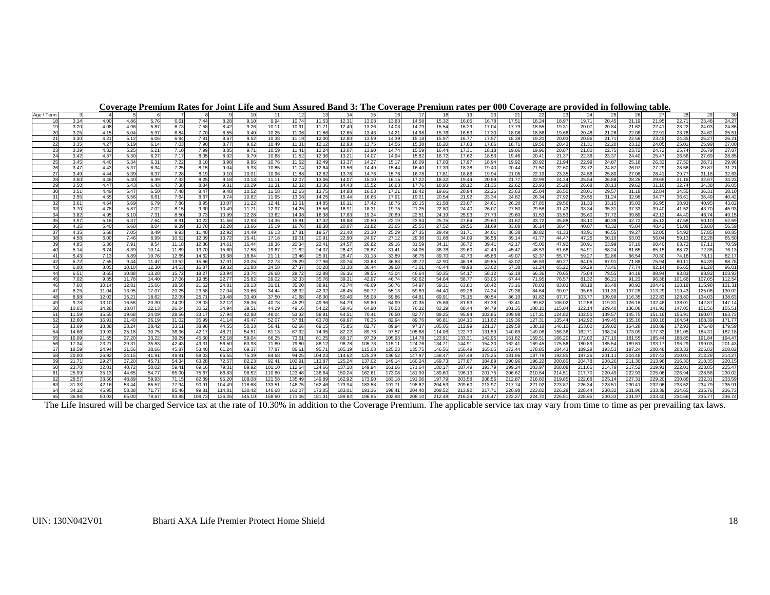**Coverage Premium Rates for Joint Life and Sum Assured Band 3: The Coverage Premium rates per 000 Coverage are provided in following table.**

| Age \ Term | 3 | 4 | 5 | 6 | 7 | 8 | 9 | 10 | 11 | 12 | 13 | 14 | 15 | 16 | 17 | 18 | 19 | 20 | 21 | 22 | 23 | 24 | 25 | 26 | 27 | 28 | 29 | 30 |
|---|---|---|---|---|---|---|---|---|---|---|---|---|---|---|---|---|---|---|---|---|---|---|---|---|---|---|---|---|
| 18 | 3.14 | 4.00 | 4.86 | 5.76 | 6.61 | 7.44 | 8.28 | 9.10 | 9.94 | 10.74 | 11.53 | 12.31 | 13.08 | 13.83 | 14.58 | 15.32 | 16.05 | 16.78 | 17.51 | 18.24 | 18.97 | 19.71 | 20.45 | 21.19 | 21.95 | 22.71 | 23.48 | 24.27 |
| 19 | 3.20 | 4.08 | 4.96 | 5.87 | 6.73 | 7.58 | 8.42 | 9.26 | 10.11 | 10.91 | 11.71 | 12.49 | 13.26 | 14.03 | 14.79 | 15.54 | 16.29 | 17.04 | 17.79 | 18.55 | 19.31 | 20.07 | 20.84 | 21.62 | 22.41 | 23.22 | 24.03 | 24.86 |
| 20 | 3.25 | 4.15 | 5.04 | 5.97 | 6.84 | 7.70 | 8.55 | 9.40 | 10.25 | 11.06 | 11.86 | 12.65 | 13.43 | 14.21 | 14.98 | 15.76 | 16.53 | 17.30 | 18.08 | 18.86 | 19.66 | 20.46 | 21.26 | 22.08 | 22.91 | 23.76 | 24.62 | 25.51 |
| 21 | 3.30 | 4.21 | 5.12 | 6.06 | 6.94 | 7.81 | 8.67 | 9.52 | 10.38 | 11.19 | 12.00 | 12.80 | 13.59 | 14.39 | 15.18 | 15.97 | 16.77 | 17.57 | 18.38 | 19.20 | 20.03 | 20.86 | 21.71 | 22.58 | 23.45 | 24.35 | 25.27 | 26.21 |
| 22 | 3.35 | 4.27 | 5.19 | 6.14 | 7.03 | 7.90 | 8.77 | 9.62 | 10.49 | 11.31 | 12.12 | 12.93 | 13.75 | 14.56 | 15.38 | 16.20 | 17.03 | 17.86 | 18.71 | 19.56 | 20.43 | 21.31 | 22.20 | 23.12 | 24.05 | 25.01 | 25.99 | 27.00 |
| 23 | 3.39 | 4.32 | 5.25 | 6.21 | 7.10 | 7.99 | 8.85 | 9.71 | 10.59 | 11.41 | 12.24 | 13.07 | 13.90 | 14.74 | 15.59 | 16.44 | 17.31 | 18.18 | 19.06 | 19.96 | 20.87 | 21.80 | 22.75 | 23.72 | 24.72 | 25.74 | 26.79 | 27.87 |
| 24 | 3.42 | 4.37 | 5.30 | 6.27 | 7.17 | 8.05 | 8.92 | 9.79 | 10.68 | 11.52 | 12.36 | 13.21 | 14.07 | 14.94 | 15.82 | 16.72 | 17.62 | 18.53 | 19.46 | 20.41 | 21.37 | 22.36 | 23.37 | 24.40 | 25.47 | 26.56 | 27.69 | 28.85 |
| 25 | 3.45 | 4.40 | 5.34 | 6.31 | 7.22 | 8.10 | 8.98 | 9.86 | 10.76 | 11.62 | 12.49 | 13.37 | 14.27 | 15.17 | 16.09 | 17.03 | 17.97 | 18.94 | 19.92 | 20.92 | 21.94 | 22.99 | 24.07 | 25.18 | 26.32 | 27.50 | 28.71 | 29.96 |
| 26 | 3.47 | 4.43 | 5.37 | 6.34 | 7.25 | 8.15 | 9.04 | 9.93 | 10.85 | 11.74 | 12.64 | 13.56 | 14.49 | 15.44 | 16.40 | 17.39 | 18.38 | 19.40 | 20.44 | 21.50 | 22.60 | 23.72 | 24.87 | 26.07 | 27.29 | 28.56 | 29.87 | 31.21 |
| 27 | 3.49 | 4.44 | 5.39 | 6.37 | 7.28 | 8.19 | 9.10 | 10.01 | 10.96 | 11.88 | 12.82 | 13.78 | 14.76 | 15.76 | 16.78 | 17.81 | 18.86 | 19.94 | 21.05 | 22.19 | 23.35 | 24.56 | 25.80 | 27.08 | 28.41 | 29.77 | 31.18 | 32.63 |
| 28 | 3.50 | 4.46 | 5.40 | 6.39 | 7.32 | 8.25 | 9.18 | 10.13 | 11.11 | 12.07 | 13.06 | 14.07 | 15.10 | 16.15 | 17.22 | 18.32 | 19.44 | 20.59 | 21.77 | 22.99 | 24.24 | 25.54 | 26.88 | 28.26 | 29.69 | 31.16 | 32.67 | 34.23 |
| 29 | 3.50 | 4.47 | 5.43 | 6.43 | 7.38 | 8.34 | 9.31 | 10.29 | 11.31 | 12.32 | 13.36 | 14.43 | 15.52 | 16.63 | 17.76 | 18.93 | 20.12 | 21.35 | 22.62 | 23.93 | 25.28 | 26.68 | 28.13 | 29.62 | 31.16 | 32.74 | 34.38 | 36.05 |
| 30 | 3.51 | 4.49 | 5.47 | 6.50 | 7.48 | 8.47 | 9.48 | 10.52 | 11.58 | 12.65 | 13.75 | 14.88 | 16.03 | 17.21 | 18.42 | 19.66 | 20.94 | 22.26 | 23.63 | 25.04 | 26.50 | 28.01 | 29.57 | 31.18 | 32.84 | 34.55 | 36.31 | 38.10 |
| 31 | 3.55 | 4.55 | 5.56 | 6.61 | 7.64 | 8.67 | 9.74 | 10.82 | 11.95 | 13.08 | 14.25 | 15.44 | 16.66 | 17.91 | 19.21 | 20.54 | 21.92 | 23.34 | 24.82 | 26.34 | 27.92 | 29.55 | 31.24 | 32.98 | 34.77 | 36.61 | 38.49 | 40.42 |
| 32 | 3.61 | 4.64 | 5.69 | 6.79 | 7.86 | 8.95 | 10.07 | 11.22 | 12.41 | 13.61 | 14.85 | 16.11 | 17.42 | 18.76 | 20.15 | 21.58 | 23.07 | 24.61 | 26.20 | 27.85 | 29.56 | 31.33 | 33.15 | 35.03 | 36.95 | 38.93 | 40.95 | 43.02 |
| 33 | 3.70 | 4.78 | 5.87 | 7.02 | 8.15 | 9.30 | 10.49 | 11.71 | 12.97 | 14.25 | 15.56 | 16.91 | 18.31 | 19.75 | 21.25 | 22.80 | 24.40 | 26.07 | 27.80 | 29.58 | 31.43 | 33.34 | 35.31 | 37.33 | 39.40 | 41.52 | 43.70 | 45.93 |
| 34 | 3.82 | 4.95 | 6.10 | 7.31 | 8.50 | 9.73 | 10.99 | 12.28 | 13.62 | 14.98 | 16.38 | 17.83 | 19.34 | 20.89 | 22.51 | 24.19 | 25.93 | 27.73 | 29.60 | 31.53 | 33.53 | 35.60 | 37.72 | 39.89 | 42.12 | 44.40 | 46.74 | 49.15 |
| 35 | 3.97 | 5.16 | 6.37 | 7.64 | 8.91 | 10.22 | 11.56 | 12.93 | 14.36 | 15.81 | 17.32 | 18.88 | 20.50 | 22.19 | 23.94 | 25.75 | 27.64 | 29.60 | 31.62 | 33.72 | 35.88 | 38.10 | 40.38 | 42.72 | 45.12 | 47.58 | 50.10 | 52.69 |
| 36 | 4.15 | 5.40 | 6.68 | 8.04 | 9.39 | 10.78 | 12.20 | 13.66 | 15.19 | 16.76 | 18.38 | 20.07 | 21.82 | 23.65 | 25.55 | 27.52 | 29.56 | 31.69 | 33.88 | 36.14 | 38.47 | 40.87 | 43.32 | 45.84 | 48.42 | 51.08 | 53.80 | 56.59 |
| 37 | 4.35 | 5.68 | 7.05 | 8.49 | 9.93 | 11.40 | 12.92 | 14.49 | 16.13 | 17.81 | 19.57 | 21.40 | 23.30 | 25.29 | 27.35 | 29.49 | 31.71 | 34.01 | 36.38 | 38.82 | 41.33 | 43.91 | 46.55 | 49.27 | 52.05 | 54.92 | 57.85 | 60.85 |
| 38 | 4.58 | 6.00 | 7.46 | 8.99 | 10.52 | 12.09 | 13.72 | 15.41 | 17.18 | 19.01 | 20.91 | 22.90 | 24.97 | 27.12 | 29.36 | 31.68 | 34.09 | 36.58 | 39.14 | 41.77 | 44.47 | 47.25 | 50.10 | 53.03 | 56.04 | 59.13 | 62.28 | 65.50 |
| 39 | 4.85 | 6.36 | 7.91 | 9.54 | 11.18 | 12.86 | 14.61 | 16.44 | 18.36 | 20.34 | 22.41 | 24.57 | 26.82 | 29.16 | 31.59 | 34.11 | 36.72 | 39.41 | 42.17 | 45.00 | 47.92 | 50.91 | 53.99 | 57.16 | 60.40 | 63.72 | 67.11 | 70.59 |
| 40 | 5.14 | 6.74 | 8.39 | 10.14 | 11.89 | 13.70 | 15.60 | 17.58 | 19.67 | 21.82 | 24.07 | 26.42 | 28.87 | 31.41 | 34.05 | 36.78 | 39.60 | 42.49 | 45.47 | 48.53 | 51.68 | 54.91 | 58.24 | 61.65 | 65.15 | 68.72 | 72.38 | 76.13 |
| 41 | 5.43 | 7.13 | 8.89 | 10.76 | 12.65 | 14.62 | 16.68 | 18.84 | 21.11 | 23.46 | 25.91 | 28.47 | 31.13 | 33.89 | 36.75 | 39.70 | 42.73 | 45.86 | 49.07 | 52.37 | 55.77 | 59.27 | 62.86 | 66.54 | 70.30 | 74.16 | 78.11 | 82.17 |
| 42 | 5.72 | 7.55 | 9.44 | 11.47 | 13.52 | 15.66 | 17.91 | 20.25 | 22.73 | 25.29 | 27.96 | 30.74 | 33.63 | 36.63 | 39.72 | 42.90 | 46.18 | 49.55 | 53.02 | 56.59 | 60.27 | 64.05 | 67.91 | 71.88 | 75.94 | 80.11 | 84.39 | 88.78 |
| 43 | 6.08 | 8.05 | 10.10 | 12.30 | 14.53 | 16.87 | 19.32 | 21.88 | 24.58 | 27.37 | 30.28 | 33.30 | 36.44 | 39.68 | 43.01 | 46.44 | 49.98 | 53.62 | 57.38 | 61.24 | 65.22 | 69.29 | 73.46 | 77.74 | 82.14 | 86.65 | 91.28 | 96.01 |
| 44 | 6.51 | 8.65 | 10.88 | 13.28 | 15.72 | 18.27 | 20.94 | 23.74 | 26.68 | 29.72 | 32.88 | 36.16 | 39.55 | 43.04 | 46.64 | 50.35 | 54.17 | 58.12 | 62.18 | 66.36 | 70.65 | 75.04 | 79.55 | 84.18 | 88.94 | 93.83 | 98.82 | 103.93 |
| 45 | 7.02 | 9.35 | 11.78 | 14.40 | 17.06 | 19.85 | 22.77 | 25.82 | 29.02 | 32.33 | 35.76 | 39.31 | 42.97 | 46.74 | 50.62 | 54.64 | 58.77 | 63.05 | 67.44 | 71.95 | 76.57 | 81.32 | 86.21 | 91.23 | 96.38 | 101.66 | 107.05 | 112.54 |
| 46 | 7.60 | 10.14 | 12.81 | 15.66 | 18.58 | 21.62 | 24.81 | 28.13 | 31.61 | 35.20 | 38.91 | 42.74 | 46.69 | 50.76 | 54.97 | 59.31 | 63.80 | 68.42 | 73.16 | 78.03 | 83.03 | 88.18 | 93.48 | 98.92 | 104.49 | 110.18 | 115.98 | 121.31 |
| 47 | 8.25 | 11.04 | 13.95 | 17.07 | 20.25 | 23.58 | 27.04 | 30.66 | 34.44 | 38.32 | 42.32 | 46.45 | 50.72 | 55.13 | 59.69 | 64.40 | 69.26 | 74.24 | 79.36 | 84.64 | 90.07 | 95.65 | 101.39 | 107.28 | 113.29 | 119.43 | 125.06 | 130.02 |
| 48 | 8.98 | 12.02 | 15.21 | 18.62 | 22.09 | 25.71 | 29.48 | 33.40 | 37.50 | 41.68 | 46.00 | 50.46 | 55.08 | 59.86 | 64.81 | 69.91 | 75.15 | 80.54 | 86.10 | 91.82 | 97.71 | 103.77 | 109.99 | 116.35 | 122.83 | 128.80 | 134.03 | 138.63 |
| 49 | 9.78 | 13.10 | 16.58 | 20.30 | 24.09 | 28.03 | 32.12 | 36.36 | 40.78 | 45.29 | 49.96 | 54.79 | 59.80 | 64.99 | 70.35 | 75.86 | 81.53 | 87.38 | 93.41 | 99.62 | 106.02 | 112.58 | 119.31 | 126.16 | 132.48 | 138.01 | 142.87 | 147.14 |
| 50 | 10.65 | 14.28 | 18.07 | 22.13 | 26.24 | 30.52 | 34.94 | 39.51 | 44.29 | 49.16 | 54.22 | 59.46 | 64.90 | 70.53 | 76.32 | 82.29 | 88.44 | 94.79 | 101.35 | 108.10 | 115.04 | 122.14 | 129.40 | 136.08 | 141.93 | 147.05 | 151.56 | 155.51 |
| 51 | 11.59 | 15.55 | 19.68 | 24.09 | 28.56 | 33.17 | 37.94 | 42.88 | 48.04 | 53.32 | 58.81 | 64.51 | 70.41 | 76.50 | 82.77 | 89.25 | 95.94 | 102.85 | 109.98 | 117.31 | 124.82 | 132.50 | 139.57 | 145.75 | 151.16 | 155.91 | 160.07 | 163.73 |
| 52 | 12.60 | 16.91 | 21.40 | 26.19 | 31.02 | 35.99 | 41.14 | 46.47 | 52.07 | 57.81 | 63.78 | 69.97 | 76.35 | 82.94 | 89.76 | 96.81 | 104.10 | 111.62 | 119.36 | 127.31 | 135.44 | 142.92 | 149.45 | 155.16 | 160.16 | 164.54 | 168.39 | 171.77 |
| 53 | 13.69 | 18.38 | 23.24 | 28.42 | 33.61 | 38.98 | 44.55 | 50.33 | 56.41 | 62.66 | 69.15 | 75.85 | 82.77 | 89.94 | 97.37 | 105.05 | 112.99 | 121.17 | 129.58 | 138.18 | 146.10 | 153.00 | 159.02 | 164.28 | 168.89 | 172.93 | 176.48 | 179.59 |
| 54 | 14.86 | 19.93 | 25.18 | 30.75 | 36.36 | 42.17 | 48.21 | 54.51 | 61.13 | 67.92 | 74.95 | 82.22 | 89.76 | 97.57 | 105.68 | 114.06 | 122.70 | 131.59 | 140.69 | 149.08 | 156.36 | 162.71 | 168.24 | 173.09 | 177.33 | 181.05 | 184.31 | 187.18 |
| 55 | 16.09 | 21.55 | 27.20 | 33.22 | 39.29 | 45.60 | 52.18 | 59.04 | 66.25 | 73.61 | 81.25 | 89.17 | 97.39 | 105.93 | 114.78 | 123.91 | 133.31 | 142.95 | 151.82 | 159.51 | 166.20 | 172.02 | 177.10 | 181.55 | 185.44 | 188.85 | 191.84 | 194.47 |
| 56 | 17.34 | 23.21 | 29.31 | 35.83 | 42.43 | 49.31 | 56.50 | 63.98 | 71.80 | 79.80 | 88.12 | 96.78 | 105.78 | 115.11 | 124.76 | 134.71 | 144.91 | 154.30 | 162.41 | 169.45 | 175.56 | 180.89 | 185.54 | 189.61 | 193.17 | 196.29 | 199.03 | 201.43 |
| 57 | 18.59 | 24.94 | 31.56 | 38.66 | 45.87 | 53.40 | 61.24 | 69.37 | 77.87 | 86.61 | 95.71 | 105.19 | 115.03 | 125.23 | 135.75 | 146.56 | 156.49 | 165.05 | 172.44 | 178.85 | 184.43 | 189.29 | 193.53 | 197.24 | 200.48 | 203.33 | 205.82 | 208.02 |
| 58 | 20.00 | 26.92 | 34.15 | 41.91 | 49.81 | 58.03 | 66.55 | 75.39 | 84.68 | 94.25 | 104.23 | 114.62 | 125.39 | 136.52 | 147.97 | 158.47 | 167.48 | 175.25 | 181.96 | 187.79 | 192.85 | 197.26 | 201.11 | 204.48 | 207.43 | 210.01 | 212.28 | 214.27 |
| 59 | 21.71 | 29.27 | 37.20 | 45.71 | 54.34 | 63.28 | 72.57 | 82.23 | 92.41 | 102.91 | 113.87 | 125.24 | 137.02 | 149.14 | 160.24 | 169.73 | 177.87 | 184.89 | 190.96 | 196.22 | 200.80 | 204.78 | 208.26 | 211.30 | 213.96 | 216.30 | 218.35 | 220.15 |
| 60 | 23.70 | 32.01 | 40.72 | 50.02 | 59.41 | 69.16 | 79.31 | 89.92 | 101.10 | 112.64 | 124.66 | 137.10 | 149.94 | 161.66 | 171.64 | 180.17 | 187.49 | 193.79 | 199.24 | 203.97 | 208.08 | 211.66 | 214.79 | 217.52 | 219.91 | 222.01 | 223.85 | 225.47 |
| 61 | 25.99 | 35.13 | 44.65 | 54.77 | 65.00 | 75.67 | 86.83 | 98.52 | 110.80 | 123.48 | 136.64 | 150.24 | 162.61 | 173.08 | 181.99 | 189.60 | 196.13 | 201.75 | 206.62 | 210.84 | 214.51 | 217.70 | 220.49 | 222.93 | 225.06 | 226.94 | 228.58 | 230.02 |
| 62 | 28.57 | 38.56 | 48.89 | 59.93 | 71.15 | 82.89 | 95.20 | 108.08 | 121.58 | 135.49 | 149.89 | 162.92 | 173.90 | 183.18 | 191.06 | 197.79 | 203.58 | 208.56 | 212.87 | 216.60 | 219.85 | 222.68 | 225.14 | 227.31 | 229.20 | 230.86 | 232.31 | 233.59 |
| 63 | 31.33 | 42.16 | 53.44 | 65.57 | 77.94 | 90.91 | 104.49 | 118.68 | 133.51 | 148.75 | 162.46 | 173.94 | 183.58 | 191.71 | 198.62 | 204.53 | 209.60 | 213.97 | 217.74 | 221.02 | 223.87 | 226.34 | 228.51 | 230.41 | 232.06 | 233.52 | 234.79 | 235.91 |
| 64 | 34.12 | 45.95 | 58.38 | 71.77 | 85.46 | 99.81 | 114.81 | 130.42 | 146.68 | 161.07 | 173.05 | 183.01 | 191.36 | 198.41 | 204.40 | 209.52 | 213.92 | 217.71 | 220.98 | 223.82 | 226.28 | 228.44 | 230.32 | 231.96 | 233.39 | 234.65 | 235.76 | 236.73 |
| 65 | 36.94 | 50.03 | 65.00 | 78.67 | 93.85 | 109.73 | 126.26 | 145.10 | 158.60 | 171.06 | 181.31 | 189.82 | 196.95 | 202.98 | 208.10 | 212.48 | 216.24 | 219.47 | 222.27 | 224.70 | 226.81 | 228.65 | 230.33 | 231.97 | 233.40 | 234.66 | 235.77 | 236.74 |

The Life Insured will be charged Service tax at the rate of 10.30% in addition to the Coverage Premium. The applicable service tax may vary from time to time as per prevailing tax laws.

UIN: 130N042V01 Bharti AXA Life Premier Protect Home Shield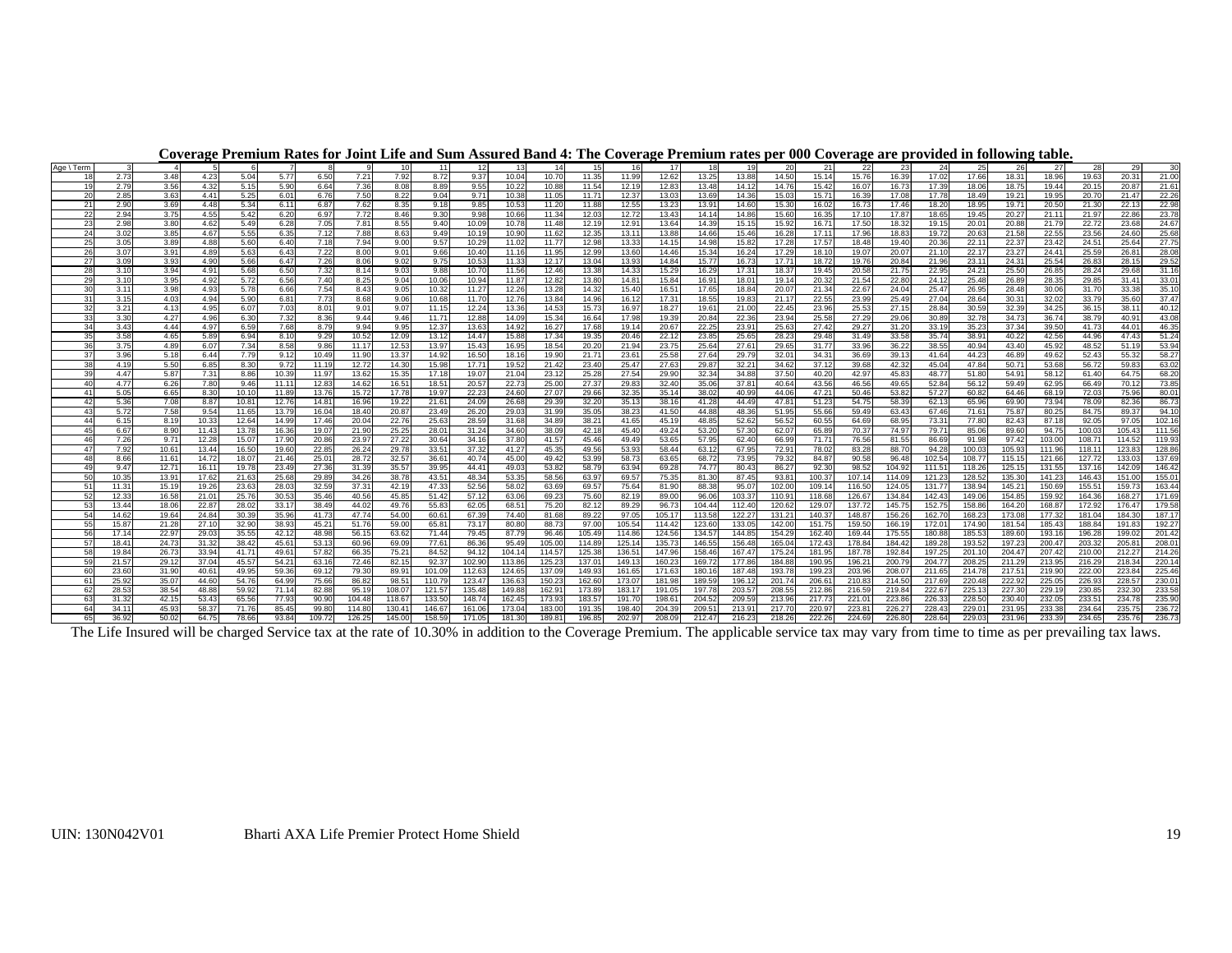**Coverage Premium Rates for Joint Life and Sum Assured Band 4: The Coverage Premium rates per 000 Coverage are provided in following table.**

| Age \ Term | 3 | 4 | 5 | 6 | 7 | 8 | 9 | 10 | 11 | 12 | 13 | 14 | 15 | 16 | 17 | 18 | 19 | 20 | 21 | 22 | 23 | 24 | 25 | 26 | 27 | 28 | 29 | 30 |
|---|---|---|---|---|---|---|---|---|---|---|---|---|---|---|---|---|---|---|---|---|---|---|---|---|---|---|---|---|
| 18 | 2.73 | 3.48 | 4.23 | 5.04 | 5.77 | 6.50 | 7.21 | 7.92 | 8.72 | 9.37 | 10.04 | 10.70 | 11.35 | 11.99 | 12.62 | 13.25 | 13.88 | 14.50 | 15.14 | 15.76 | 16.39 | 17.02 | 17.66 | 18.31 | 18.96 | 19.63 | 20.31 | 21.00 |
| 19 | 2.79 | 3.56 | 4.32 | 5.15 | 5.90 | 6.64 | 7.36 | 8.08 | 8.89 | 9.55 | 10.22 | 10.88 | 11.54 | 12.19 | 12.83 | 13.48 | 14.12 | 14.76 | 15.42 | 16.07 | 16.73 | 17.39 | 18.06 | 18.75 | 19.44 | 20.15 | 20.87 | 21.61 |
| 20 | 2.85 | 3.63 | 4.41 | 5.25 | 6.01 | 6.76 | 7.50 | 8.22 | 9.04 | 9.71 | 10.38 | 11.05 | 11.71 | 12.37 | 13.03 | 13.69 | 14.36 | 15.03 | 15.71 | 16.39 | 17.08 | 17.78 | 18.49 | 19.21 | 19.95 | 20.70 | 21.47 | 22.26 |
| 21 | 2.90 | 3.69 | 4.48 | 5.34 | 6.11 | 6.87 | 7.62 | 8.35 | 9.18 | 9.85 | 10.53 | 11.20 | 11.88 | 12.55 | 13.23 | 13.91 | 14.60 | 15.30 | 16.02 | 16.73 | 17.46 | 18.20 | 18.95 | 19.71 | 20.50 | 21.30 | 22.13 | 22.98 |
| 22 | 2.94 | 3.75 | 4.55 | 5.42 | 6.20 | 6.97 | 7.72 | 8.46 | 9.30 | 9.98 | 10.66 | 11.34 | 12.03 | 12.72 | 13.43 | 14.14 | 14.86 | 15.60 | 16.35 | 17.10 | 17.87 | 18.65 | 19.45 | 20.27 | 21.11 | 21.97 | 22.86 | 23.78 |
| 23 | 2.98 | 3.80 | 4.62 | 5.49 | 6.28 | 7.05 | 7.81 | 8.55 | 9.40 | 10.09 | 10.78 | 11.48 | 12.19 | 12.91 | 13.64 | 14.39 | 15.15 | 15.92 | 16.71 | 17.50 | 18.32 | 19.15 | 20.01 | 20.88 | 21.79 | 22.72 | 23.68 | 24.67 |
| 24 | 3.02 | 3.85 | 4.67 | 5.55 | 6.35 | 7.12 | 7.88 | 8.63 | 9.49 | 10.19 | 10.90 | 11.62 | 12.35 | 13.11 | 13.88 | 14.66 | 15.46 | 16.28 | 17.11 | 17.96 | 18.83 | 19.72 | 20.63 | 21.58 | 22.55 | 23.56 | 24.60 | 25.68 |
| 25 | 3.05 | 3.89 | 4.88 | 5.60 | 6.40 | 7.18 | 7.94 | 9.00 | 9.57 | 10.29 | 11.02 | 11.77 | 12.98 | 13.33 | 14.15 | 14.98 | 15.82 | 17.28 | 17.57 | 18.48 | 19.40 | 20.36 | 22.11 | 22.37 | 23.42 | 24.51 | 25.64 | 27.75 |
| 26 | 3.07 | 3.91 | 4.89 | 5.63 | 6.43 | 7.22 | 8.00 | 9.01 | 9.66 | 10.40 | 11.16 | 11.95 | 12.99 | 13.60 | 14.46 | 15.34 | 16.24 | 17.29 | 18.10 | 19.07 | 20.07 | 21.10 | 22.17 | 23.27 | 24.41 | 25.59 | 26.81 | 28.08 |
| 27 | 3.09 | 3.93 | 4.90 | 5.66 | 6.47 | 7.26 | 8.06 | 9.02 | 9.75 | 10.53 | 11.33 | 12.17 | 13.04 | 13.93 | 14.84 | 15.77 | 16.73 | 17.71 | 18.72 | 19.76 | 20.84 | 21.96 | 23.11 | 24.31 | 25.54 | 26.83 | 28.15 | 29.52 |
| 28 | 3.10 | 3.94 | 4.91 | 5.68 | 6.50 | 7.32 | 8.14 | 9.03 | 9.88 | 10.70 | 11.56 | 12.46 | 13.38 | 14.33 | 15.29 | 16.29 | 17.31 | 18.37 | 19.45 | 20.58 | 21.75 | 22.95 | 24.21 | 25.50 | 26.85 | 28.24 | 29.68 | 31.16 |
| 29 | 3.10 | 3.95 | 4.92 | 5.72 | 6.56 | 7.40 | 8.25 | 9.04 | 10.06 | 10.94 | 11.87 | 12.82 | 13.80 | 14.81 | 15.84 | 16.91 | 18.01 | 19.14 | 20.32 | 21.54 | 22.80 | 24.12 | 25.48 | 26.89 | 28.35 | 29.85 | 31.41 | 33.01 |
| 30 | 3.11 | 3.98 | 4.93 | 5.78 | 6.66 | 7.54 | 8.43 | 9.05 | 10.32 | 11.27 | 12.26 | 13.28 | 14.32 | 15.40 | 16.51 | 17.65 | 18.84 | 20.07 | 21.34 | 22.67 | 24.04 | 25.47 | 26.95 | 28.48 | 30.06 | 31.70 | 33.38 | 35.10 |
| 31 | 3.15 | 4.03 | 4.94 | 5.90 | 6.81 | 7.73 | 8.68 | 9.06 | 10.68 | 11.70 | 12.76 | 13.84 | 14.96 | 16.12 | 17.31 | 18.55 | 19.83 | 21.17 | 22.55 | 23.99 | 25.49 | 27.04 | 28.64 | 30.31 | 32.02 | 33.79 | 35.60 | 37.47 |
| 32 | 3.21 | 4.13 | 4.95 | 6.07 | 7.03 | 8.01 | 9.01 | 9.07 | 11.15 | 12.24 | 13.36 | 14.53 | 15.73 | 16.97 | 18.27 | 19.61 | 21.00 | 22.45 | 23.96 | 25.53 | 27.15 | 28.84 | 30.59 | 32.39 | 34.25 | 36.15 | 38.11 | 40.12 |
| 33 | 3.30 | 4.27 | 4.96 | 6.30 | 7.32 | 8.36 | 9.44 | 9.46 | 11.71 | 12.88 | 14.09 | 15.34 | 16.64 | 17.98 | 19.39 | 20.84 | 22.36 | 23.94 | 25.58 | 27.29 | 29.06 | 30.89 | 32.78 | 34.73 | 36.74 | 38.79 | 40.91 | 43.08 |
| 34 | 3.43 | 4.44 | 4.97 | 6.59 | 7.68 | 8.79 | 9.94 | 9.95 | 12.37 | 13.63 | 14.92 | 16.27 | 17.68 | 19.14 | 20.67 | 22.25 | 23.91 | 25.63 | 27.42 | 29.27 | 31.20 | 33.19 | 35.23 | 37.34 | 39.50 | 41.73 | 44.01 | 46.35 |
| 35 | 3.58 | 4.65 | 5.89 | 6.94 | 8.10 | 9.29 | 10.52 | 12.09 | 13.12 | 14.47 | 15.88 | 17.34 | 19.35 | 20.46 | 22.12 | 23.85 | 25.65 | 28.23 | 29.48 | 31.49 | 33.58 | 35.74 | 38.91 | 40.22 | 42.56 | 44.96 | 47.43 | 51.24 |
| 36 | 3.75 | 4.89 | 6.07 | 7.34 | 8.58 | 9.86 | 11.17 | 12.53 | 13.97 | 15.43 | 16.95 | 18.54 | 20.20 | 21.94 | 23.75 | 25.64 | 27.61 | 29.65 | 31.77 | 33.96 | 36.22 | 38.55 | 40.94 | 43.40 | 45.92 | 48.52 | 51.19 | 53.94 |
| 37 | 3.96 | 5.18 | 6.44 | 7.79 | 9.12 | 10.49 | 11.90 | 13.37 | 14.92 | 16.50 | 18.16 | 19.90 | 21.71 | 23.61 | 25.58 | 27.64 | 29.79 | 32.01 | 34.31 | 36.69 | 39.13 | 41.64 | 44.23 | 46.89 | 49.62 | 52.43 | 55.32 | 58.27 |
| 38 | 4.19 | 5.50 | 6.85 | 8.30 | 9.72 | 11.19 | 12.72 | 14.30 | 15.98 | 17.71 | 19.52 | 21.42 | 23.40 | 25.47 | 27.63 | 29.87 | 32.21 | 34.62 | 37.12 | 39.68 | 42.32 | 45.04 | 47.84 | 50.71 | 53.68 | 56.72 | 59.83 | 63.02 |
| 39 | 4.47 | 5.87 | 7.31 | 8.86 | 10.39 | 11.97 | 13.62 | 15.35 | 17.18 | 19.07 | 21.04 | 23.12 | 25.28 | 27.54 | 29.90 | 32.34 | 34.88 | 37.50 | 40.20 | 42.97 | 45.83 | 48.77 | 51.80 | 54.91 | 58.12 | 61.40 | 64.75 | 68.20 |
| 40 | 4.77 | 6.26 | 7.80 | 9.46 | 11.11 | 12.83 | 14.62 | 16.51 | 18.51 | 20.57 | 22.73 | 25.00 | 27.37 | 29.83 | 32.40 | 35.06 | 37.81 | 40.64 | 43.56 | 46.56 | 49.65 | 52.84 | 56.12 | 59.49 | 62.95 | 66.49 | 70.12 | 73.85 |
| 41 | 5.05 | 6.65 | 8.30 | 10.10 | 11.89 | 13.76 | 15.72 | 17.78 | 19.97 | 22.23 | 24.60 | 27.07 | 29.66 | 32.35 | 35.14 | 38.02 | 40.99 | 44.06 | 47.21 | 50.46 | 53.82 | 57.27 | 60.82 | 64.46 | 68.19 | 72.03 | 75.96 | 80.01 |
| 42 | 5.36 | 7.08 | 8.87 | 10.81 | 12.76 | 14.81 | 16.96 | 19.22 | 21.61 | 24.09 | 26.68 | 29.39 | 32.20 | 35.13 | 38.16 | 41.28 | 44.49 | 47.81 | 51.23 | 54.75 | 58.39 | 62.13 | 65.96 | 69.90 | 73.94 | 78.09 | 82.36 | 86.73 |
| 43 | 5.72 | 7.58 | 9.54 | 11.65 | 13.79 | 16.04 | 18.40 | 20.87 | 23.49 | 26.20 | 29.03 | 31.99 | 35.05 | 38.23 | 41.50 | 44.88 | 48.36 | 51.95 | 55.66 | 59.49 | 63.43 | 67.46 | 71.61 | 75.87 | 80.25 | 84.75 | 89.37 | 94.10 |
| 44 | 6.15 | 8.19 | 10.33 | 12.64 | 14.99 | 17.46 | 20.04 | 22.76 | 25.63 | 28.59 | 31.68 | 34.89 | 38.21 | 41.65 | 45.19 | 48.85 | 52.62 | 56.52 | 60.55 | 64.69 | 68.95 | 73.31 | 77.80 | 82.43 | 87.18 | 92.05 | 97.05 | 102.16 |
| 45 | 6.67 | 8.90 | 11.43 | 13.78 | 16.36 | 19.07 | 21.90 | 25.25 | 28.01 | 31.24 | 34.60 | 38.09 | 42.18 | 45.40 | 49.24 | 53.20 | 57.30 | 62.07 | 65.89 | 70.37 | 74.97 | 79.71 | 85.06 | 89.60 | 94.75 | 100.03 | 105.43 | 111.56 |
| 46 | 7.26 | 9.71 | 12.28 | 15.07 | 17.90 | 20.86 | 23.97 | 27.22 | 30.64 | 34.16 | 37.80 | 41.57 | 45.46 | 49.49 | 53.65 | 57.95 | 62.40 | 66.99 | 71.71 | 76.56 | 81.55 | 86.69 | 91.98 | 97.42 | 103.00 | 108.71 | 114.52 | 119.93 |
| 47 | 7.92 | 10.61 | 13.44 | 16.50 | 19.60 | 22.85 | 26.24 | 29.78 | 33.51 | 37.32 | 41.27 | 45.35 | 49.56 | 53.93 | 58.44 | 63.12 | 67.95 | 72.91 | 78.02 | 83.28 | 88.70 | 94.28 | 100.03 | 105.93 | 111.96 | 118.11 | 123.83 | 128.86 |
| 48 | 8.66 | 11.61 | 14.72 | 18.07 | 21.46 | 25.01 | 28.72 | 32.57 | 36.61 | 40.74 | 45.00 | 49.42 | 53.99 | 58.73 | 63.65 | 68.72 | 73.95 | 79.32 | 84.87 | 90.58 | 96.48 | 102.54 | 108.77 | 115.15 | 121.66 | 127.72 | 133.03 | 137.69 |
| 49 | 9.47 | 12.71 | 16.11 | 19.78 | 23.49 | 27.36 | 31.39 | 35.57 | 39.95 | 44.41 | 49.03 | 53.82 | 58.79 | 63.94 | 69.28 | 74.77 | 80.43 | 86.27 | 92.30 | 98.52 | 104.92 | 111.51 | 118.26 | 125.15 | 131.55 | 137.16 | 142.09 | 146.42 |
| 50 | 10.35 | 13.91 | 17.62 | 21.63 | 25.68 | 29.89 | 34.26 | 38.78 | 43.51 | 48.34 | 53.35 | 58.56 | 63.97 | 69.57 | 75.35 | 81.30 | 87.45 | 93.81 | 100.37 | 107.14 | 114.09 | 121.23 | 128.52 | 135.30 | 141.23 | 146.43 | 151.00 | 155.01 |
| 51 | 11.31 | 15.19 | 19.26 | 23.63 | 28.03 | 32.59 | 37.31 | 42.19 | 47.33 | 52.56 | 58.02 | 63.69 | 69.57 | 75.64 | 81.90 | 88.38 | 95.07 | 102.00 | 109.14 | 116.50 | 124.05 | 131.77 | 138.94 | 145.21 | 150.69 | 155.51 | 159.73 | 163.44 |
| 52 | 12.33 | 16.58 | 21.01 | 25.76 | 30.53 | 35.46 | 40.56 | 45.85 | 51.42 | 57.12 | 63.06 | 69.23 | 75.60 | 82.19 | 89.00 | 96.06 | 103.37 | 110.91 | 118.68 | 126.67 | 134.84 | 142.43 | 149.06 | 154.85 | 159.92 | 164.36 | 168.27 | 171.69 |
| 53 | 13.44 | 18.06 | 22.87 | 28.02 | 33.17 | 38.49 | 44.02 | 49.76 | 55.83 | 62.05 | 68.51 | 75.20 | 82.12 | 89.29 | 96.73 | 104.44 | 112.40 | 120.62 | 129.07 | 137.72 | 145.75 | 152.75 | 158.86 | 164.20 | 168.87 | 172.92 | 176.47 | 179.58 |
| 54 | 14.62 | 19.64 | 24.84 | 30.39 | 35.96 | 41.73 | 47.74 | 54.00 | 60.61 | 67.39 | 74.40 | 81.68 | 89.22 | 97.05 | 105.17 | 113.58 | 122.27 | 131.21 | 140.37 | 148.87 | 156.26 | 162.70 | 168.23 | 173.08 | 177.32 | 181.04 | 184.30 | 187.17 |
| 55 | 15.87 | 21.28 | 27.10 | 32.90 | 38.93 | 45.21 | 51.76 | 59.00 | 65.81 | 73.17 | 80.80 | 88.73 | 97.00 | 105.54 | 114.42 | 123.60 | 133.05 | 142.00 | 151.75 | 159.50 | 166.19 | 172.01 | 174.90 | 181.54 | 185.43 | 188.84 | 191.83 | 192.27 |
| 56 | 17.14 | 22.97 | 29.03 | 35.55 | 42.12 | 48.98 | 56.15 | 63.62 | 71.44 | 79.45 | 87.79 | 96.46 | 105.49 | 114.86 | 124.56 | 134.57 | 144.85 | 154.29 | 162.40 | 169.44 | 175.55 | 180.88 | 185.53 | 189.60 | 193.16 | 196.28 | 199.02 | 201.42 |
| 57 | 18.41 | 24.73 | 31.32 | 38.42 | 45.61 | 53.13 | 60.96 | 69.09 | 77.61 | 86.36 | 95.49 | 105.00 | 114.89 | 125.14 | 135.73 | 146.55 | 156.48 | 165.04 | 172.43 | 178.84 | 184.42 | 189.28 | 193.52 | 197.23 | 200.47 | 203.32 | 205.81 | 208.01 |
| 58 | 19.84 | 26.73 | 33.94 | 41.71 | 49.61 | 57.82 | 66.35 | 75.21 | 84.52 | 94.12 | 104.14 | 114.57 | 125.38 | 136.51 | 147.96 | 158.46 | 167.47 | 175.24 | 181.95 | 187.78 | 192.84 | 197.25 | 201.10 | 204.47 | 207.42 | 210.00 | 212.27 | 214.26 |
| 59 | 21.57 | 29.12 | 37.04 | 45.57 | 54.21 | 63.16 | 72.46 | 82.15 | 92.37 | 102.90 | 113.86 | 125.23 | 137.01 | 149.13 | 160.23 | 169.72 | 177.86 | 184.88 | 190.95 | 196.21 | 200.79 | 204.77 | 208.25 | 211.29 | 213.95 | 216.29 | 218.34 | 220.14 |
| 60 | 23.60 | 31.90 | 40.61 | 49.95 | 59.36 | 69.12 | 79.30 | 89.91 | 101.09 | 112.63 | 124.65 | 137.09 | 149.93 | 161.65 | 171.63 | 180.16 | 187.48 | 193.78 | 199.23 | 203.96 | 208.07 | 211.65 | 214.78 | 217.51 | 219.90 | 222.00 | 223.84 | 225.46 |
| 61 | 25.92 | 35.07 | 44.60 | 54.76 | 64.99 | 75.66 | 86.82 | 98.51 | 110.79 | 123.47 | 136.63 | 150.23 | 162.60 | 173.07 | 181.98 | 189.59 | 196.12 | 201.74 | 206.61 | 210.83 | 214.50 | 217.69 | 220.48 | 222.92 | 225.05 | 226.93 | 228.57 | 230.01 |
| 62 | 28.53 | 38.54 | 48.88 | 59.92 | 71.14 | 82.88 | 95.19 | 108.07 | 121.57 | 135.48 | 149.88 | 162.91 | 173.89 | 183.17 | 191.05 | 197.78 | 203.57 | 208.55 | 212.86 | 216.59 | 219.84 | 222.67 | 225.13 | 227.30 | 229.19 | 230.85 | 232.30 | 233.58 |
| 63 | 31.32 | 42.15 | 53.43 | 65.56 | 77.93 | 90.90 | 104.48 | 118.67 | 133.50 | 148.74 | 162.45 | 173.93 | 183.57 | 191.70 | 198.61 | 204.52 | 209.59 | 213.96 | 217.73 | 221.01 | 223.86 | 226.33 | 228.50 | 230.40 | 232.05 | 233.51 | 234.78 | 235.90 |
| 64 | 34.11 | 45.93 | 58.37 | 71.76 | 85.45 | 99.80 | 114.80 | 130.41 | 146.67 | 161.06 | 173.04 | 183.00 | 191.35 | 198.40 | 204.39 | 209.51 | 213.91 | 217.70 | 220.97 | 223.81 | 226.27 | 228.43 | 229.01 | 231.95 | 233.38 | 234.64 | 235.75 | 236.72 |
| 65 | 36.92 | 50.02 | 64.75 | 78.66 | 93.84 | 109.72 | 126.25 | 145.00 | 158.59 | 171.05 | 181.30 | 189.81 | 196.85 | 202.97 | 208.09 | 212.47 | 216.23 | 218.26 | 222.26 | 224.69 | 226.80 | 228.64 | 229.03 | 231.96 | 233.39 | 234.65 | 235.76 | 236.73 |

The Life Insured will be charged Service tax at the rate of 10.30% in addition to the Coverage Premium. The applicable service tax may vary from time to time as per prevailing tax laws.

UIN: 130N042V01 Bharti AXA Life Premier Protect Home Shield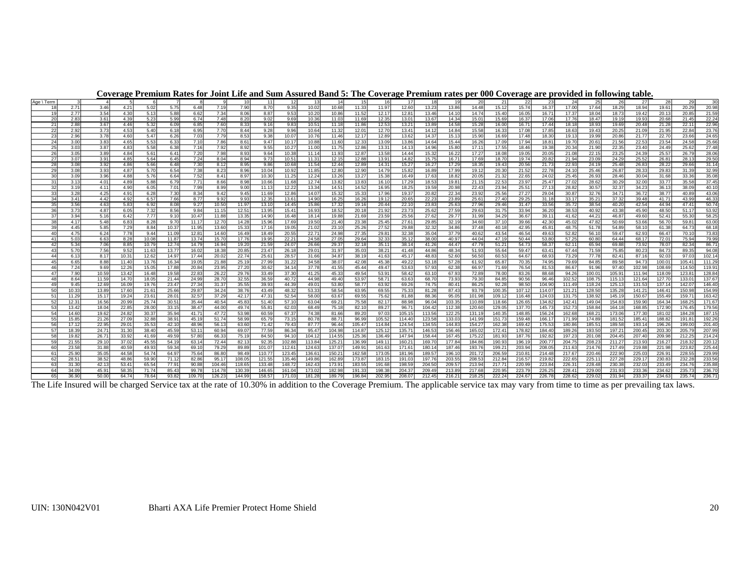**Coverage Premium Rates for Joint Life and Sum Assured Band 5: The Coverage Premium rates per 000 Coverage are provided in following table.**

| Age \ Term | 3 | 4 | 5 | 6 | 7 | 8 | 9 | 10 | 11 | 12 | 13 | 14 | 15 | 16 | 17 | 18 | 19 | 20 | 21 | 22 | 23 | 24 | 25 | 26 | 27 | 28 | 29 | 30 |
|---|---|---|---|---|---|---|---|---|---|---|---|---|---|---|---|---|---|---|---|---|---|---|---|---|---|---|---|---|
| 18 | 2.71 | 3.46 | 4.21 | 5.02 | 5.75 | 6.48 | 7.19 | 7.90 | 8.70 | 9.35 | 10.02 | 10.68 | 11.33 | 11.97 | 12.60 | 13.23 | 13.86 | 14.48 | 15.12 | 15.74 | 16.37 | 17.00 | 17.64 | 18.29 | 18.94 | 19.61 | 20.29 | 20.98 |
| 19 | 2.77 | 3.54 | 4.30 | 5.13 | 5.88 | 6.62 | 7.34 | 8.06 | 8.87 | 9.53 | 10.20 | 10.86 | 11.52 | 12.17 | 12.81 | 13.46 | 14.10 | 14.74 | 15.40 | 16.05 | 16.71 | 17.37 | 18.04 | 18.73 | 19.42 | 20.13 | 20.85 | 21.59 |
| 20 | 2.83 | 3.61 | 4.39 | 5.23 | 5.99 | 6.74 | 7.48 | 8.20 | 9.02 | 9.69 | 10.36 | 11.03 | 11.69 | 12.35 | 13.01 | 13.67 | 14.34 | 15.01 | 15.69 | 16.37 | 17.06 | 17.76 | 18.47 | 19.19 | 19.93 | 20.68 | 21.45 | 22.24 |
| 21 | 2.88 | 3.67 | 4.46 | 5.32 | 6.09 | 6.85 | 7.60 | 8.33 | 9.16 | 9.83 | 10.51 | 11.18 | 11.86 | 12.53 | 13.21 | 13.89 | 14.58 | 15.28 | 16.00 | 16.71 | 17.44 | 18.18 | 18.93 | 19.69 | 20.48 | 21.28 | 22.11 | 22.96 |
| 22 | 2.92 | 3.73 | 4.53 | 5.40 | 6.18 | 6.95 | 7.70 | 8.44 | 9.28 | 9.96 | 10.64 | 11.32 | 12.01 | 12.70 | 13.41 | 14.12 | 14.84 | 15.58 | 16.33 | 17.08 | 17.85 | 18.63 | 19.43 | 20.25 | 21.09 | 21.95 | 22.84 | 23.76 |
| 23 | 2.96 | 3.78 | 4.60 | 5.47 | 6.26 | 7.03 | 7.79 | 8.53 | 9.38 | 10.07 | 10.76 | 11.46 | 12.17 | 12.89 | 13.62 | 14.37 | 15.13 | 15.90 | 16.69 | 17.48 | 18.30 | 19.13 | 19.99 | 20.86 | 21.77 | 22.70 | 23.66 | 24.65 |
| 24 | 3.00 | 3.83 | 4.65 | 5.53 | 6.33 | 7.10 | 7.86 | 8.61 | 9.47 | 10.17 | 10.88 | 11.60 | 12.33 | 13.09 | 13.86 | 14.64 | 15.44 | 16.26 | 17.09 | 17.94 | 18.81 | 19.70 | 20.61 | 21.56 | 22.53 | 23.54 | 24.58 | 25.66 |
| 25 | 3.03 | 3.87 | 4.83 | 5.58 | 6.38 | 7.16 | 7.92 | 8.92 | 9.55 | 10.27 | 11.00 | 11.75 | 12.86 | 13.31 | 14.13 | 14.96 | 15.80 | 17.11 | 17.55 | 18.46 | 19.38 | 20.34 | 21.90 | 22.35 | 23.40 | 24.49 | 25.62 | 27.48 |
| 26 | 3.05 | 3.89 | 4.84 | 5.61 | 6.41 | 7.20 | 7.98 | 8.93 | 9.64 | 10.38 | 11.14 | 11.93 | 12.87 | 13.58 | 14.44 | 15.32 | 16.22 | 17.27 | 18.08 | 19.05 | 20.05 | 21.08 | 22.15 | 23.25 | 24.39 | 25.57 | 26.79 | 28.06 |
| 27 | 3.07 | 3.91 | 4.85 | 5.64 | 6.45 | 7.24 | 8.04 | 8.94 | 9.73 | 10.51 | 11.31 | 12.15 | 12.88 | 13.91 | 14.82 | 15.75 | 16.71 | 17.69 | 18.70 | 19.74 | 20.82 | 21.94 | 23.09 | 24.29 | 25.52 | 26.81 | 28.13 | 29.50 |
| 28 | 3.08 | 3.92 | 4.86 | 5.66 | 6.48 | 7.30 | 8.12 | 8.95 | 9.86 | 10.68 | 11.54 | 12.44 | 12.89 | 14.31 | 15.27 | 16.27 | 17.29 | 18.35 | 19.43 | 20.56 | 21.73 | 22.93 | 24.19 | 25.48 | 26.83 | 28.22 | 29.66 | 31.14 |
| 29 | 3.08 | 3.93 | 4.87 | 5.70 | 6.54 | 7.38 | 8.23 | 8.96 | 10.04 | 10.92 | 11.85 | 12.80 | 12.90 | 14.79 | 15.82 | 16.89 | 17.99 | 19.12 | 20.30 | 21.52 | 22.78 | 24.10 | 25.46 | 26.87 | 28.33 | 29.83 | 31.39 | 32.99 |
| 30 | 3.09 | 3.96 | 4.88 | 5.76 | 6.64 | 7.52 | 8.41 | 8.97 | 10.30 | 11.25 | 12.24 | 13.26 | 13.27 | 15.38 | 16.49 | 17.63 | 18.82 | 20.05 | 21.32 | 22.65 | 24.02 | 25.45 | 26.93 | 28.46 | 30.04 | 31.68 | 33.36 | 35.08 |
| 31 | 3.13 | 4.01 | 4.89 | 5.88 | 6.79 | 7.71 | 8.66 | 8.98 | 10.66 | 11.68 | 12.74 | 13.82 | 13.83 | 16.10 | 17.29 | 18.53 | 19.81 | 21.15 | 22.53 | 23.97 | 25.47 | 27.02 | 28.62 | 30.29 | 32.00 | 33.77 | 35.58 | 37.45 |
| 32 | 3.19 | 4.11 | 4.90 | 6.05 | 7.01 | 7.99 | 8.99 | 9.00 | 11.13 | 12.22 | 13.34 | 14.51 | 14.52 | 16.95 | 18.25 | 19.59 | 20.98 | 22.43 | 23.94 | 25.51 | 27.13 | 28.82 | 30.57 | 32.37 | 34.23 | 36.13 | 38.09 | 40.10 |
| 33 | 3.28 | 4.25 | 4.91 | 6.28 | 7.30 | 8.34 | 9.42 | 9.45 | 11.69 | 12.86 | 14.07 | 15.32 | 15.33 | 17.96 | 19.37 | 20.82 | 22.34 | 23.92 | 25.56 | 27.27 | 29.04 | 30.87 | 32.76 | 34.71 | 36.72 | 38.77 | 40.89 | 43.06 |
| 34 | 3.41 | 4.42 | 4.92 | 6.57 | 7.66 | 8.77 | 9.92 | 9.93 | 12.35 | 13.61 | 14.90 | 16.25 | 16.26 | 19.12 | 20.65 | 22.23 | 23.89 | 25.61 | 27.40 | 29.25 | 31.18 | 33.17 | 35.21 | 37.32 | 39.48 | 41.71 | 43.99 | 46.33 |
| 35 | 3.56 | 4.63 | 5.83 | 6.92 | 8.08 | 9.27 | 10.50 | 11.97 | 13.10 | 14.45 | 15.86 | 17.32 | 19.16 | 20.44 | 22.10 | 23.83 | 25.63 | 27.96 | 29.46 | 31.47 | 33.56 | 35.72 | 38.54 | 40.20 | 42.54 | 44.94 | 47.41 | 50.74 |
| 36 | 3.73 | 4.87 | 6.05 | 7.32 | 8.56 | 9.84 | 11.15 | 12.51 | 13.95 | 15.41 | 16.93 | 18.52 | 20.18 | 21.92 | 23.73 | 25.62 | 27.59 | 29.63 | 31.75 | 33.94 | 36.20 | 38.53 | 40.92 | 43.38 | 45.90 | 48.50 | 51.17 | 53.92 |
| 37 | 3.94 | 5.16 | 6.42 | 7.77 | 9.10 | 10.47 | 11.88 | 13.35 | 14.90 | 16.48 | 18.14 | 19.88 | 21.69 | 23.59 | 25.56 | 27.62 | 29.77 | 31.99 | 34.29 | 36.67 | 39.11 | 41.62 | 44.21 | 46.87 | 49.60 | 52.41 | 55.30 | 58.25 |
| 38 | 4.17 | 5.48 | 6.83 | 8.28 | 9.70 | 11.17 | 12.70 | 14.28 | 15.96 | 17.69 | 19.50 | 21.40 | 23.38 | 25.45 | 27.61 | 29.85 | 32.19 | 34.60 | 37.10 | 39.66 | 42.30 | 45.02 | 47.82 | 50.69 | 53.66 | 56.70 | 59.81 | 63.00 |
| 39 | 4.45 | 5.85 | 7.29 | 8.84 | 10.37 | 11.95 | 13.60 | 15.33 | 17.16 | 19.05 | 21.02 | 23.10 | 25.26 | 27.52 | 29.88 | 32.32 | 34.86 | 37.48 | 40.18 | 42.95 | 45.81 | 48.75 | 51.78 | 54.89 | 58.10 | 61.38 | 64.73 | 68.18 |
| 40 | 4.75 | 6.24 | 7.78 | 9.44 | 11.09 | 12.81 | 14.60 | 16.49 | 18.49 | 20.55 | 22.71 | 24.98 | 27.35 | 29.81 | 32.38 | 35.04 | 37.79 | 40.62 | 43.54 | 46.54 | 49.63 | 52.82 | 56.10 | 59.47 | 62.93 | 66.47 | 70.10 | 73.83 |
| 41 | 5.03 | 6.63 | 8.28 | 10.08 | 11.87 | 13.74 | 15.70 | 17.76 | 19.95 | 22.21 | 24.58 | 27.05 | 29.64 | 32.33 | 35.12 | 38.00 | 40.97 | 44.04 | 47.19 | 50.44 | 53.80 | 57.25 | 60.80 | 64.44 | 68.17 | 72.01 | 75.94 | 79.99 |
| 42 | 5.34 | 7.06 | 8.85 | 10.79 | 12.74 | 14.79 | 16.94 | 19.20 | 21.59 | 24.07 | 26.66 | 29.37 | 32.18 | 35.11 | 38.14 | 41.26 | 44.47 | 47.79 | 51.21 | 54.73 | 58.37 | 62.11 | 65.94 | 69.88 | 73.92 | 78.07 | 82.34 | 86.71 |
| 43 | 5.70 | 7.56 | 9.52 | 11.63 | 13.77 | 16.02 | 18.38 | 20.85 | 23.47 | 26.18 | 29.01 | 31.97 | 35.03 | 38.21 | 41.48 | 44.86 | 48.34 | 51.93 | 55.64 | 59.47 | 63.41 | 67.44 | 71.59 | 75.85 | 80.23 | 84.73 | 89.35 | 94.08 |
| 44 | 6.13 | 8.17 | 10.31 | 12.62 | 14.97 | 17.44 | 20.02 | 22.74 | 25.61 | 28.57 | 31.66 | 34.87 | 38.19 | 41.63 | 45.17 | 48.83 | 52.60 | 56.50 | 60.53 | 64.67 | 68.93 | 73.29 | 77.78 | 82.41 | 87.16 | 92.03 | 97.03 | 102.14 |
| 45 | 6.65 | 8.88 | 11.40 | 13.76 | 16.34 | 19.05 | 21.88 | 25.19 | 27.99 | 31.22 | 34.58 | 38.07 | 42.08 | 45.38 | 49.22 | 53.18 | 57.28 | 61.92 | 65.87 | 70.35 | 74.95 | 79.69 | 84.85 | 89.58 | 94.73 | 100.01 | 105.41 | 111.29 |
| 46 | 7.24 | 9.69 | 12.26 | 15.05 | 17.88 | 20.84 | 23.95 | 27.20 | 30.62 | 34.14 | 37.78 | 41.55 | 45.44 | 49.47 | 53.63 | 57.93 | 62.38 | 66.97 | 71.69 | 76.54 | 81.53 | 86.67 | 91.96 | 97.40 | 102.98 | 108.69 | 114.50 | 119.91 |
| 47 | 7.90 | 10.59 | 13.42 | 16.48 | 19.58 | 22.83 | 26.22 | 29.76 | 33.49 | 37.30 | 41.25 | 45.33 | 49.54 | 53.91 | 58.42 | 63.10 | 67.93 | 72.89 | 78.00 | 83.26 | 88.68 | 94.26 | 100.01 | 105.91 | 111.94 | 118.09 | 123.81 | 128.84 |
| 48 | 8.64 | 11.59 | 14.70 | 18.05 | 21.44 | 24.99 | 28.70 | 32.55 | 36.59 | 40.72 | 44.98 | 49.40 | 53.97 | 58.71 | 63.63 | 68.70 | 73.93 | 79.30 | 84.85 | 90.56 | 96.46 | 102.52 | 108.75 | 115.13 | 121.64 | 127.70 | 133.01 | 137.67 |
| 49 | 9.45 | 12.69 | 16.09 | 19.76 | 23.47 | 27.34 | 31.37 | 35.55 | 39.93 | 44.39 | 49.01 | 53.80 | 58.77 | 63.92 | 69.26 | 74.75 | 80.41 | 86.25 | 92.28 | 98.50 | 104.90 | 111.49 | 118.24 | 125.13 | 131.53 | 137.14 | 142.07 | 146.40 |
| 50 | 10.33 | 13.89 | 17.60 | 21.61 | 25.66 | 29.87 | 34.24 | 38.76 | 43.49 | 48.32 | 53.33 | 58.54 | 63.95 | 69.55 | 75.33 | 81.28 | 87.43 | 93.79 | 100.35 | 107.12 | 114.07 | 121.21 | 128.50 | 135.28 | 141.21 | 146.41 | 150.98 | 154.99 |
| 51 | 11.29 | 15.17 | 19.24 | 23.61 | 28.01 | 32.57 | 37.29 | 42.17 | 47.31 | 52.54 | 58.00 | 63.67 | 69.55 | 75.62 | 81.88 | 88.36 | 95.05 | 101.98 | 109.12 | 116.48 | 124.03 | 131.75 | 138.92 | 145.19 | 150.67 | 155.49 | 159.71 | 163.42 |
| 52 | 12.31 | 16.56 | 20.99 | 25.74 | 30.51 | 35.44 | 40.54 | 45.83 | 51.40 | 57.10 | 63.04 | 69.21 | 75.58 | 82.17 | 88.98 | 96.04 | 103.35 | 110.89 | 118.66 | 126.65 | 134.82 | 142.41 | 149.04 | 154.83 | 159.90 | 164.34 | 168.25 | 171.67 |
| 53 | 13.42 | 18.04 | 22.85 | 28.00 | 33.15 | 38.47 | 44.00 | 49.74 | 55.81 | 62.03 | 68.49 | 75.18 | 82.10 | 89.27 | 96.71 | 104.42 | 112.38 | 120.60 | 129.05 | 137.70 | 145.73 | 152.73 | 158.84 | 164.18 | 168.85 | 172.90 | 176.45 | 179.56 |
| 54 | 14.60 | 19.62 | 24.82 | 30.37 | 35.94 | 41.71 | 47.72 | 53.98 | 60.59 | 67.37 | 74.38 | 81.66 | 89.20 | 97.03 | 105.15 | 113.56 | 122.25 | 131.19 | 140.35 | 148.85 | 156.24 | 162.68 | 168.21 | 173.06 | 177.30 | 181.02 | 184.28 | 187.15 |
| 55 | 15.85 | 21.26 | 27.09 | 32.88 | 38.91 | 45.19 | 51.74 | 58.99 | 65.79 | 73.15 | 80.78 | 88.71 | 96.99 | 105.52 | 114.40 | 123.58 | 133.03 | 141.99 | 151.73 | 159.48 | 166.17 | 171.99 | 174.89 | 181.52 | 185.41 | 188.82 | 191.81 | 192.26 |
| 56 | 17.12 | 22.95 | 29.01 | 35.53 | 42.10 | 48.96 | 56.13 | 63.60 | 71.42 | 79.43 | 87.77 | 96.44 | 105.47 | 114.84 | 124.54 | 134.55 | 144.83 | 154.27 | 162.38 | 169.42 | 175.53 | 180.86 | 185.51 | 189.58 | 193.14 | 196.26 | 199.00 | 201.40 |
| 57 | 18.39 | 24.71 | 31.30 | 38.40 | 45.59 | 53.11 | 60.94 | 69.07 | 77.59 | 86.34 | 95.47 | 104.98 | 114.87 | 125.12 | 135.71 | 146.53 | 156.46 | 165.02 | 172.41 | 178.82 | 184.40 | 189.26 | 193.50 | 197.21 | 200.45 | 203.30 | 205.79 | 207.99 |
| 58 | 19.82 | 26.71 | 33.92 | 41.69 | 49.59 | 57.80 | 66.33 | 75.19 | 84.50 | 94.10 | 104.12 | 114.55 | 125.36 | 136.49 | 147.94 | 158.44 | 167.45 | 175.22 | 181.93 | 187.76 | 192.82 | 197.23 | 201.08 | 204.45 | 207.40 | 209.98 | 212.25 | 214.24 |
| 59 | 21.55 | 29.10 | 37.02 | 45.55 | 54.19 | 63.14 | 72.44 | 82.13 | 92.35 | 102.88 | 113.84 | 125.21 | 136.99 | 149.11 | 160.21 | 169.70 | 177.84 | 184.86 | 190.93 | 196.19 | 200.77 | 204.75 | 208.23 | 211.27 | 213.93 | 216.27 | 218.32 | 220.12 |
| 60 | 23.58 | 31.88 | 40.59 | 49.93 | 59.34 | 69.10 | 79.29 | 89.89 | 101.07 | 112.61 | 124.63 | 137.07 | 149.91 | 161.63 | 171.61 | 180.14 | 187.46 | 193.76 | 199.21 | 203.94 | 208.05 | 211.63 | 214.76 | 217.49 | 219.88 | 221.98 | 223.82 | 225.44 |
| 61 | 25.90 | 35.05 | 44.58 | 54.74 | 64.97 | 75.64 | 86.80 | 98.49 | 110.77 | 123.45 | 136.61 | 150.21 | 162.58 | 173.05 | 181.96 | 189.57 | 196.10 | 201.72 | 206.59 | 210.81 | 214.48 | 217.67 | 220.46 | 222.90 | 225.03 | 226.91 | 228.55 | 229.99 |
| 62 | 28.51 | 38.52 | 48.86 | 59.90 | 71.12 | 82.86 | 95.17 | 108.05 | 121.55 | 135.46 | 149.86 | 162.89 | 173.87 | 183.15 | 191.03 | 197.76 | 203.55 | 208.53 | 212.84 | 216.57 | 219.82 | 222.65 | 225.11 | 227.28 | 229.17 | 230.83 | 232.28 | 233.56 |
| 63 | 31.30 | 42.13 | 53.41 | 65.54 | 77.91 | 90.88 | 104.46 | 118.65 | 133.48 | 148.72 | 162.43 | 173.91 | 183.55 | 191.68 | 198.59 | 204.50 | 209.57 | 213.94 | 217.71 | 220.99 | 223.84 | 226.31 | 228.48 | 230.38 | 232.03 | 233.49 | 234.76 | 235.88 |
| 64 | 34.09 | 45.91 | 58.35 | 71.74 | 85.43 | 99.78 | 114.78 | 130.39 | 146.65 | 161.04 | 173.02 | 182.98 | 191.33 | 198.38 | 204.37 | 209.49 | 213.89 | 217.68 | 220.95 | 223.79 | 226.25 | 228.41 | 229.00 | 231.93 | 233.36 | 234.62 | 235.73 | 236.70 |
| 65 | 36.90 | 50.00 | 64.74 | 78.64 | 93.82 | 109.70 | 126.23 | 144.99 | 158.57 | 171.03 | 181.28 | 189.79 | 196.84 | 202.95 | 208.07 | 212.45 | 216.21 | 218.25 | 222.24 | 224.67 | 226.78 | 228.62 | 229.02 | 231.94 | 233.37 | 234.63 | 235.74 | 236.71 |

The Life Insured will be charged Service tax at the rate of 10.30% in addition to the Coverage Premium. The applicable service tax may vary from time to time as per prevailing tax laws.

UIN: 130N042V01 Bharti AXA Life Premier Protect Home Shield